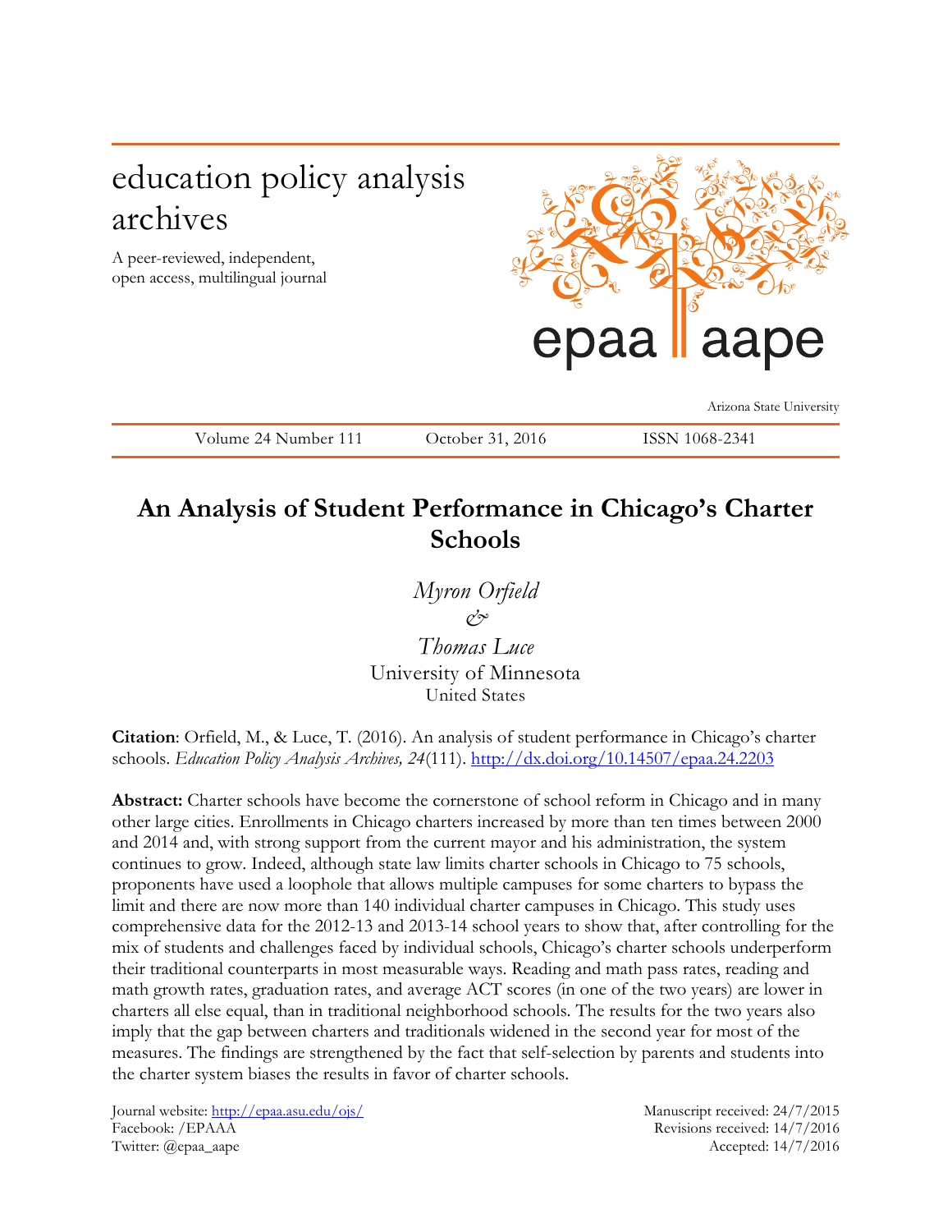education policy analysis archives

A peer-reviewed, independent, open access, multilingual journal

epaa aape

Arizona State University

Volume 24 Number 111 October 31, 2016 ISSN 1068-2341

# An Analysis of Student Performance in Chicago's Charter Schools

*Myron Orfield*
*&*
*Thomas Luce*
University of Minnesota
United States

**Citation**: Orfield, M., & Luce, T. (2016). An analysis of student performance in Chicago's charter schools. *Education Policy Analysis Archives, 24*(111). http://dx.doi.org/10.14507/epaa.24.2203

**Abstract:** Charter schools have become the cornerstone of school reform in Chicago and in many other large cities. Enrollments in Chicago charters increased by more than ten times between 2000 and 2014 and, with strong support from the current mayor and his administration, the system continues to grow. Indeed, although state law limits charter schools in Chicago to 75 schools, proponents have used a loophole that allows multiple campuses for some charters to bypass the limit and there are now more than 140 individual charter campuses in Chicago. This study uses comprehensive data for the 2012-13 and 2013-14 school years to show that, after controlling for the mix of students and challenges faced by individual schools, Chicago's charter schools underperform their traditional counterparts in most measurable ways. Reading and math pass rates, reading and math growth rates, graduation rates, and average ACT scores (in one of the two years) are lower in charters all else equal, than in traditional neighborhood schools. The results for the two years also imply that the gap between charters and traditionals widened in the second year for most of the measures. The findings are strengthened by the fact that self-selection by parents and students into the charter system biases the results in favor of charter schools.

Journal website: http://epaa.asu.edu/ojs/
Facebook: /EPAAA
Twitter: @epaa_aape

Manuscript received: 24/7/2015
Revisions received: 14/7/2016
Accepted: 14/7/2016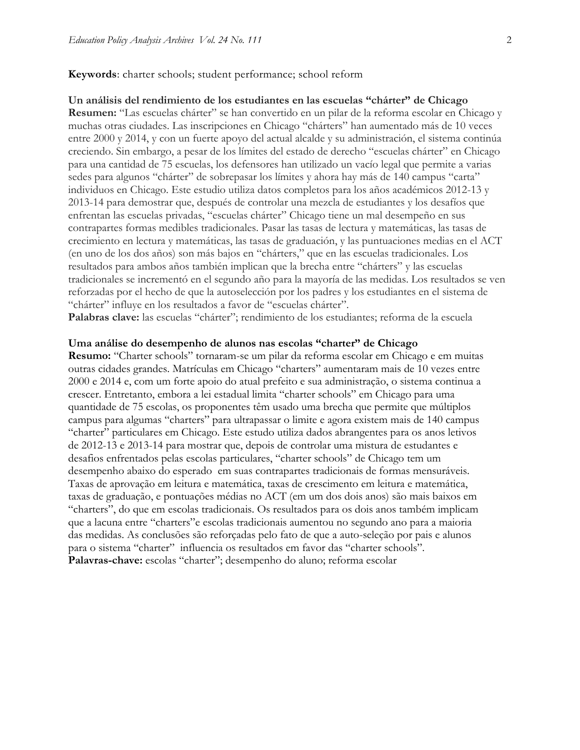**Keywords**: charter schools; student performance; school reform

**Un análisis del rendimiento de los estudiantes en las escuelas "chárter" de Chicago**
**Resumen:** "Las escuelas chárter" se han convertido en un pilar de la reforma escolar en Chicago y muchas otras ciudades. Las inscripciones en Chicago "chárters" han aumentado más de 10 veces entre 2000 y 2014, y con un fuerte apoyo del actual alcalde y su administración, el sistema continúa creciendo. Sin embargo, a pesar de los límites del estado de derecho "escuelas chárter" en Chicago para una cantidad de 75 escuelas, los defensores han utilizado un vacío legal que permite a varias sedes para algunos "chárter" de sobrepasar los límites y ahora hay más de 140 campus "carta" individuos en Chicago. Este estudio utiliza datos completos para los años académicos 2012-13 y 2013-14 para demostrar que, después de controlar una mezcla de estudiantes y los desafíos que enfrentan las escuelas privadas, "escuelas chárter" Chicago tiene un mal desempeño en sus contrapartes formas medibles tradicionales. Pasar las tasas de lectura y matemáticas, las tasas de crecimiento en lectura y matemáticas, las tasas de graduación, y las puntuaciones medias en el ACT (en uno de los dos años) son más bajos en "chárters," que en las escuelas tradicionales. Los resultados para ambos años también implican que la brecha entre "chárters" y las escuelas tradicionales se incrementó en el segundo año para la mayoría de las medidas. Los resultados se ven reforzadas por el hecho de que la autoselección por los padres y los estudiantes en el sistema de "chárter" influye en los resultados a favor de "escuelas chárter".
**Palabras clave:** las escuelas "chárter"; rendimiento de los estudiantes; reforma de la escuela

**Uma análise do desempenho de alunos nas escolas "charter" de Chicago**
**Resumo:** "Charter schools" tornaram-se um pilar da reforma escolar em Chicago e em muitas outras cidades grandes. Matrículas em Chicago "charters" aumentaram mais de 10 vezes entre 2000 e 2014 e, com um forte apoio do atual prefeito e sua administração, o sistema continua a crescer. Entretanto, embora a lei estadual limita "charter schools" em Chicago para uma quantidade de 75 escolas, os proponentes têm usado uma brecha que permite que múltiplos campus para algumas "charters" para ultrapassar o limite e agora existem mais de 140 campus "charter" particulares em Chicago. Este estudo utiliza dados abrangentes para os anos letivos de 2012-13 e 2013-14 para mostrar que, depois de controlar uma mistura de estudantes e desafios enfrentados pelas escolas particulares, "charter schools" de Chicago tem um desempenho abaixo do esperado em suas contrapartes tradicionais de formas mensuráveis. Taxas de aprovação em leitura e matemática, taxas de crescimento em leitura e matemática, taxas de graduação, e pontuações médias no ACT (em um dos dois anos) são mais baixos em "charters", do que em escolas tradicionais. Os resultados para os dois anos também implicam que a lacuna entre "charters"e escolas tradicionais aumentou no segundo ano para a maioria das medidas. As conclusões são reforçadas pelo fato de que a auto-seleção por pais e alunos para o sistema "charter" influencia os resultados em favor das "charter schools".
**Palavras-chave:** escolas "charter"; desempenho do aluno; reforma escolar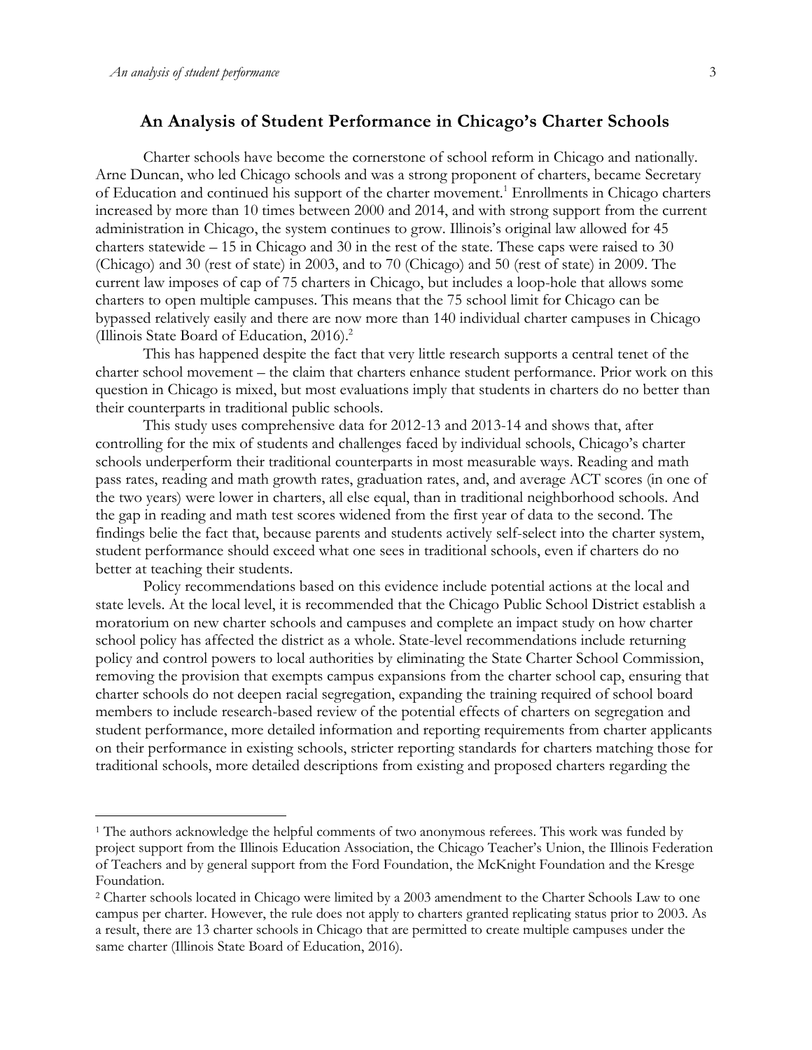## An Analysis of Student Performance in Chicago's Charter Schools

Charter schools have become the cornerstone of school reform in Chicago and nationally. Arne Duncan, who led Chicago schools and was a strong proponent of charters, became Secretary of Education and continued his support of the charter movement.[1] Enrollments in Chicago charters increased by more than 10 times between 2000 and 2014, and with strong support from the current administration in Chicago, the system continues to grow. Illinois's original law allowed for 45 charters statewide – 15 in Chicago and 30 in the rest of the state. These caps were raised to 30 (Chicago) and 30 (rest of state) in 2003, and to 70 (Chicago) and 50 (rest of state) in 2009. The current law imposes of cap of 75 charters in Chicago, but includes a loop-hole that allows some charters to open multiple campuses. This means that the 75 school limit for Chicago can be bypassed relatively easily and there are now more than 140 individual charter campuses in Chicago (Illinois State Board of Education, 2016).[2]

This has happened despite the fact that very little research supports a central tenet of the charter school movement – the claim that charters enhance student performance. Prior work on this question in Chicago is mixed, but most evaluations imply that students in charters do no better than their counterparts in traditional public schools.

This study uses comprehensive data for 2012-13 and 2013-14 and shows that, after controlling for the mix of students and challenges faced by individual schools, Chicago's charter schools underperform their traditional counterparts in most measurable ways. Reading and math pass rates, reading and math growth rates, graduation rates, and, and average ACT scores (in one of the two years) were lower in charters, all else equal, than in traditional neighborhood schools. And the gap in reading and math test scores widened from the first year of data to the second. The findings belie the fact that, because parents and students actively self-select into the charter system, student performance should exceed what one sees in traditional schools, even if charters do no better at teaching their students.

Policy recommendations based on this evidence include potential actions at the local and state levels. At the local level, it is recommended that the Chicago Public School District establish a moratorium on new charter schools and campuses and complete an impact study on how charter school policy has affected the district as a whole. State-level recommendations include returning policy and control powers to local authorities by eliminating the State Charter School Commission, removing the provision that exempts campus expansions from the charter school cap, ensuring that charter schools do not deepen racial segregation, expanding the training required of school board members to include research-based review of the potential effects of charters on segregation and student performance, more detailed information and reporting requirements from charter applicants on their performance in existing schools, stricter reporting standards for charters matching those for traditional schools, more detailed descriptions from existing and proposed charters regarding the

---

[1] The authors acknowledge the helpful comments of two anonymous referees. This work was funded by project support from the Illinois Education Association, the Chicago Teacher's Union, the Illinois Federation of Teachers and by general support from the Ford Foundation, the McKnight Foundation and the Kresge Foundation.

[2] Charter schools located in Chicago were limited by a 2003 amendment to the Charter Schools Law to one campus per charter. However, the rule does not apply to charters granted replicating status prior to 2003. As a result, there are 13 charter schools in Chicago that are permitted to create multiple campuses under the same charter (Illinois State Board of Education, 2016).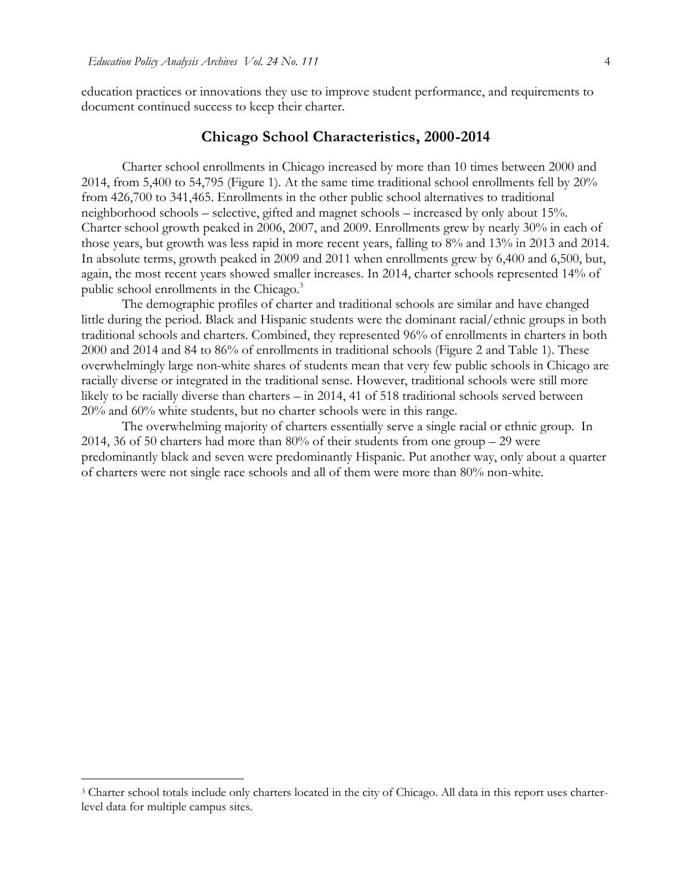education practices or innovations they use to improve student performance, and requirements to document continued success to keep their charter.

## Chicago School Characteristics, 2000-2014

Charter school enrollments in Chicago increased by more than 10 times between 2000 and 2014, from 5,400 to 54,795 (Figure 1). At the same time traditional school enrollments fell by 20% from 426,700 to 341,465. Enrollments in the other public school alternatives to traditional neighborhood schools – selective, gifted and magnet schools – increased by only about 15%. Charter school growth peaked in 2006, 2007, and 2009. Enrollments grew by nearly 30% in each of those years, but growth was less rapid in more recent years, falling to 8% and 13% in 2013 and 2014. In absolute terms, growth peaked in 2009 and 2011 when enrollments grew by 6,400 and 6,500, but, again, the most recent years showed smaller increases. In 2014, charter schools represented 14% of public school enrollments in the Chicago.[3]

The demographic profiles of charter and traditional schools are similar and have changed little during the period. Black and Hispanic students were the dominant racial/ethnic groups in both traditional schools and charters. Combined, they represented 96% of enrollments in charters in both 2000 and 2014 and 84 to 86% of enrollments in traditional schools (Figure 2 and Table 1). These overwhelmingly large non-white shares of students mean that very few public schools in Chicago are racially diverse or integrated in the traditional sense. However, traditional schools were still more likely to be racially diverse than charters – in 2014, 41 of 518 traditional schools served between 20% and 60% white students, but no charter schools were in this range.

The overwhelming majority of charters essentially serve a single racial or ethnic group. In 2014, 36 of 50 charters had more than 80% of their students from one group – 29 were predominantly black and seven were predominantly Hispanic. Put another way, only about a quarter of charters were not single race schools and all of them were more than 80% non-white.

[3] Charter school totals include only charters located in the city of Chicago. All data in this report uses charter-level data for multiple campus sites.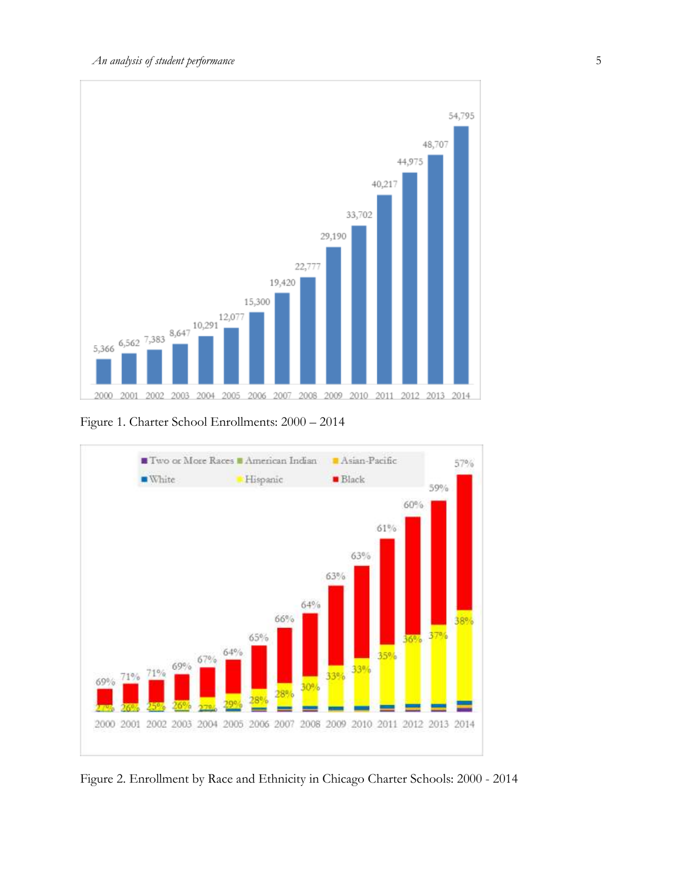Figure 1. Charter School Enrollments: 2000 – 2014

Figure 2. Enrollment by Race and Ethnicity in Chicago Charter Schools: 2000 - 2014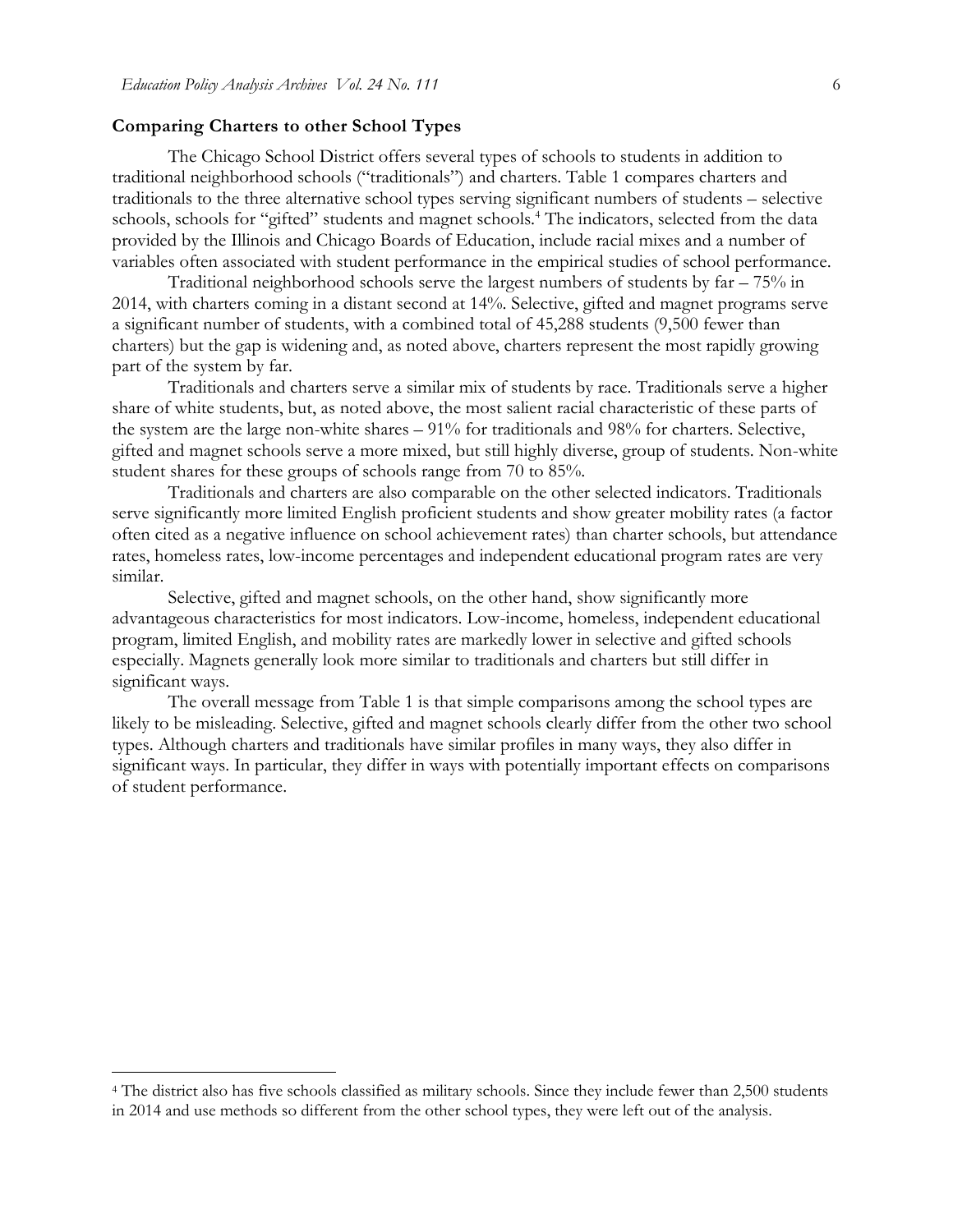### Comparing Charters to other School Types

The Chicago School District offers several types of schools to students in addition to traditional neighborhood schools ("traditionals") and charters. Table 1 compares charters and traditionals to the three alternative school types serving significant numbers of students – selective schools, schools for "gifted" students and magnet schools.[4] The indicators, selected from the data provided by the Illinois and Chicago Boards of Education, include racial mixes and a number of variables often associated with student performance in the empirical studies of school performance.

Traditional neighborhood schools serve the largest numbers of students by far – 75% in 2014, with charters coming in a distant second at 14%. Selective, gifted and magnet programs serve a significant number of students, with a combined total of 45,288 students (9,500 fewer than charters) but the gap is widening and, as noted above, charters represent the most rapidly growing part of the system by far.

Traditionals and charters serve a similar mix of students by race. Traditionals serve a higher share of white students, but, as noted above, the most salient racial characteristic of these parts of the system are the large non-white shares – 91% for traditionals and 98% for charters. Selective, gifted and magnet schools serve a more mixed, but still highly diverse, group of students. Non-white student shares for these groups of schools range from 70 to 85%.

Traditionals and charters are also comparable on the other selected indicators. Traditionals serve significantly more limited English proficient students and show greater mobility rates (a factor often cited as a negative influence on school achievement rates) than charter schools, but attendance rates, homeless rates, low-income percentages and independent educational program rates are very similar.

Selective, gifted and magnet schools, on the other hand, show significantly more advantageous characteristics for most indicators. Low-income, homeless, independent educational program, limited English, and mobility rates are markedly lower in selective and gifted schools especially. Magnets generally look more similar to traditionals and charters but still differ in significant ways.

The overall message from Table 1 is that simple comparisons among the school types are likely to be misleading. Selective, gifted and magnet schools clearly differ from the other two school types. Although charters and traditionals have similar profiles in many ways, they also differ in significant ways. In particular, they differ in ways with potentially important effects on comparisons of student performance.

---

[4] The district also has five schools classified as military schools. Since they include fewer than 2,500 students in 2014 and use methods so different from the other school types, they were left out of the analysis.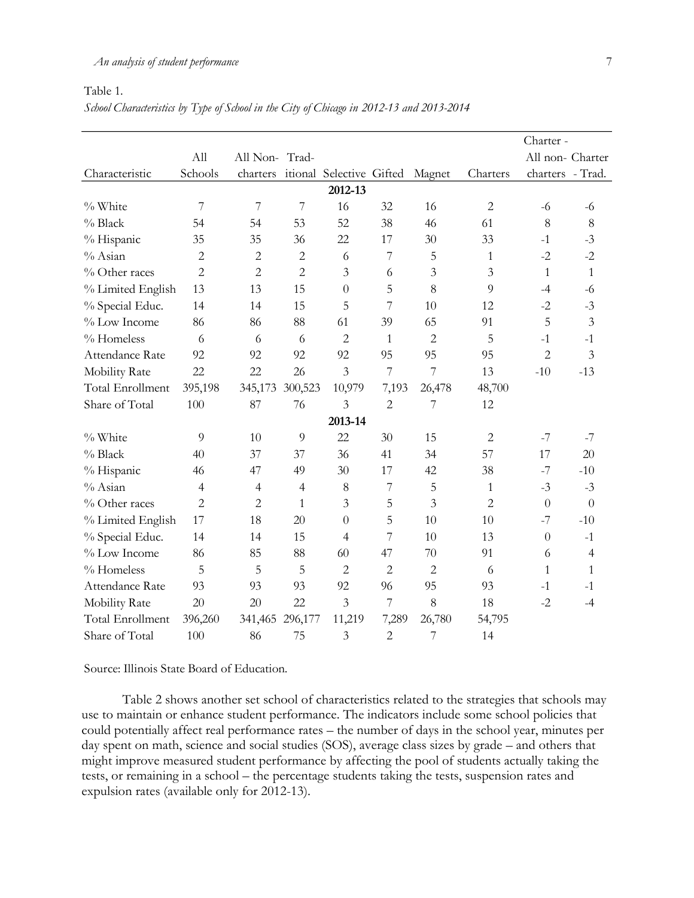Table 1.

*School Characteristics by Type of School in the City of Chicago in 2012-13 and 2013-2014*

| Characteristic | All Schools | All Non-charters | Trad-itional | Selective | Gifted | Magnet | Charters | Charter - All non-charters | Charter - Trad. |
|---|---|---|---|---|---|---|---|---|---|
| | | | | **2012-13** | | | | | |
| % White | 7 | 7 | 7 | 16 | 32 | 16 | 2 | -6 | -6 |
| % Black | 54 | 54 | 53 | 52 | 38 | 46 | 61 | 8 | 8 |
| % Hispanic | 35 | 35 | 36 | 22 | 17 | 30 | 33 | -1 | -3 |
| % Asian | 2 | 2 | 2 | 6 | 7 | 5 | 1 | -2 | -2 |
| % Other races | 2 | 2 | 2 | 3 | 6 | 3 | 3 | 1 | 1 |
| % Limited English | 13 | 13 | 15 | 0 | 5 | 8 | 9 | -4 | -6 |
| % Special Educ. | 14 | 14 | 15 | 5 | 7 | 10 | 12 | -2 | -3 |
| % Low Income | 86 | 86 | 88 | 61 | 39 | 65 | 91 | 5 | 3 |
| % Homeless | 6 | 6 | 6 | 2 | 1 | 2 | 5 | -1 | -1 |
| Attendance Rate | 92 | 92 | 92 | 92 | 95 | 95 | 95 | 2 | 3 |
| Mobility Rate | 22 | 22 | 26 | 3 | 7 | 7 | 13 | -10 | -13 |
| Total Enrollment | 395,198 | 345,173 | 300,523 | 10,979 | 7,193 | 26,478 | 48,700 | | |
| Share of Total | 100 | 87 | 76 | 3 | 2 | 7 | 12 | | |
| | | | | **2013-14** | | | | | |
| % White | 9 | 10 | 9 | 22 | 30 | 15 | 2 | -7 | -7 |
| % Black | 40 | 37 | 37 | 36 | 41 | 34 | 57 | 17 | 20 |
| % Hispanic | 46 | 47 | 49 | 30 | 17 | 42 | 38 | -7 | -10 |
| % Asian | 4 | 4 | 4 | 8 | 7 | 5 | 1 | -3 | -3 |
| % Other races | 2 | 2 | 1 | 3 | 5 | 3 | 2 | 0 | 0 |
| % Limited English | 17 | 18 | 20 | 0 | 5 | 10 | 10 | -7 | -10 |
| % Special Educ. | 14 | 14 | 15 | 4 | 7 | 10 | 13 | 0 | -1 |
| % Low Income | 86 | 85 | 88 | 60 | 47 | 70 | 91 | 6 | 4 |
| % Homeless | 5 | 5 | 5 | 2 | 2 | 2 | 6 | 1 | 1 |
| Attendance Rate | 93 | 93 | 93 | 92 | 96 | 95 | 93 | -1 | -1 |
| Mobility Rate | 20 | 20 | 22 | 3 | 7 | 8 | 18 | -2 | -4 |
| Total Enrollment | 396,260 | 341,465 | 296,177 | 11,219 | 7,289 | 26,780 | 54,795 | | |
| Share of Total | 100 | 86 | 75 | 3 | 2 | 7 | 14 | | |

Source: Illinois State Board of Education.

Table 2 shows another set school of characteristics related to the strategies that schools may use to maintain or enhance student performance. The indicators include some school policies that could potentially affect real performance rates – the number of days in the school year, minutes per day spent on math, science and social studies (SOS), average class sizes by grade – and others that might improve measured student performance by affecting the pool of students actually taking the tests, or remaining in a school – the percentage students taking the tests, suspension rates and expulsion rates (available only for 2012-13).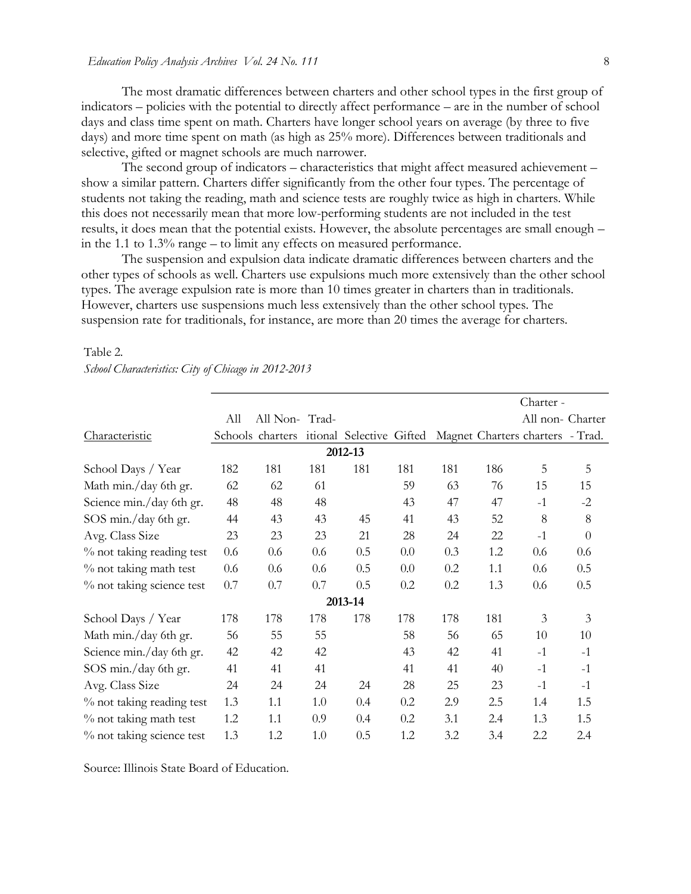The most dramatic differences between charters and other school types in the first group of indicators – policies with the potential to directly affect performance – are in the number of school days and class time spent on math. Charters have longer school years on average (by three to five days) and more time spent on math (as high as 25% more). Differences between traditionals and selective, gifted or magnet schools are much narrower.

The second group of indicators – characteristics that might affect measured achievement – show a similar pattern. Charters differ significantly from the other four types. The percentage of students not taking the reading, math and science tests are roughly twice as high in charters. While this does not necessarily mean that more low-performing students are not included in the test results, it does mean that the potential exists. However, the absolute percentages are small enough – in the 1.1 to 1.3% range – to limit any effects on measured performance.

The suspension and expulsion data indicate dramatic differences between charters and the other types of schools as well. Charters use expulsions much more extensively than the other school types. The average expulsion rate is more than 10 times greater in charters than in traditionals. However, charters use suspensions much less extensively than the other school types. The suspension rate for traditionals, for instance, are more than 20 times the average for charters.

Table 2.
*School Characteristics: City of Chicago in 2012-2013*

| Characteristic | All Schools | All Non-charters | Trad-itional | Selective | Gifted | Magnet | Charters | Charter - All non-charters | Charter - Trad. |
|---|---|---|---|---|---|---|---|---|---|
| **2012-13** | | | | | | | | | |
| School Days / Year | 182 | 181 | 181 | 181 | 181 | 181 | 186 | 5 | 5 |
| Math min./day 6th gr. | 62 | 62 | 61 | | 59 | 63 | 76 | 15 | 15 |
| Science min./day 6th gr. | 48 | 48 | 48 | | 43 | 47 | 47 | -1 | -2 |
| SOS min./day 6th gr. | 44 | 43 | 43 | 45 | 41 | 43 | 52 | 8 | 8 |
| Avg. Class Size | 23 | 23 | 23 | 21 | 28 | 24 | 22 | -1 | 0 |
| % not taking reading test | 0.6 | 0.6 | 0.6 | 0.5 | 0.0 | 0.3 | 1.2 | 0.6 | 0.6 |
| % not taking math test | 0.6 | 0.6 | 0.6 | 0.5 | 0.0 | 0.2 | 1.1 | 0.6 | 0.5 |
| % not taking science test | 0.7 | 0.7 | 0.7 | 0.5 | 0.2 | 0.2 | 1.3 | 0.6 | 0.5 |
| **2013-14** | | | | | | | | | |
| School Days / Year | 178 | 178 | 178 | 178 | 178 | 178 | 181 | 3 | 3 |
| Math min./day 6th gr. | 56 | 55 | 55 | | 58 | 56 | 65 | 10 | 10 |
| Science min./day 6th gr. | 42 | 42 | 42 | | 43 | 42 | 41 | -1 | -1 |
| SOS min./day 6th gr. | 41 | 41 | 41 | | 41 | 41 | 40 | -1 | -1 |
| Avg. Class Size | 24 | 24 | 24 | 24 | 28 | 25 | 23 | -1 | -1 |
| % not taking reading test | 1.3 | 1.1 | 1.0 | 0.4 | 0.2 | 2.9 | 2.5 | 1.4 | 1.5 |
| % not taking math test | 1.2 | 1.1 | 0.9 | 0.4 | 0.2 | 3.1 | 2.4 | 1.3 | 1.5 |
| % not taking science test | 1.3 | 1.2 | 1.0 | 0.5 | 1.2 | 3.2 | 3.4 | 2.2 | 2.4 |

Source: Illinois State Board of Education.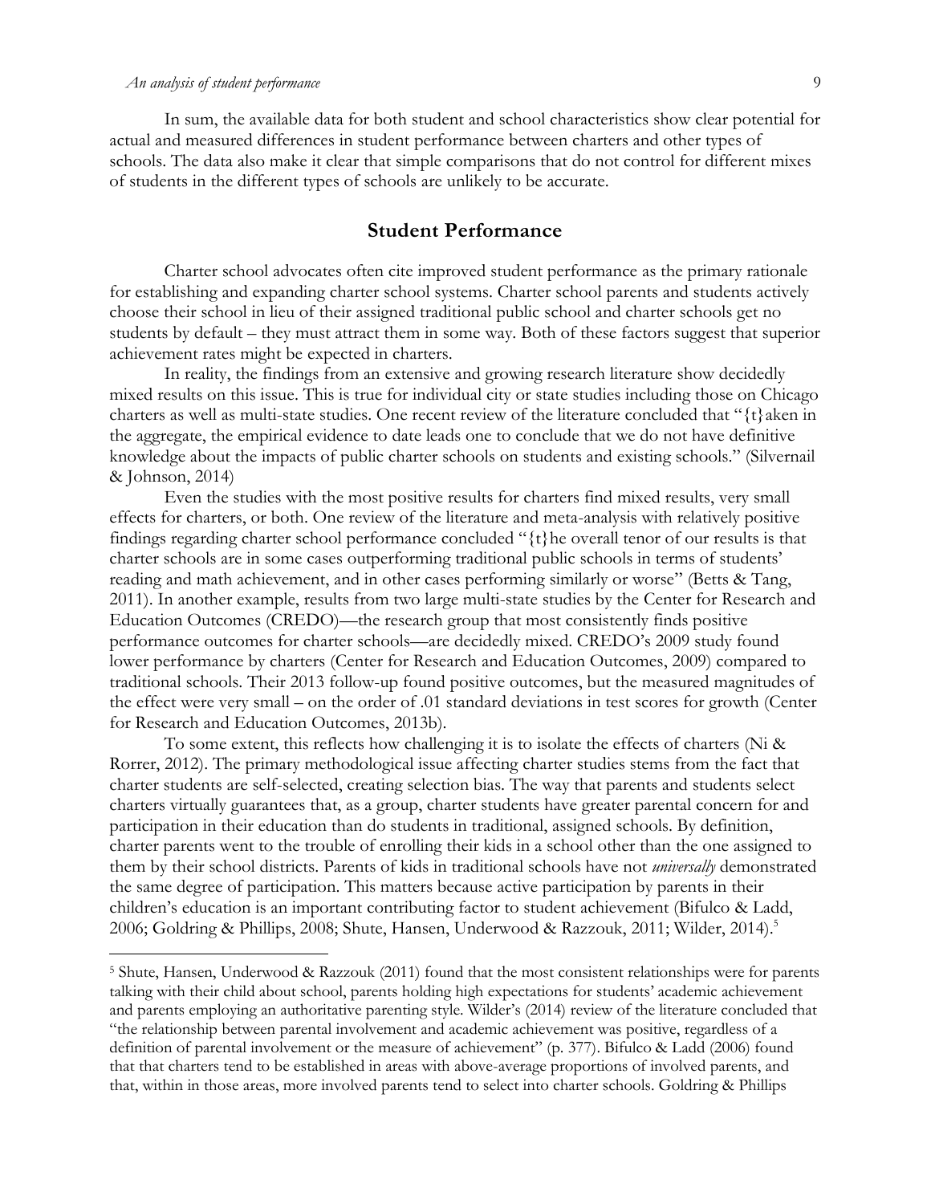In sum, the available data for both student and school characteristics show clear potential for actual and measured differences in student performance between charters and other types of schools. The data also make it clear that simple comparisons that do not control for different mixes of students in the different types of schools are unlikely to be accurate.

## Student Performance

Charter school advocates often cite improved student performance as the primary rationale for establishing and expanding charter school systems. Charter school parents and students actively choose their school in lieu of their assigned traditional public school and charter schools get no students by default – they must attract them in some way. Both of these factors suggest that superior achievement rates might be expected in charters.

In reality, the findings from an extensive and growing research literature show decidedly mixed results on this issue. This is true for individual city or state studies including those on Chicago charters as well as multi-state studies. One recent review of the literature concluded that "{t}aken in the aggregate, the empirical evidence to date leads one to conclude that we do not have definitive knowledge about the impacts of public charter schools on students and existing schools." (Silvernail & Johnson, 2014)

Even the studies with the most positive results for charters find mixed results, very small effects for charters, or both. One review of the literature and meta-analysis with relatively positive findings regarding charter school performance concluded "{t}he overall tenor of our results is that charter schools are in some cases outperforming traditional public schools in terms of students' reading and math achievement, and in other cases performing similarly or worse" (Betts & Tang, 2011). In another example, results from two large multi-state studies by the Center for Research and Education Outcomes (CREDO)—the research group that most consistently finds positive performance outcomes for charter schools—are decidedly mixed. CREDO's 2009 study found lower performance by charters (Center for Research and Education Outcomes, 2009) compared to traditional schools. Their 2013 follow-up found positive outcomes, but the measured magnitudes of the effect were very small – on the order of .01 standard deviations in test scores for growth (Center for Research and Education Outcomes, 2013b).

To some extent, this reflects how challenging it is to isolate the effects of charters (Ni & Rorrer, 2012). The primary methodological issue affecting charter studies stems from the fact that charter students are self-selected, creating selection bias. The way that parents and students select charters virtually guarantees that, as a group, charter students have greater parental concern for and participation in their education than do students in traditional, assigned schools. By definition, charter parents went to the trouble of enrolling their kids in a school other than the one assigned to them by their school districts. Parents of kids in traditional schools have not *universally* demonstrated the same degree of participation. This matters because active participation by parents in their children's education is an important contributing factor to student achievement (Bifulco & Ladd, 2006; Goldring & Phillips, 2008; Shute, Hansen, Underwood & Razzouk, 2011; Wilder, 2014).[5]

---

[5] Shute, Hansen, Underwood & Razzouk (2011) found that the most consistent relationships were for parents talking with their child about school, parents holding high expectations for students' academic achievement and parents employing an authoritative parenting style. Wilder's (2014) review of the literature concluded that "the relationship between parental involvement and academic achievement was positive, regardless of a definition of parental involvement or the measure of achievement" (p. 377). Bifulco & Ladd (2006) found that that charters tend to be established in areas with above-average proportions of involved parents, and that, within in those areas, more involved parents tend to select into charter schools. Goldring & Phillips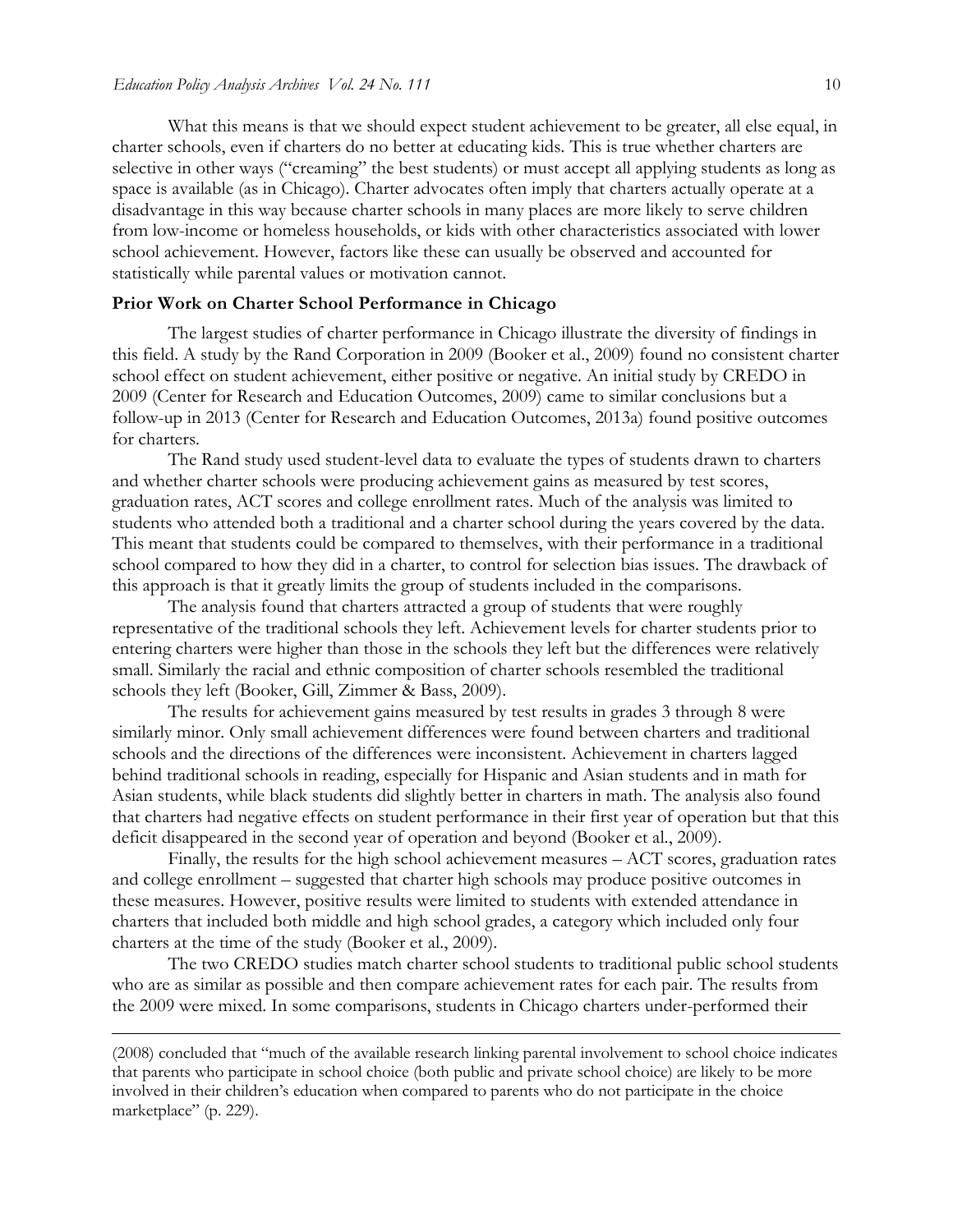What this means is that we should expect student achievement to be greater, all else equal, in charter schools, even if charters do no better at educating kids. This is true whether charters are selective in other ways ("creaming" the best students) or must accept all applying students as long as space is available (as in Chicago). Charter advocates often imply that charters actually operate at a disadvantage in this way because charter schools in many places are more likely to serve children from low-income or homeless households, or kids with other characteristics associated with lower school achievement. However, factors like these can usually be observed and accounted for statistically while parental values or motivation cannot.

## Prior Work on Charter School Performance in Chicago

The largest studies of charter performance in Chicago illustrate the diversity of findings in this field. A study by the Rand Corporation in 2009 (Booker et al., 2009) found no consistent charter school effect on student achievement, either positive or negative. An initial study by CREDO in 2009 (Center for Research and Education Outcomes, 2009) came to similar conclusions but a follow-up in 2013 (Center for Research and Education Outcomes, 2013a) found positive outcomes for charters.

The Rand study used student-level data to evaluate the types of students drawn to charters and whether charter schools were producing achievement gains as measured by test scores, graduation rates, ACT scores and college enrollment rates. Much of the analysis was limited to students who attended both a traditional and a charter school during the years covered by the data. This meant that students could be compared to themselves, with their performance in a traditional school compared to how they did in a charter, to control for selection bias issues. The drawback of this approach is that it greatly limits the group of students included in the comparisons.

The analysis found that charters attracted a group of students that were roughly representative of the traditional schools they left. Achievement levels for charter students prior to entering charters were higher than those in the schools they left but the differences were relatively small. Similarly the racial and ethnic composition of charter schools resembled the traditional schools they left (Booker, Gill, Zimmer & Bass, 2009).

The results for achievement gains measured by test results in grades 3 through 8 were similarly minor. Only small achievement differences were found between charters and traditional schools and the directions of the differences were inconsistent. Achievement in charters lagged behind traditional schools in reading, especially for Hispanic and Asian students and in math for Asian students, while black students did slightly better in charters in math. The analysis also found that charters had negative effects on student performance in their first year of operation but that this deficit disappeared in the second year of operation and beyond (Booker et al., 2009).

Finally, the results for the high school achievement measures – ACT scores, graduation rates and college enrollment – suggested that charter high schools may produce positive outcomes in these measures. However, positive results were limited to students with extended attendance in charters that included both middle and high school grades, a category which included only four charters at the time of the study (Booker et al., 2009).

The two CREDO studies match charter school students to traditional public school students who are as similar as possible and then compare achievement rates for each pair. The results from the 2009 were mixed. In some comparisons, students in Chicago charters under-performed their

---

(2008) concluded that "much of the available research linking parental involvement to school choice indicates that parents who participate in school choice (both public and private school choice) are likely to be more involved in their children's education when compared to parents who do not participate in the choice marketplace" (p. 229).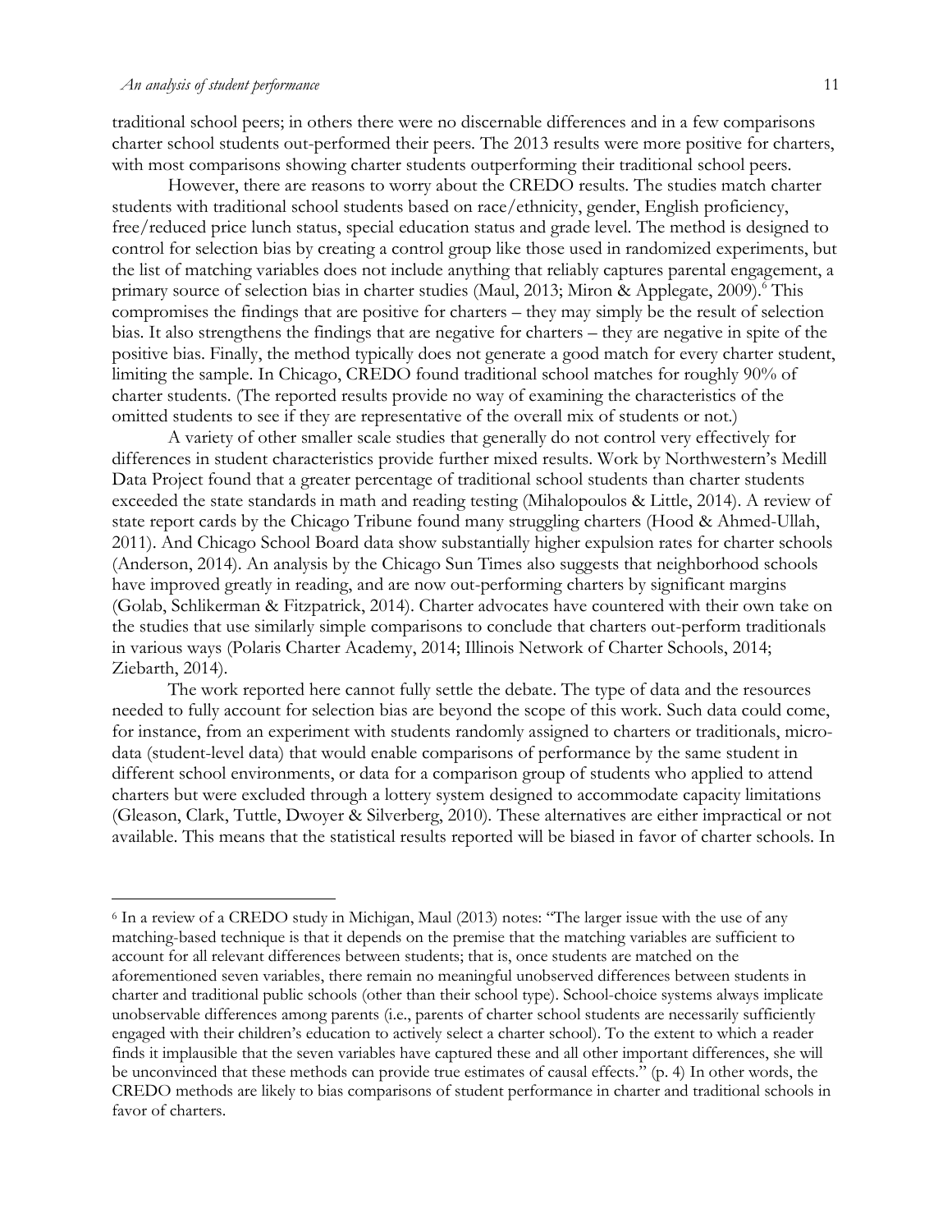traditional school peers; in others there were no discernable differences and in a few comparisons charter school students out-performed their peers. The 2013 results were more positive for charters, with most comparisons showing charter students outperforming their traditional school peers.

However, there are reasons to worry about the CREDO results. The studies match charter students with traditional school students based on race/ethnicity, gender, English proficiency, free/reduced price lunch status, special education status and grade level. The method is designed to control for selection bias by creating a control group like those used in randomized experiments, but the list of matching variables does not include anything that reliably captures parental engagement, a primary source of selection bias in charter studies (Maul, 2013; Miron & Applegate, 2009).[6] This compromises the findings that are positive for charters – they may simply be the result of selection bias. It also strengthens the findings that are negative for charters – they are negative in spite of the positive bias. Finally, the method typically does not generate a good match for every charter student, limiting the sample. In Chicago, CREDO found traditional school matches for roughly 90% of charter students. (The reported results provide no way of examining the characteristics of the omitted students to see if they are representative of the overall mix of students or not.)

A variety of other smaller scale studies that generally do not control very effectively for differences in student characteristics provide further mixed results. Work by Northwestern's Medill Data Project found that a greater percentage of traditional school students than charter students exceeded the state standards in math and reading testing (Mihalopoulos & Little, 2014). A review of state report cards by the Chicago Tribune found many struggling charters (Hood & Ahmed-Ullah, 2011). And Chicago School Board data show substantially higher expulsion rates for charter schools (Anderson, 2014). An analysis by the Chicago Sun Times also suggests that neighborhood schools have improved greatly in reading, and are now out-performing charters by significant margins (Golab, Schlikerman & Fitzpatrick, 2014). Charter advocates have countered with their own take on the studies that use similarly simple comparisons to conclude that charters out-perform traditionals in various ways (Polaris Charter Academy, 2014; Illinois Network of Charter Schools, 2014; Ziebarth, 2014).

The work reported here cannot fully settle the debate. The type of data and the resources needed to fully account for selection bias are beyond the scope of this work. Such data could come, for instance, from an experiment with students randomly assigned to charters or traditionals, micro-data (student-level data) that would enable comparisons of performance by the same student in different school environments, or data for a comparison group of students who applied to attend charters but were excluded through a lottery system designed to accommodate capacity limitations (Gleason, Clark, Tuttle, Dwoyer & Silverberg, 2010). These alternatives are either impractical or not available. This means that the statistical results reported will be biased in favor of charter schools. In

[6] In a review of a CREDO study in Michigan, Maul (2013) notes: "The larger issue with the use of any matching-based technique is that it depends on the premise that the matching variables are sufficient to account for all relevant differences between students; that is, once students are matched on the aforementioned seven variables, there remain no meaningful unobserved differences between students in charter and traditional public schools (other than their school type). School-choice systems always implicate unobservable differences among parents (i.e., parents of charter school students are necessarily sufficiently engaged with their children's education to actively select a charter school). To the extent to which a reader finds it implausible that the seven variables have captured these and all other important differences, she will be unconvinced that these methods can provide true estimates of causal effects." (p. 4) In other words, the CREDO methods are likely to bias comparisons of student performance in charter and traditional schools in favor of charters.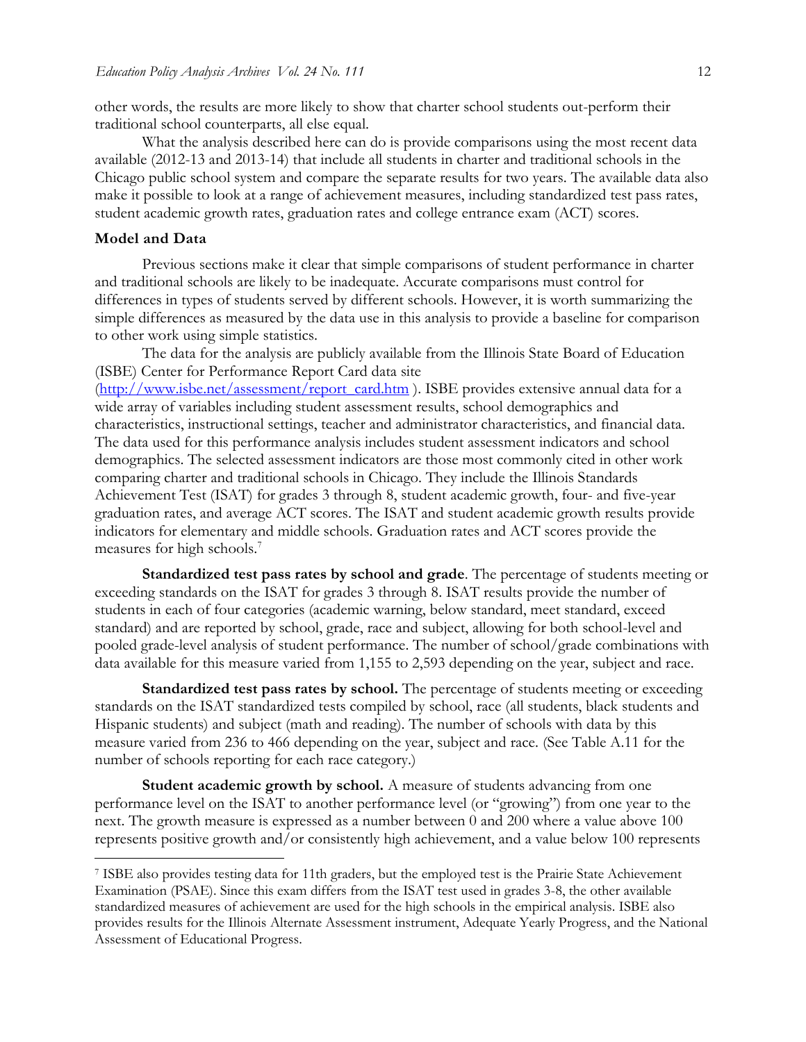other words, the results are more likely to show that charter school students out-perform their traditional school counterparts, all else equal.

What the analysis described here can do is provide comparisons using the most recent data available (2012-13 and 2013-14) that include all students in charter and traditional schools in the Chicago public school system and compare the separate results for two years. The available data also make it possible to look at a range of achievement measures, including standardized test pass rates, student academic growth rates, graduation rates and college entrance exam (ACT) scores.

### Model and Data

Previous sections make it clear that simple comparisons of student performance in charter and traditional schools are likely to be inadequate. Accurate comparisons must control for differences in types of students served by different schools. However, it is worth summarizing the simple differences as measured by the data use in this analysis to provide a baseline for comparison to other work using simple statistics.

The data for the analysis are publicly available from the Illinois State Board of Education (ISBE) Center for Performance Report Card data site (http://www.isbe.net/assessment/report_card.htm ). ISBE provides extensive annual data for a wide array of variables including student assessment results, school demographics and characteristics, instructional settings, teacher and administrator characteristics, and financial data. The data used for this performance analysis includes student assessment indicators and school demographics. The selected assessment indicators are those most commonly cited in other work comparing charter and traditional schools in Chicago. They include the Illinois Standards Achievement Test (ISAT) for grades 3 through 8, student academic growth, four- and five-year graduation rates, and average ACT scores. The ISAT and student academic growth results provide indicators for elementary and middle schools. Graduation rates and ACT scores provide the measures for high schools.[7]

**Standardized test pass rates by school and grade**. The percentage of students meeting or exceeding standards on the ISAT for grades 3 through 8. ISAT results provide the number of students in each of four categories (academic warning, below standard, meet standard, exceed standard) and are reported by school, grade, race and subject, allowing for both school-level and pooled grade-level analysis of student performance. The number of school/grade combinations with data available for this measure varied from 1,155 to 2,593 depending on the year, subject and race.

**Standardized test pass rates by school.** The percentage of students meeting or exceeding standards on the ISAT standardized tests compiled by school, race (all students, black students and Hispanic students) and subject (math and reading). The number of schools with data by this measure varied from 236 to 466 depending on the year, subject and race. (See Table A.11 for the number of schools reporting for each race category.)

**Student academic growth by school.** A measure of students advancing from one performance level on the ISAT to another performance level (or "growing") from one year to the next. The growth measure is expressed as a number between 0 and 200 where a value above 100 represents positive growth and/or consistently high achievement, and a value below 100 represents

[7] ISBE also provides testing data for 11th graders, but the employed test is the Prairie State Achievement Examination (PSAE). Since this exam differs from the ISAT test used in grades 3-8, the other available standardized measures of achievement are used for the high schools in the empirical analysis. ISBE also provides results for the Illinois Alternate Assessment instrument, Adequate Yearly Progress, and the National Assessment of Educational Progress.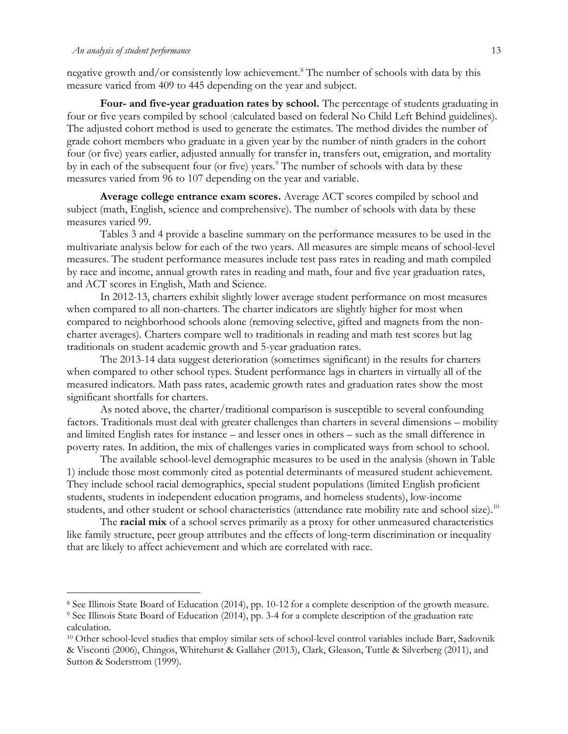negative growth and/or consistently low achievement.[8] The number of schools with data by this measure varied from 409 to 445 depending on the year and subject.

**Four- and five-year graduation rates by school.** The percentage of students graduating in four or five years compiled by school (calculated based on federal No Child Left Behind guidelines). The adjusted cohort method is used to generate the estimates. The method divides the number of grade cohort members who graduate in a given year by the number of ninth graders in the cohort four (or five) years earlier, adjusted annually for transfer in, transfers out, emigration, and mortality by in each of the subsequent four (or five) years.[9] The number of schools with data by these measures varied from 96 to 107 depending on the year and variable.

**Average college entrance exam scores.** Average ACT scores compiled by school and subject (math, English, science and comprehensive). The number of schools with data by these measures varied 99.

Tables 3 and 4 provide a baseline summary on the performance measures to be used in the multivariate analysis below for each of the two years. All measures are simple means of school-level measures. The student performance measures include test pass rates in reading and math compiled by race and income, annual growth rates in reading and math, four and five year graduation rates, and ACT scores in English, Math and Science.

In 2012-13, charters exhibit slightly lower average student performance on most measures when compared to all non-charters. The charter indicators are slightly higher for most when compared to neighborhood schools alone (removing selective, gifted and magnets from the non-charter averages). Charters compare well to traditionals in reading and math test scores but lag traditionals on student academic growth and 5-year graduation rates.

The 2013-14 data suggest deterioration (sometimes significant) in the results for charters when compared to other school types. Student performance lags in charters in virtually all of the measured indicators. Math pass rates, academic growth rates and graduation rates show the most significant shortfalls for charters.

As noted above, the charter/traditional comparison is susceptible to several confounding factors. Traditionals must deal with greater challenges than charters in several dimensions – mobility and limited English rates for instance – and lesser ones in others – such as the small difference in poverty rates. In addition, the mix of challenges varies in complicated ways from school to school.

The available school-level demographic measures to be used in the analysis (shown in Table 1) include those most commonly cited as potential determinants of measured student achievement. They include school racial demographics, special student populations (limited English proficient students, students in independent education programs, and homeless students), low-income students, and other student or school characteristics (attendance rate mobility rate and school size).[10]

The **racial mix** of a school serves primarily as a proxy for other unmeasured characteristics like family structure, peer group attributes and the effects of long-term discrimination or inequality that are likely to affect achievement and which are correlated with race.

---

[8] See Illinois State Board of Education (2014), pp. 10-12 for a complete description of the growth measure.

[9] See Illinois State Board of Education (2014), pp. 3-4 for a complete description of the graduation rate calculation.

[10] Other school-level studies that employ similar sets of school-level control variables include Barr, Sadovnik & Visconti (2006), Chingos, Whitehurst & Gallaher (2013), Clark, Gleason, Tuttle & Silverberg (2011), and Sutton & Soderstrom (1999).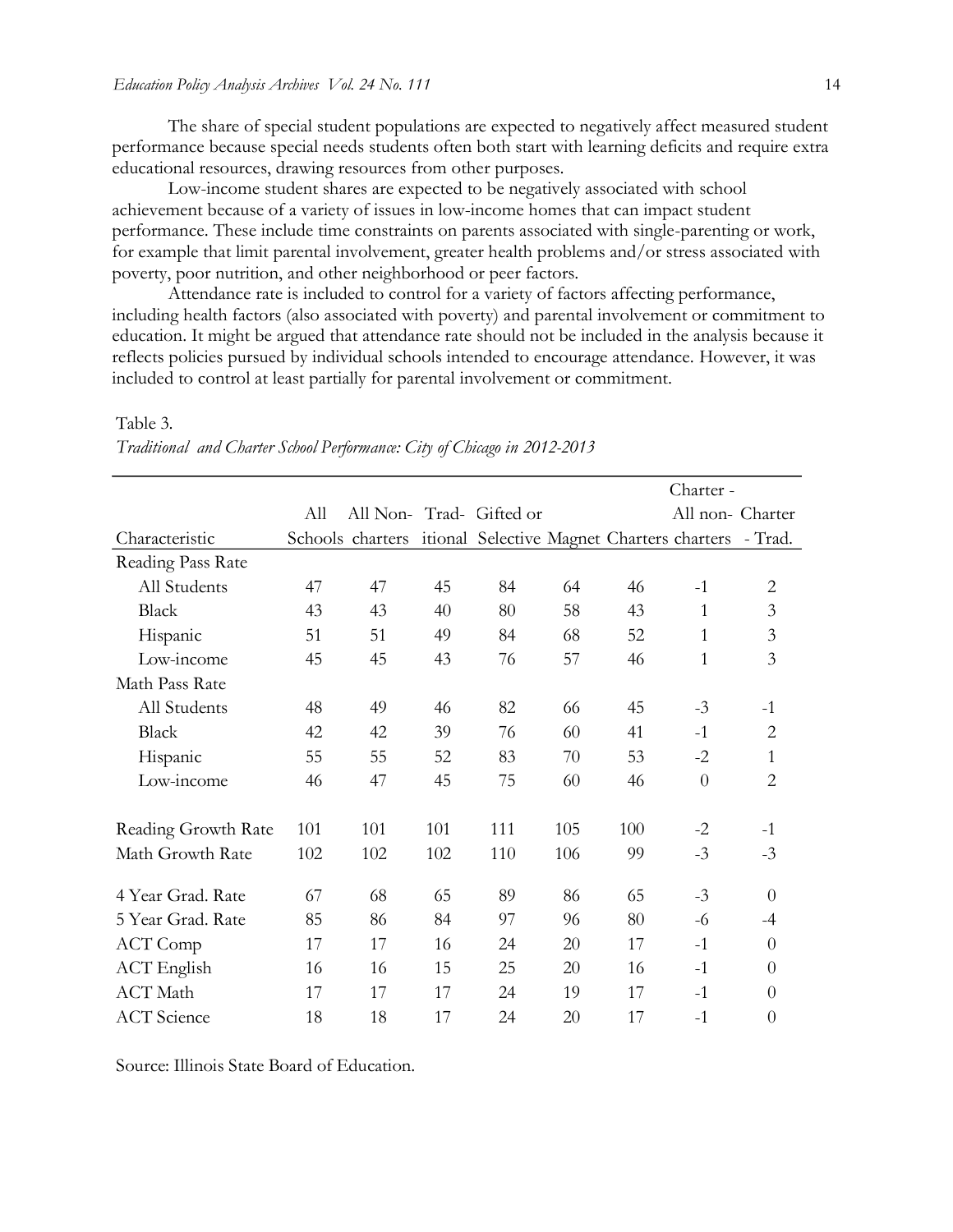The share of special student populations are expected to negatively affect measured student performance because special needs students often both start with learning deficits and require extra educational resources, drawing resources from other purposes.

Low-income student shares are expected to be negatively associated with school achievement because of a variety of issues in low-income homes that can impact student performance. These include time constraints on parents associated with single-parenting or work, for example that limit parental involvement, greater health problems and/or stress associated with poverty, poor nutrition, and other neighborhood or peer factors.

Attendance rate is included to control for a variety of factors affecting performance, including health factors (also associated with poverty) and parental involvement or commitment to education. It might be argued that attendance rate should not be included in the analysis because it reflects policies pursued by individual schools intended to encourage attendance. However, it was included to control at least partially for parental involvement or commitment.

Table 3.
*Traditional and Charter School Performance: City of Chicago in 2012-2013*

| Characteristic | All Schools | All Non-charters | Trad-itional | Gifted or Selective | Magnet | Charters | Charter - All non-charters | Charter - Trad. |
|---|---|---|---|---|---|---|---|---|
| Reading Pass Rate | | | | | | | | |
| All Students | 47 | 47 | 45 | 84 | 64 | 46 | -1 | 2 |
| Black | 43 | 43 | 40 | 80 | 58 | 43 | 1 | 3 |
| Hispanic | 51 | 51 | 49 | 84 | 68 | 52 | 1 | 3 |
| Low-income | 45 | 45 | 43 | 76 | 57 | 46 | 1 | 3 |
| Math Pass Rate | | | | | | | | |
| All Students | 48 | 49 | 46 | 82 | 66 | 45 | -3 | -1 |
| Black | 42 | 42 | 39 | 76 | 60 | 41 | -1 | 2 |
| Hispanic | 55 | 55 | 52 | 83 | 70 | 53 | -2 | 1 |
| Low-income | 46 | 47 | 45 | 75 | 60 | 46 | 0 | 2 |
| Reading Growth Rate | 101 | 101 | 101 | 111 | 105 | 100 | -2 | -1 |
| Math Growth Rate | 102 | 102 | 102 | 110 | 106 | 99 | -3 | -3 |
| 4 Year Grad. Rate | 67 | 68 | 65 | 89 | 86 | 65 | -3 | 0 |
| 5 Year Grad. Rate | 85 | 86 | 84 | 97 | 96 | 80 | -6 | -4 |
| ACT Comp | 17 | 17 | 16 | 24 | 20 | 17 | -1 | 0 |
| ACT English | 16 | 16 | 15 | 25 | 20 | 16 | -1 | 0 |
| ACT Math | 17 | 17 | 17 | 24 | 19 | 17 | -1 | 0 |
| ACT Science | 18 | 18 | 17 | 24 | 20 | 17 | -1 | 0 |

Source: Illinois State Board of Education.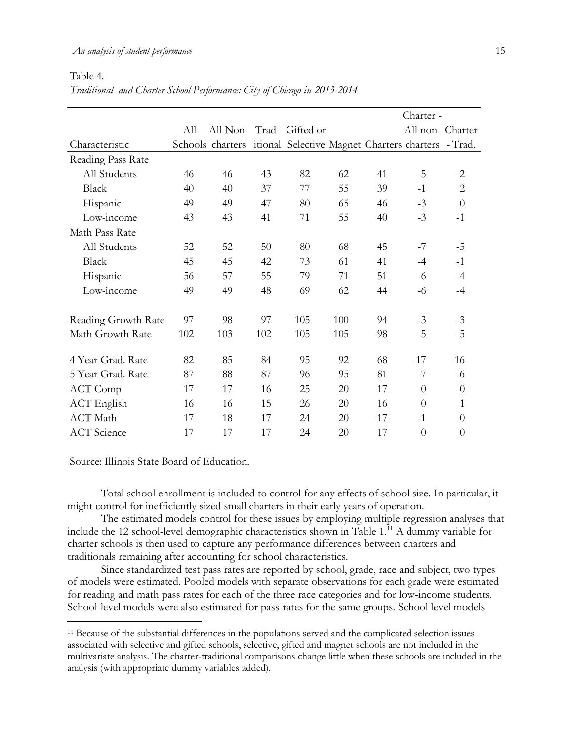Table 4.
*Traditional and Charter School Performance: City of Chicago in 2013-2014*

| Characteristic | All Schools | All Non-charters | Trad-itional | Gifted or Selective | Magnet | Charters | Charter - All non-charters | Charter - Trad. |
|---|---|---|---|---|---|---|---|---|
| Reading Pass Rate | | | | | | | | |
| All Students | 46 | 46 | 43 | 82 | 62 | 41 | -5 | -2 |
| Black | 40 | 40 | 37 | 77 | 55 | 39 | -1 | 2 |
| Hispanic | 49 | 49 | 47 | 80 | 65 | 46 | -3 | 0 |
| Low-income | 43 | 43 | 41 | 71 | 55 | 40 | -3 | -1 |
| Math Pass Rate | | | | | | | | |
| All Students | 52 | 52 | 50 | 80 | 68 | 45 | -7 | -5 |
| Black | 45 | 45 | 42 | 73 | 61 | 41 | -4 | -1 |
| Hispanic | 56 | 57 | 55 | 79 | 71 | 51 | -6 | -4 |
| Low-income | 49 | 49 | 48 | 69 | 62 | 44 | -6 | -4 |
| Reading Growth Rate | 97 | 98 | 97 | 105 | 100 | 94 | -3 | -3 |
| Math Growth Rate | 102 | 103 | 102 | 105 | 105 | 98 | -5 | -5 |
| 4 Year Grad. Rate | 82 | 85 | 84 | 95 | 92 | 68 | -17 | -16 |
| 5 Year Grad. Rate | 87 | 88 | 87 | 96 | 95 | 81 | -7 | -6 |
| ACT Comp | 17 | 17 | 16 | 25 | 20 | 17 | 0 | 0 |
| ACT English | 16 | 16 | 15 | 26 | 20 | 16 | 0 | 1 |
| ACT Math | 17 | 18 | 17 | 24 | 20 | 17 | -1 | 0 |
| ACT Science | 17 | 17 | 17 | 24 | 20 | 17 | 0 | 0 |

Source: Illinois State Board of Education.

Total school enrollment is included to control for any effects of school size. In particular, it might control for inefficiently sized small charters in their early years of operation.

The estimated models control for these issues by employing multiple regression analyses that include the 12 school-level demographic characteristics shown in Table 1.[11] A dummy variable for charter schools is then used to capture any performance differences between charters and traditionals remaining after accounting for school characteristics.

Since standardized test pass rates are reported by school, grade, race and subject, two types of models were estimated. Pooled models with separate observations for each grade were estimated for reading and math pass rates for each of the three race categories and for low-income students. School-level models were also estimated for pass-rates for the same groups. School level models

[11] Because of the substantial differences in the populations served and the complicated selection issues associated with selective and gifted schools, selective, gifted and magnet schools are not included in the multivariate analysis. The charter-traditional comparisons change little when these schools are included in the analysis (with appropriate dummy variables added).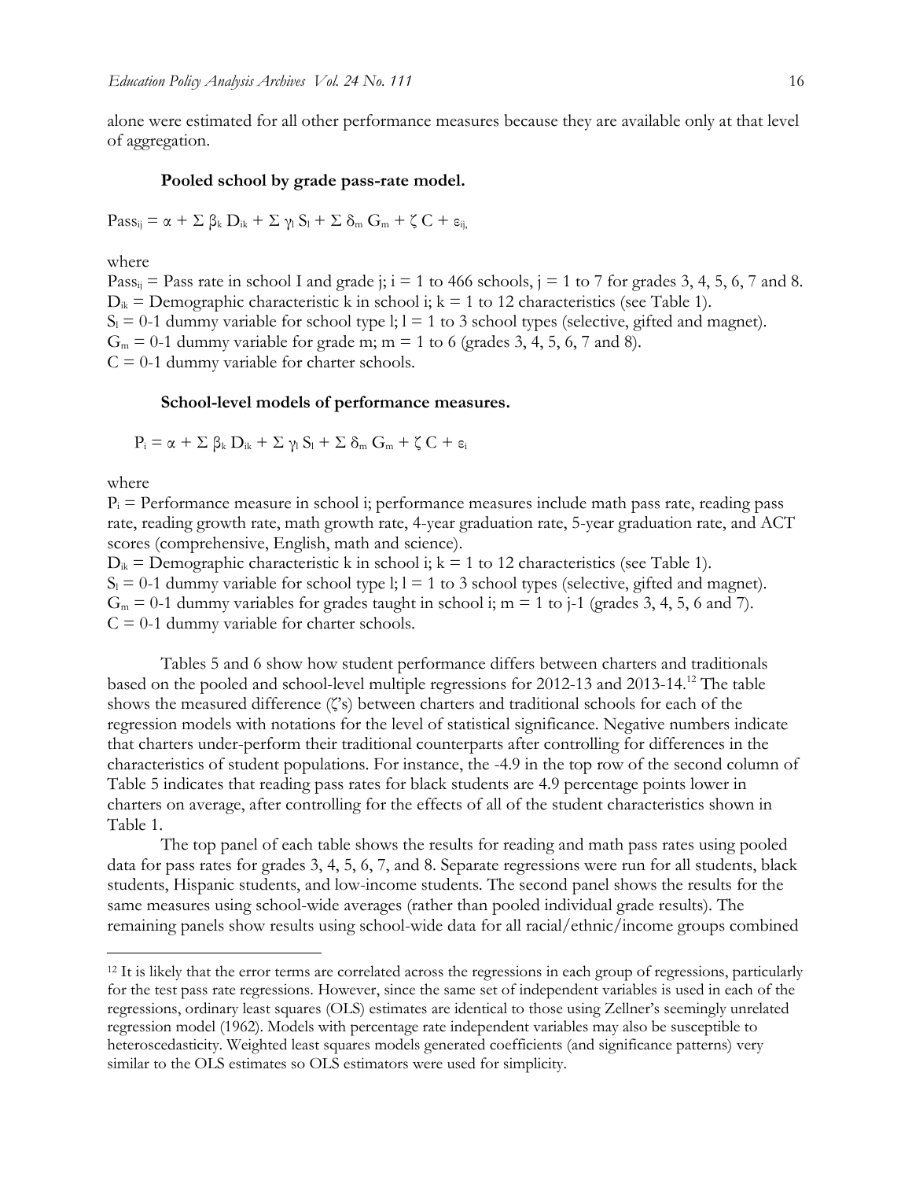alone were estimated for all other performance measures because they are available only at that level of aggregation.

**Pooled school by grade pass-rate model.**

$$\text{Pass}_{ij} = \alpha + \Sigma\, \beta_k\, D_{ik} + \Sigma\, \gamma_l\, S_l + \Sigma\, \delta_m\, G_m + \zeta\, C + \varepsilon_{ij,}$$

where

$\text{Pass}_{ij}$ = Pass rate in school I and grade j; i = 1 to 466 schools, j = 1 to 7 for grades 3, 4, 5, 6, 7 and 8.
$D_{ik}$ = Demographic characteristic k in school i; k = 1 to 12 characteristics (see Table 1).
$S_l$ = 0-1 dummy variable for school type l; l = 1 to 3 school types (selective, gifted and magnet).
$G_m$ = 0-1 dummy variable for grade m; m = 1 to 6 (grades 3, 4, 5, 6, 7 and 8).
C = 0-1 dummy variable for charter schools.

**School-level models of performance measures.**

$$P_i = \alpha + \Sigma\, \beta_k\, D_{ik} + \Sigma\, \gamma_l\, S_l + \Sigma\, \delta_m\, G_m + \zeta\, C + \varepsilon_i$$

where

$P_i$ = Performance measure in school i; performance measures include math pass rate, reading pass rate, reading growth rate, math growth rate, 4-year graduation rate, 5-year graduation rate, and ACT scores (comprehensive, English, math and science).
$D_{ik}$ = Demographic characteristic k in school i; k = 1 to 12 characteristics (see Table 1).
$S_l$ = 0-1 dummy variable for school type l; l = 1 to 3 school types (selective, gifted and magnet).
$G_m$ = 0-1 dummy variables for grades taught in school i; m = 1 to j-1 (grades 3, 4, 5, 6 and 7).
C = 0-1 dummy variable for charter schools.

Tables 5 and 6 show how student performance differs between charters and traditionals based on the pooled and school-level multiple regressions for 2012-13 and 2013-14.[12] The table shows the measured difference ($\zeta$'s) between charters and traditional schools for each of the regression models with notations for the level of statistical significance. Negative numbers indicate that charters under-perform their traditional counterparts after controlling for differences in the characteristics of student populations. For instance, the -4.9 in the top row of the second column of Table 5 indicates that reading pass rates for black students are 4.9 percentage points lower in charters on average, after controlling for the effects of all of the student characteristics shown in Table 1.

The top panel of each table shows the results for reading and math pass rates using pooled data for pass rates for grades 3, 4, 5, 6, 7, and 8. Separate regressions were run for all students, black students, Hispanic students, and low-income students. The second panel shows the results for the same measures using school-wide averages (rather than pooled individual grade results). The remaining panels show results using school-wide data for all racial/ethnic/income groups combined

---

[12] It is likely that the error terms are correlated across the regressions in each group of regressions, particularly for the test pass rate regressions. However, since the same set of independent variables is used in each of the regressions, ordinary least squares (OLS) estimates are identical to those using Zellner's seemingly unrelated regression model (1962). Models with percentage rate independent variables may also be susceptible to heteroscedasticity. Weighted least squares models generated coefficients (and significance patterns) very similar to the OLS estimates so OLS estimators were used for simplicity.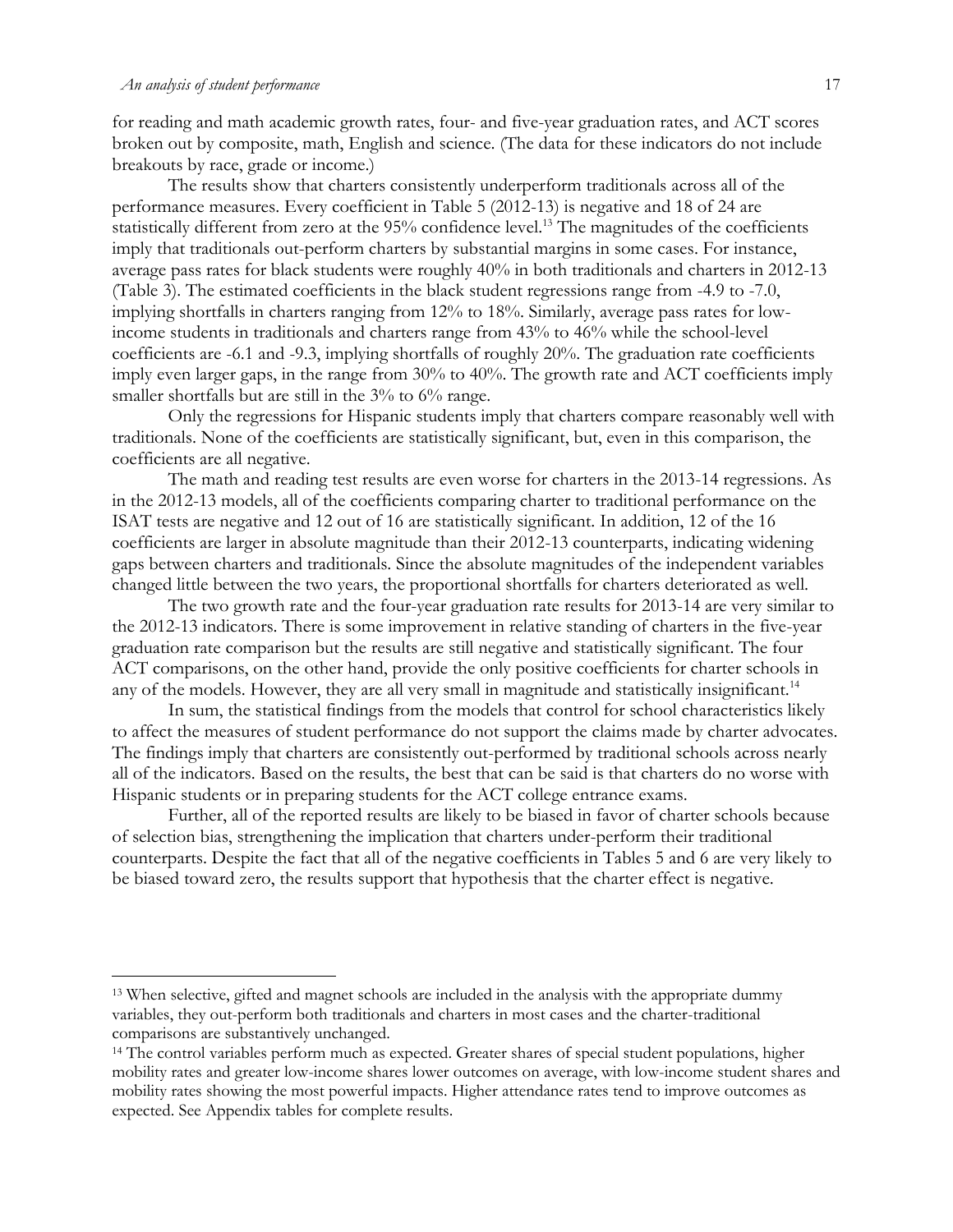for reading and math academic growth rates, four- and five-year graduation rates, and ACT scores broken out by composite, math, English and science. (The data for these indicators do not include breakouts by race, grade or income.)

The results show that charters consistently underperform traditionals across all of the performance measures. Every coefficient in Table 5 (2012-13) is negative and 18 of 24 are statistically different from zero at the 95% confidence level.[13] The magnitudes of the coefficients imply that traditionals out-perform charters by substantial margins in some cases. For instance, average pass rates for black students were roughly 40% in both traditionals and charters in 2012-13 (Table 3). The estimated coefficients in the black student regressions range from -4.9 to -7.0, implying shortfalls in charters ranging from 12% to 18%. Similarly, average pass rates for low-income students in traditionals and charters range from 43% to 46% while the school-level coefficients are -6.1 and -9.3, implying shortfalls of roughly 20%. The graduation rate coefficients imply even larger gaps, in the range from 30% to 40%. The growth rate and ACT coefficients imply smaller shortfalls but are still in the 3% to 6% range.

Only the regressions for Hispanic students imply that charters compare reasonably well with traditionals. None of the coefficients are statistically significant, but, even in this comparison, the coefficients are all negative.

The math and reading test results are even worse for charters in the 2013-14 regressions. As in the 2012-13 models, all of the coefficients comparing charter to traditional performance on the ISAT tests are negative and 12 out of 16 are statistically significant. In addition, 12 of the 16 coefficients are larger in absolute magnitude than their 2012-13 counterparts, indicating widening gaps between charters and traditionals. Since the absolute magnitudes of the independent variables changed little between the two years, the proportional shortfalls for charters deteriorated as well.

The two growth rate and the four-year graduation rate results for 2013-14 are very similar to the 2012-13 indicators. There is some improvement in relative standing of charters in the five-year graduation rate comparison but the results are still negative and statistically significant. The four ACT comparisons, on the other hand, provide the only positive coefficients for charter schools in any of the models. However, they are all very small in magnitude and statistically insignificant.[14]

In sum, the statistical findings from the models that control for school characteristics likely to affect the measures of student performance do not support the claims made by charter advocates. The findings imply that charters are consistently out-performed by traditional schools across nearly all of the indicators. Based on the results, the best that can be said is that charters do no worse with Hispanic students or in preparing students for the ACT college entrance exams.

Further, all of the reported results are likely to be biased in favor of charter schools because of selection bias, strengthening the implication that charters under-perform their traditional counterparts. Despite the fact that all of the negative coefficients in Tables 5 and 6 are very likely to be biased toward zero, the results support that hypothesis that the charter effect is negative.

---

[13] When selective, gifted and magnet schools are included in the analysis with the appropriate dummy variables, they out-perform both traditionals and charters in most cases and the charter-traditional comparisons are substantively unchanged.

[14] The control variables perform much as expected. Greater shares of special student populations, higher mobility rates and greater low-income shares lower outcomes on average, with low-income student shares and mobility rates showing the most powerful impacts. Higher attendance rates tend to improve outcomes as expected. See Appendix tables for complete results.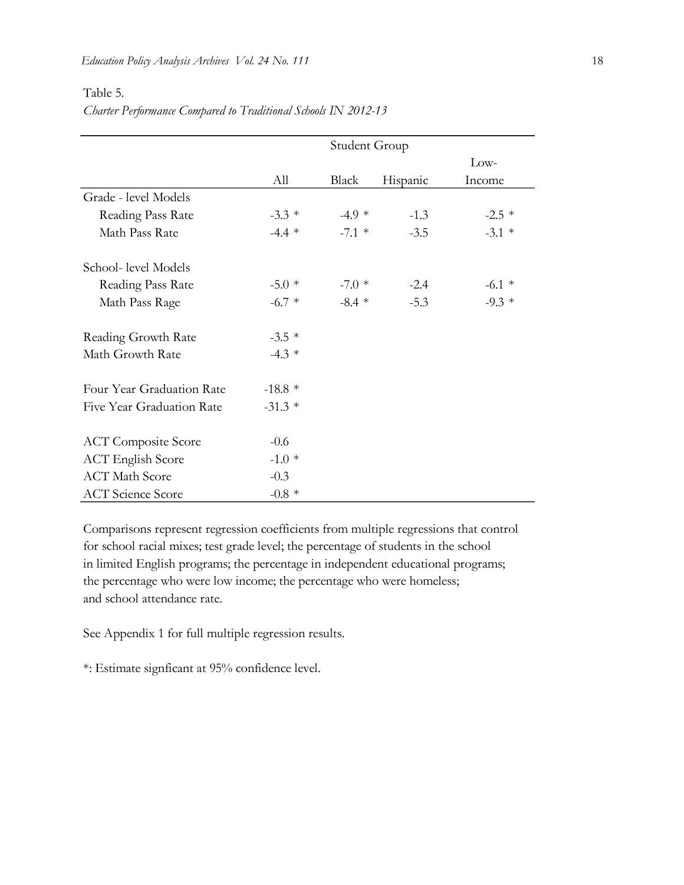Table 5.
*Charter Performance Compared to Traditional Schools IN 2012-13*

| | Student Group | | | |
|---|---|---|---|---|
| | All | Black | Hispanic | Low-Income |
| Grade - level Models | | | | |
| Reading Pass Rate | -3.3 * | -4.9 * | -1.3 | -2.5 * |
| Math Pass Rate | -4.4 * | -7.1 * | -3.5 | -3.1 * |
| School- level Models | | | | |
| Reading Pass Rate | -5.0 * | -7.0 * | -2.4 | -6.1 * |
| Math Pass Rage | -6.7 * | -8.4 * | -5.3 | -9.3 * |
| Reading Growth Rate | -3.5 * | | | |
| Math Growth Rate | -4.3 * | | | |
| Four Year Graduation Rate | -18.8 * | | | |
| Five Year Graduation Rate | -31.3 * | | | |
| ACT Composite Score | -0.6 | | | |
| ACT English Score | -1.0 * | | | |
| ACT Math Score | -0.3 | | | |
| ACT Science Score | -0.8 * | | | |

Comparisons represent regression coefficients from multiple regressions that control for school racial mixes; test grade level; the percentage of students in the school in limited English programs; the percentage in independent educational programs; the percentage who were low income; the percentage who were homeless; and school attendance rate.

See Appendix 1 for full multiple regression results.

*: Estimate signficant at 95% confidence level.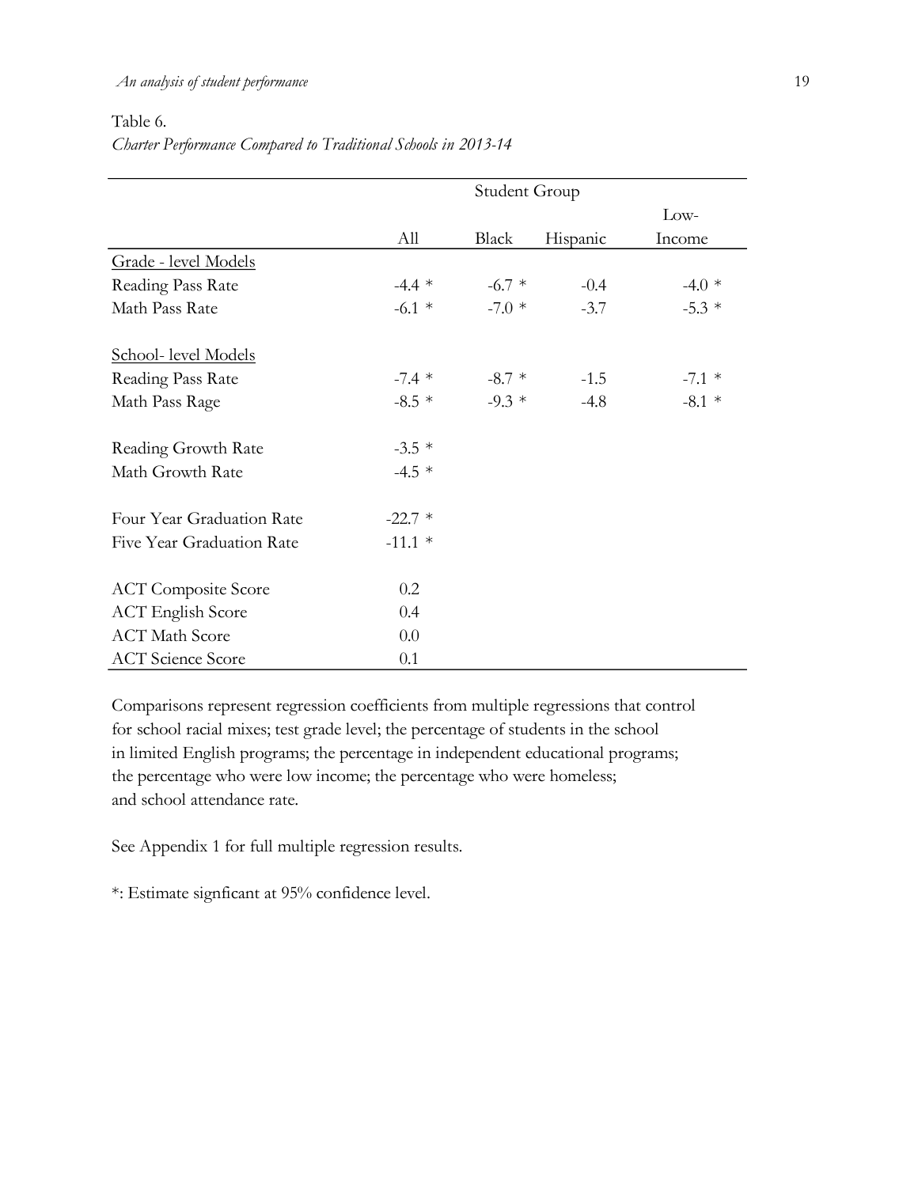Table 6.

*Charter Performance Compared to Traditional Schools in 2013-14*

| | Student Group | | | |
|---|---|---|---|---|
| | All | Black | Hispanic | Low-Income |
| <u>Grade - level Models</u> | | | | |
| Reading Pass Rate | -4.4 * | -6.7 * | -0.4 | -4.0 * |
| Math Pass Rate | -6.1 * | -7.0 * | -3.7 | -5.3 * |
| <u>School- level Models</u> | | | | |
| Reading Pass Rate | -7.4 * | -8.7 * | -1.5 | -7.1 * |
| Math Pass Rage | -8.5 * | -9.3 * | -4.8 | -8.1 * |
| Reading Growth Rate | -3.5 * | | | |
| Math Growth Rate | -4.5 * | | | |
| Four Year Graduation Rate | -22.7 * | | | |
| Five Year Graduation Rate | -11.1 * | | | |
| ACT Composite Score | 0.2 | | | |
| ACT English Score | 0.4 | | | |
| ACT Math Score | 0.0 | | | |
| ACT Science Score | 0.1 | | | |

Comparisons represent regression coefficients from multiple regressions that control for school racial mixes; test grade level; the percentage of students in the school in limited English programs; the percentage in independent educational programs; the percentage who were low income; the percentage who were homeless; and school attendance rate.

See Appendix 1 for full multiple regression results.

*: Estimate signficant at 95% confidence level.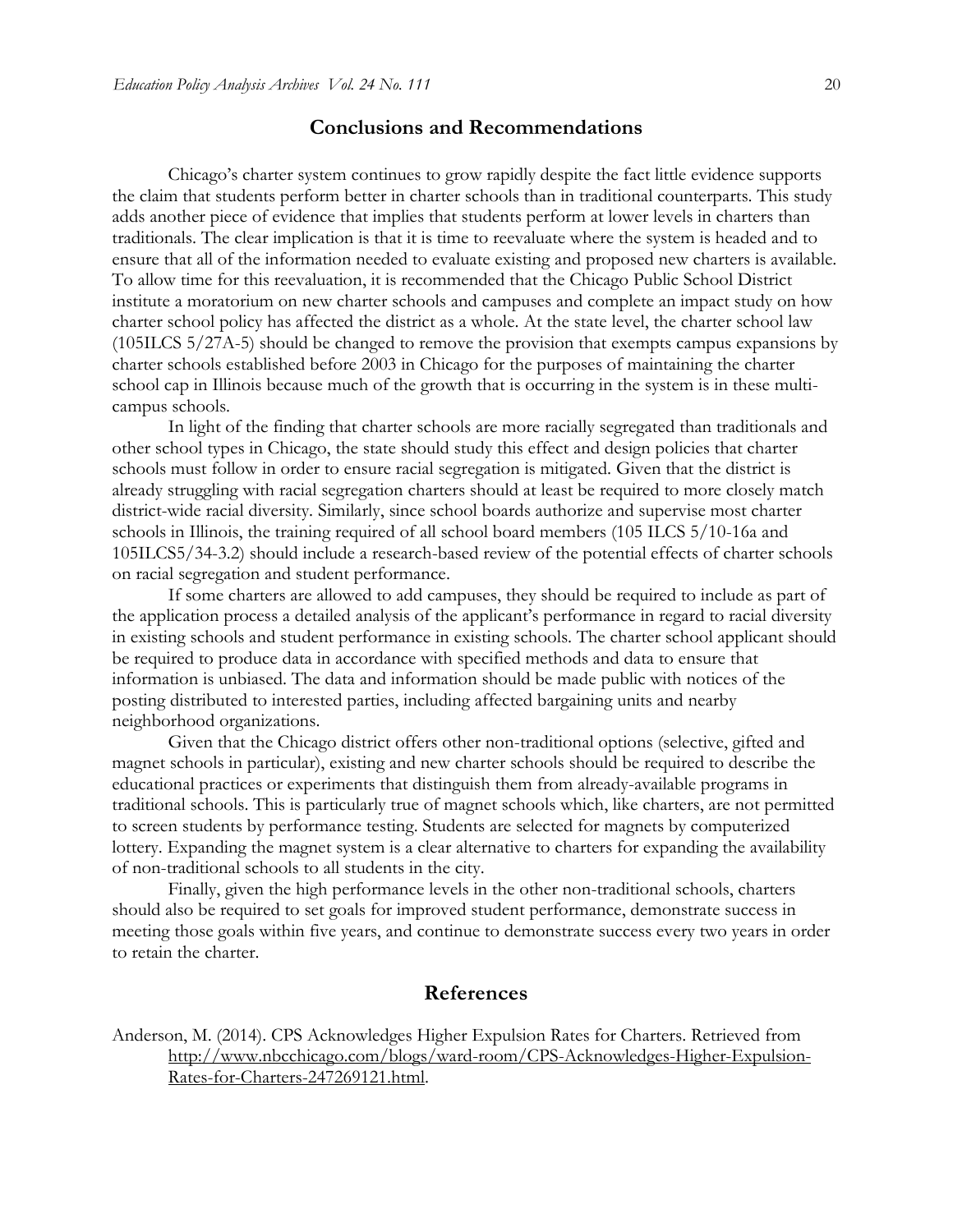## Conclusions and Recommendations

Chicago's charter system continues to grow rapidly despite the fact little evidence supports the claim that students perform better in charter schools than in traditional counterparts. This study adds another piece of evidence that implies that students perform at lower levels in charters than traditionals. The clear implication is that it is time to reevaluate where the system is headed and to ensure that all of the information needed to evaluate existing and proposed new charters is available. To allow time for this reevaluation, it is recommended that the Chicago Public School District institute a moratorium on new charter schools and campuses and complete an impact study on how charter school policy has affected the district as a whole. At the state level, the charter school law (105ILCS 5/27A-5) should be changed to remove the provision that exempts campus expansions by charter schools established before 2003 in Chicago for the purposes of maintaining the charter school cap in Illinois because much of the growth that is occurring in the system is in these multi-campus schools.

In light of the finding that charter schools are more racially segregated than traditionals and other school types in Chicago, the state should study this effect and design policies that charter schools must follow in order to ensure racial segregation is mitigated. Given that the district is already struggling with racial segregation charters should at least be required to more closely match district-wide racial diversity. Similarly, since school boards authorize and supervise most charter schools in Illinois, the training required of all school board members (105 ILCS 5/10-16a and 105ILCS5/34-3.2) should include a research-based review of the potential effects of charter schools on racial segregation and student performance.

If some charters are allowed to add campuses, they should be required to include as part of the application process a detailed analysis of the applicant's performance in regard to racial diversity in existing schools and student performance in existing schools. The charter school applicant should be required to produce data in accordance with specified methods and data to ensure that information is unbiased. The data and information should be made public with notices of the posting distributed to interested parties, including affected bargaining units and nearby neighborhood organizations.

Given that the Chicago district offers other non-traditional options (selective, gifted and magnet schools in particular), existing and new charter schools should be required to describe the educational practices or experiments that distinguish them from already-available programs in traditional schools. This is particularly true of magnet schools which, like charters, are not permitted to screen students by performance testing. Students are selected for magnets by computerized lottery. Expanding the magnet system is a clear alternative to charters for expanding the availability of non-traditional schools to all students in the city.

Finally, given the high performance levels in the other non-traditional schools, charters should also be required to set goals for improved student performance, demonstrate success in meeting those goals within five years, and continue to demonstrate success every two years in order to retain the charter.

## References

Anderson, M. (2014). CPS Acknowledges Higher Expulsion Rates for Charters. Retrieved from http://www.nbcchicago.com/blogs/ward-room/CPS-Acknowledges-Higher-Expulsion-Rates-for-Charters-247269121.html.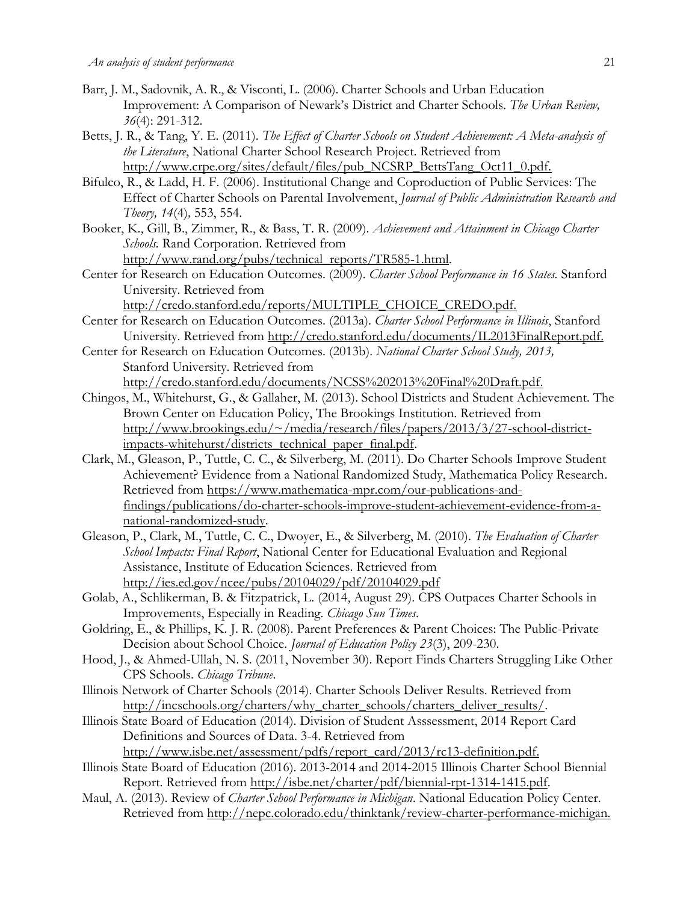Barr, J. M., Sadovnik, A. R., & Visconti, L. (2006). Charter Schools and Urban Education Improvement: A Comparison of Newark's District and Charter Schools. *The Urban Review, 36*(4): 291-312.

Betts, J. R., & Tang, Y. E. (2011). *The Effect of Charter Schools on Student Achievement: A Meta-analysis of the Literature*, National Charter School Research Project. Retrieved from http://www.crpe.org/sites/default/files/pub_NCSRP_BettsTang_Oct11_0.pdf.

Bifulco, R., & Ladd, H. F. (2006). Institutional Change and Coproduction of Public Services: The Effect of Charter Schools on Parental Involvement, *Journal of Public Administration Research and Theory, 14*(4)*,* 553, 554.

Booker, K., Gill, B., Zimmer, R., & Bass, T. R. (2009). *Achievement and Attainment in Chicago Charter Schools.* Rand Corporation. Retrieved from http://www.rand.org/pubs/technical_reports/TR585-1.html.

Center for Research on Education Outcomes. (2009). *Charter School Performance in 16 States.* Stanford University. Retrieved from http://credo.stanford.edu/reports/MULTIPLE_CHOICE_CREDO.pdf.

Center for Research on Education Outcomes. (2013a). *Charter School Performance in Illinois*, Stanford University. Retrieved from http://credo.stanford.edu/documents/IL2013FinalReport.pdf.

Center for Research on Education Outcomes. (2013b). *National Charter School Study, 2013,* Stanford University. Retrieved from http://credo.stanford.edu/documents/NCSS%202013%20Final%20Draft.pdf.

Chingos, M., Whitehurst, G., & Gallaher, M. (2013). School Districts and Student Achievement. The Brown Center on Education Policy, The Brookings Institution. Retrieved from http://www.brookings.edu/~/media/research/files/papers/2013/3/27-school-district-impacts-whitehurst/districts_technical_paper_final.pdf.

Clark, M., Gleason, P., Tuttle, C. C., & Silverberg, M. (2011). Do Charter Schools Improve Student Achievement? Evidence from a National Randomized Study, Mathematica Policy Research. Retrieved from https://www.mathematica-mpr.com/our-publications-and-findings/publications/do-charter-schools-improve-student-achievement-evidence-from-a-national-randomized-study.

Gleason, P., Clark, M., Tuttle, C. C., Dwoyer, E., & Silverberg, M. (2010). *The Evaluation of Charter School Impacts: Final Report*, National Center for Educational Evaluation and Regional Assistance, Institute of Education Sciences. Retrieved from http://ies.ed.gov/ncee/pubs/20104029/pdf/20104029.pdf

Golab, A., Schlikerman, B. & Fitzpatrick, L. (2014, August 29). CPS Outpaces Charter Schools in Improvements, Especially in Reading. *Chicago Sun Times*.

Goldring, E., & Phillips, K. J. R. (2008). Parent Preferences & Parent Choices: The Public-Private Decision about School Choice. *Journal of Education Policy 23*(3), 209-230.

Hood, J., & Ahmed-Ullah, N. S. (2011, November 30). Report Finds Charters Struggling Like Other CPS Schools. *Chicago Tribune*.

Illinois Network of Charter Schools (2014). Charter Schools Deliver Results. Retrieved from http://incschools.org/charters/why_charter_schools/charters_deliver_results/.

Illinois State Board of Education (2014). Division of Student Asssessment, 2014 Report Card Definitions and Sources of Data. 3-4. Retrieved from http://www.isbe.net/assessment/pdfs/report_card/2013/rc13-definition.pdf.

Illinois State Board of Education (2016). 2013-2014 and 2014-2015 Illinois Charter School Biennial Report. Retrieved from http://isbe.net/charter/pdf/biennial-rpt-1314-1415.pdf.

Maul, A. (2013). Review of *Charter School Performance in Michigan*. National Education Policy Center. Retrieved from http://nepc.colorado.edu/thinktank/review-charter-performance-michigan.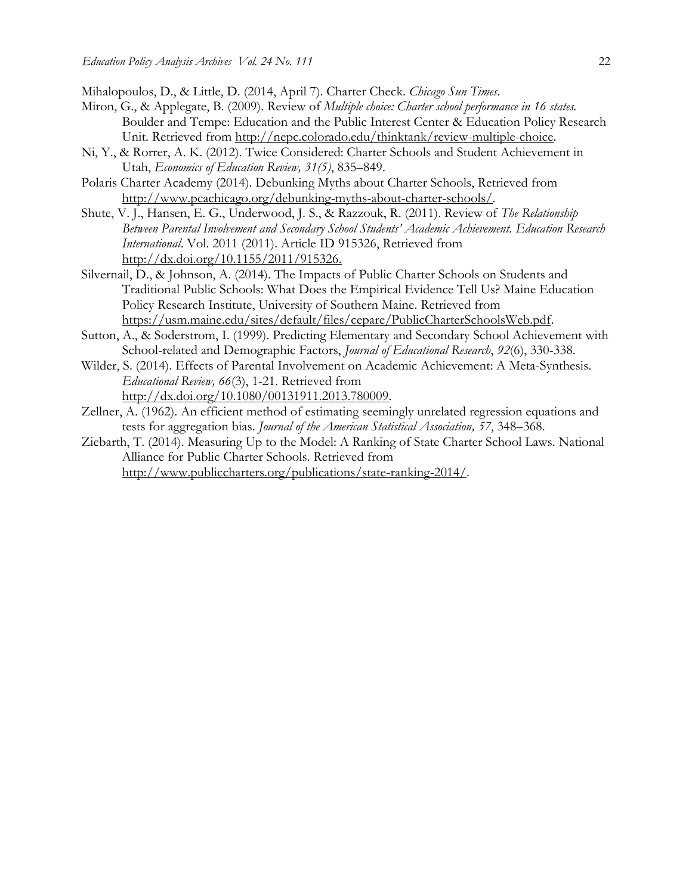Mihalopoulos, D., & Little, D. (2014, April 7). Charter Check. *Chicago Sun Times*.

Miron, G., & Applegate, B. (2009). Review of *Multiple choice: Charter school performance in 16 states.* Boulder and Tempe: Education and the Public Interest Center & Education Policy Research Unit. Retrieved from http://nepc.colorado.edu/thinktank/review-multiple-choice.

Ni, Y., & Rorrer, A. K. (2012). Twice Considered: Charter Schools and Student Achievement in Utah, *Economics of Education Review, 31(5)*, 835–849.

Polaris Charter Academy (2014). Debunking Myths about Charter Schools, Retrieved from http://www.pcachicago.org/debunking-myths-about-charter-schools/.

Shute, V. J., Hansen, E. G., Underwood, J. S., & Razzouk, R. (2011). Review of *The Relationship Between Parental Involvement and Secondary School Students' Academic Achievement. Education Research International*. Vol. 2011 (2011). Article ID 915326, Retrieved from http://dx.doi.org/10.1155/2011/915326.

Silvernail, D., & Johnson, A. (2014). The Impacts of Public Charter Schools on Students and Traditional Public Schools: What Does the Empirical Evidence Tell Us? Maine Education Policy Research Institute, University of Southern Maine. Retrieved from https://usm.maine.edu/sites/default/files/cepare/PublicCharterSchoolsWeb.pdf.

Sutton, A., & Soderstrom, I. (1999). Predicting Elementary and Secondary School Achievement with School-related and Demographic Factors, *Journal of Educational Research*, *92*(6), 330-338.

Wilder, S. (2014). Effects of Parental Involvement on Academic Achievement: A Meta-Synthesis. *Educational Review, 66*(3), 1-21. Retrieved from http://dx.doi.org/10.1080/00131911.2013.780009.

Zellner, A. (1962). An efficient method of estimating seemingly unrelated regression equations and tests for aggregation bias. *Journal of the American Statistical Association, 57*, 348–368.

Ziebarth, T. (2014). Measuring Up to the Model: A Ranking of State Charter School Laws. National Alliance for Public Charter Schools. Retrieved from http://www.publiccharters.org/publications/state-ranking-2014/.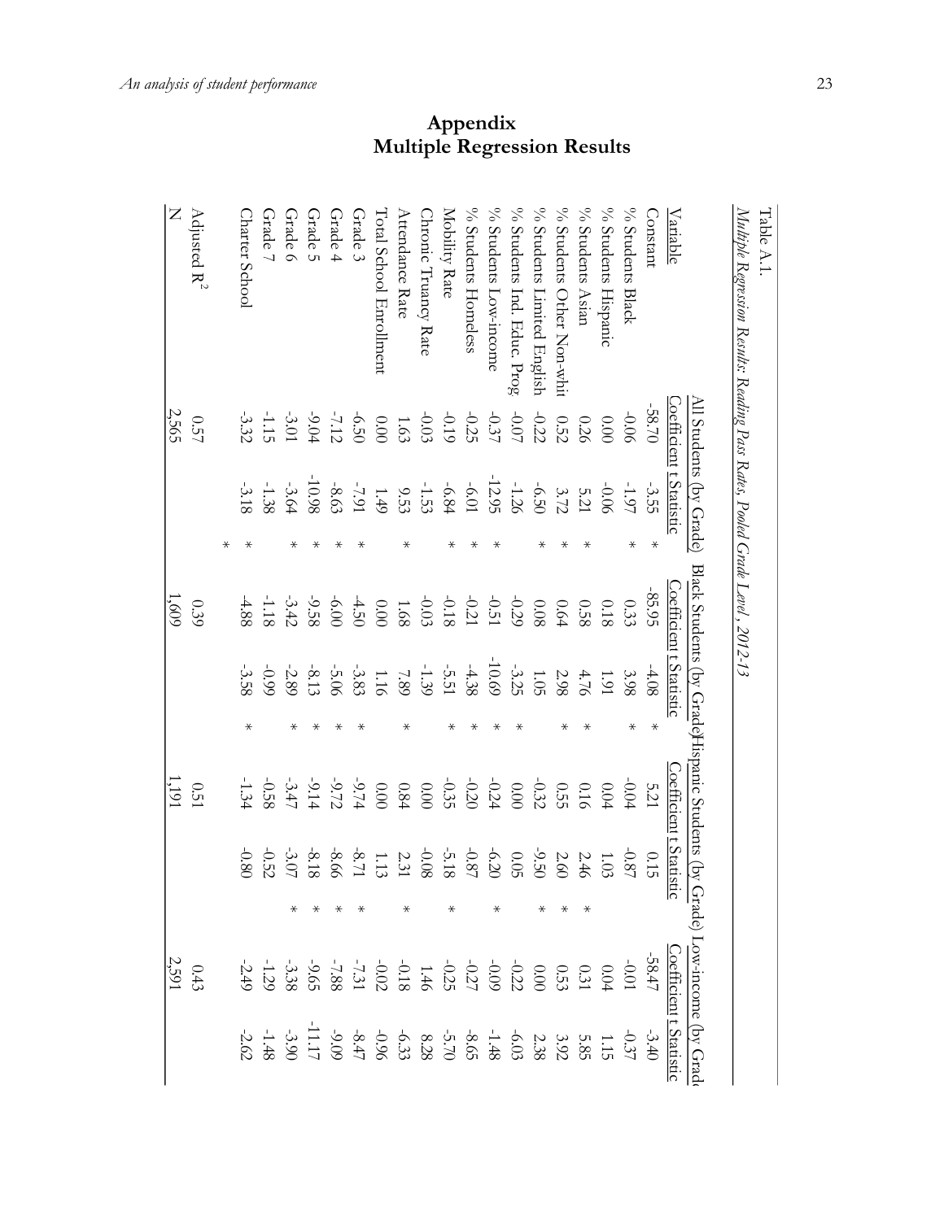# Appendix
## Multiple Regression Results

Table A.1.

*Multiple Regression Results: Reading Pass Rates, Pooled Grade Level, 2012-13*

| | All Students (by Grade) | | | Black Students (by Grade) | | | Hispanic Students (by Grade) | | | Low-income (by Grad | |
|---|---|---|---|---|---|---|---|---|---|---|---|
| Variable | Coefficient | t Statistic | | Coefficient | t Statistic | | Coefficient | t Statistic | | Coefficient | t Statistic |
| Constant | -58.70 | -3.55 | * | -85.95 | -4.08 | * | 5.21 | 0.15 | | -58.47 | -3.40 |
| % Students Black | -0.06 | -1.97 | * | 0.33 | 3.98 | * | -0.04 | -0.87 | | -0.01 | -0.37 |
| % Students Hispanic | 0.00 | -0.06 | | 0.18 | 1.91 | | 0.04 | 1.03 | | 0.04 | 1.15 |
| % Students Asian | 0.26 | 5.21 | * | 0.58 | 4.76 | * | 0.16 | 2.46 | * | 0.31 | 5.85 |
| % Students Other Non-whit | 0.52 | 3.72 | * | 0.64 | 2.98 | * | 0.55 | 2.60 | * | 0.53 | 3.92 |
| % Students Limited English | -0.22 | -6.50 | * | 0.08 | 1.05 | | -0.32 | -9.50 | * | 0.00 | 2.38 |
| % Students Ind. Educ. Prog | -0.07 | -1.26 | | -0.29 | -3.25 | * | 0.00 | 0.05 | | -0.22 | -6.03 |
| % Students Low-income | -0.37 | -12.95 | * | -0.51 | -10.69 | * | -0.24 | -6.20 | * | -0.09 | -1.48 |
| % Students Homeless | -0.25 | -6.01 | * | -0.21 | -4.38 | * | -0.20 | -0.87 | | -0.27 | -8.65 |
| Mobility Rate | -0.19 | -6.84 | * | -0.18 | -5.51 | * | -0.35 | -5.18 | * | -0.25 | -5.70 |
| Chronic Truancy Rate | -0.03 | -1.53 | | -0.03 | -1.39 | | 0.00 | -0.08 | | 1.46 | 8.28 |
| Attendance Rate | 1.63 | 9.53 | * | 1.68 | 7.89 | * | 0.84 | 2.31 | * | -0.18 | -6.33 |
| Total School Enrollment | 0.00 | 1.49 | | 0.00 | 1.16 | | 0.00 | 1.13 | | -0.02 | -0.96 |
| Grade 3 | -6.50 | -7.91 | * | -4.50 | -3.83 | * | -9.74 | -8.71 | * | -7.31 | -8.47 |
| Grade 4 | -7.12 | -8.63 | * | -6.00 | -5.06 | * | -9.72 | -8.66 | * | -7.88 | -9.09 |
| Grade 5 | -9.04 | -10.98 | * | -9.58 | -8.13 | * | -9.14 | -8.18 | * | -9.65 | -11.17 |
| Grade 6 | -3.01 | -3.64 | * | -3.42 | -2.89 | * | -3.47 | -3.07 | * | -3.38 | -3.90 |
| Grade 7 | -1.15 | -1.38 | | -1.18 | -0.99 | | -0.58 | -0.52 | | -1.29 | -1.48 |
| Charter School | -3.32 | -3.18 | * | -4.88 | -3.58 | * | -1.34 | -0.80 | | -2.49 | -2.62 |
| | | | * | | | | | | | | |
| Adjusted $R^2$ | 0.57 | | | 0.39 | | | 0.51 | | | 0.43 | |
| N | 2,565 | | | 1,609 | | | 1,191 | | | 2,591 | |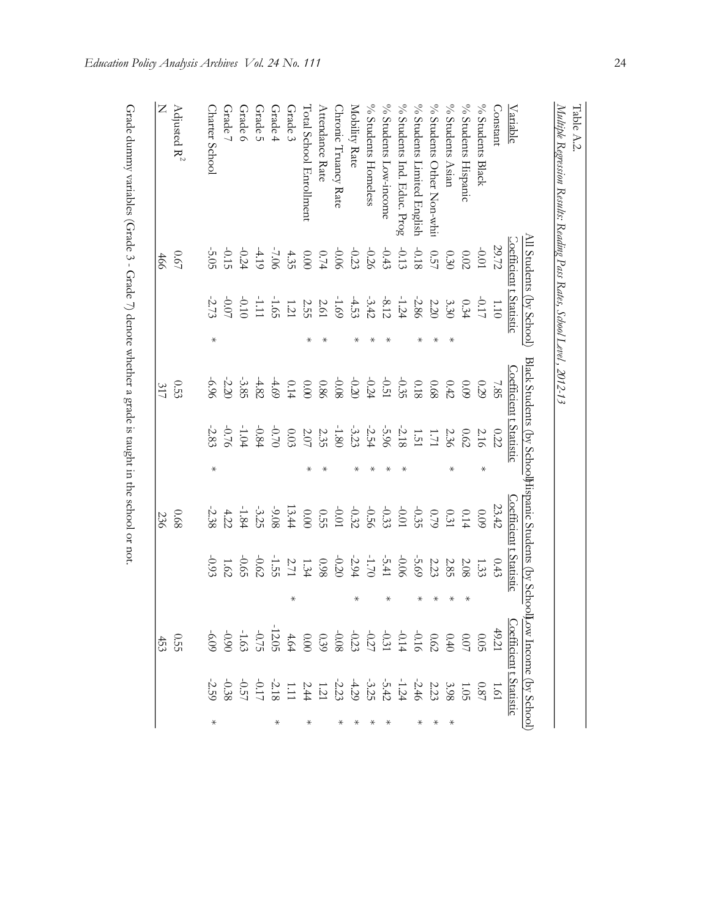Table A.2.

*Multiple Regression Results: Reading Pass Rates, School Level, 2012-13*

| Variable | All Students (by School) | | | Black Students (by School) | | | Hispanic Students (by School) | | | Low Income (by School) | | |
|---|---|---|---|---|---|---|---|---|---|---|---|---|
| | Coefficient | t Statistic | | Coefficient | t Statistic | | Coefficient | t Statistic | | Coefficient | t Statistic | |
| Constant | 29.72 | 1.10 | | 7.85 | 0.22 | | 23.42 | 0.43 | | 49.21 | 1.61 | |
| % Students Black | -0.01 | -0.17 | | 0.29 | 2.16 | * | 0.09 | 1.33 | | 0.05 | 0.87 | |
| % Students Hispanic | 0.02 | 0.34 | | 0.09 | 0.62 | | 0.14 | 2.08 | * | 0.07 | 1.05 | |
| % Students Asian | 0.30 | 3.30 | * | 0.42 | 2.36 | * | 0.31 | 2.85 | * | 0.40 | 3.98 | * |
| % Students Other Non-whi | 0.57 | 2.20 | * | 0.68 | 1.71 | | 0.79 | 2.23 | * | 0.62 | 2.23 | * |
| % Students Limited English | -0.18 | -2.86 | * | 0.18 | 1.51 | | -0.35 | -5.69 | * | -0.16 | -2.46 | * |
| % Students Ind. Educ. Prog | -0.13 | -1.24 | | -0.35 | -2.18 | * | -0.01 | -0.06 | | -0.14 | -1.24 | |
| % Students Low-income | -0.43 | -8.12 | * | -0.51 | -5.96 | * | -0.33 | -5.41 | * | -0.31 | -5.42 | * |
| % Students Homeless | -0.26 | -3.42 | * | -0.24 | -2.54 | * | -0.56 | -1.70 | | -0.27 | -3.25 | * |
| Mobility Rate | -0.23 | -4.53 | * | -0.20 | -3.23 | * | -0.32 | -2.94 | * | -0.23 | -4.29 | * |
| Chronic Truancy Rate | -0.06 | -1.69 | | -0.08 | -1.80 | | -0.01 | -0.20 | | -0.08 | -2.23 | * |
| Attendance Rate | 0.74 | 2.61 | * | 0.86 | 2.35 | * | 0.55 | 0.98 | | 0.39 | 1.21 | |
| Total School Enrollment | 0.00 | 2.55 | * | 0.00 | 2.07 | * | 0.00 | 1.34 | | 0.00 | 2.44 | * |
| Grade 3 | 4.35 | 1.21 | | 0.14 | 0.03 | | 13.44 | 2.71 | * | 4.64 | 1.11 | |
| Grade 4 | -7.06 | -1.65 | | -4.69 | -0.70 | | -9.08 | -1.55 | | -12.05 | -2.18 | * |
| Grade 5 | -4.19 | -1.11 | | -4.82 | -0.84 | | -3.25 | -0.62 | | -0.75 | -0.17 | |
| Grade 6 | -0.24 | -0.10 | | -3.85 | -1.04 | | -1.84 | -0.65 | | -1.63 | -0.57 | |
| Grade 7 | -0.15 | -0.07 | | -2.20 | -0.76 | | 4.22 | 1.62 | | -0.90 | -0.38 | |
| Charter School | -5.05 | -2.73 | * | -6.96 | -2.83 | * | -2.38 | -0.93 | | -6.09 | -2.59 | * |
| | | | | | | | | | | | | |
| Adjusted $R^2$ | 0.67 | | | 0.53 | | | 0.68 | | | 0.55 | | |
| N | 466 | | | 317 | | | 236 | | | 453 | | |

Grade dummy variables (Grade 3 - Grade 7) denote whether a grade is taught in the school or not.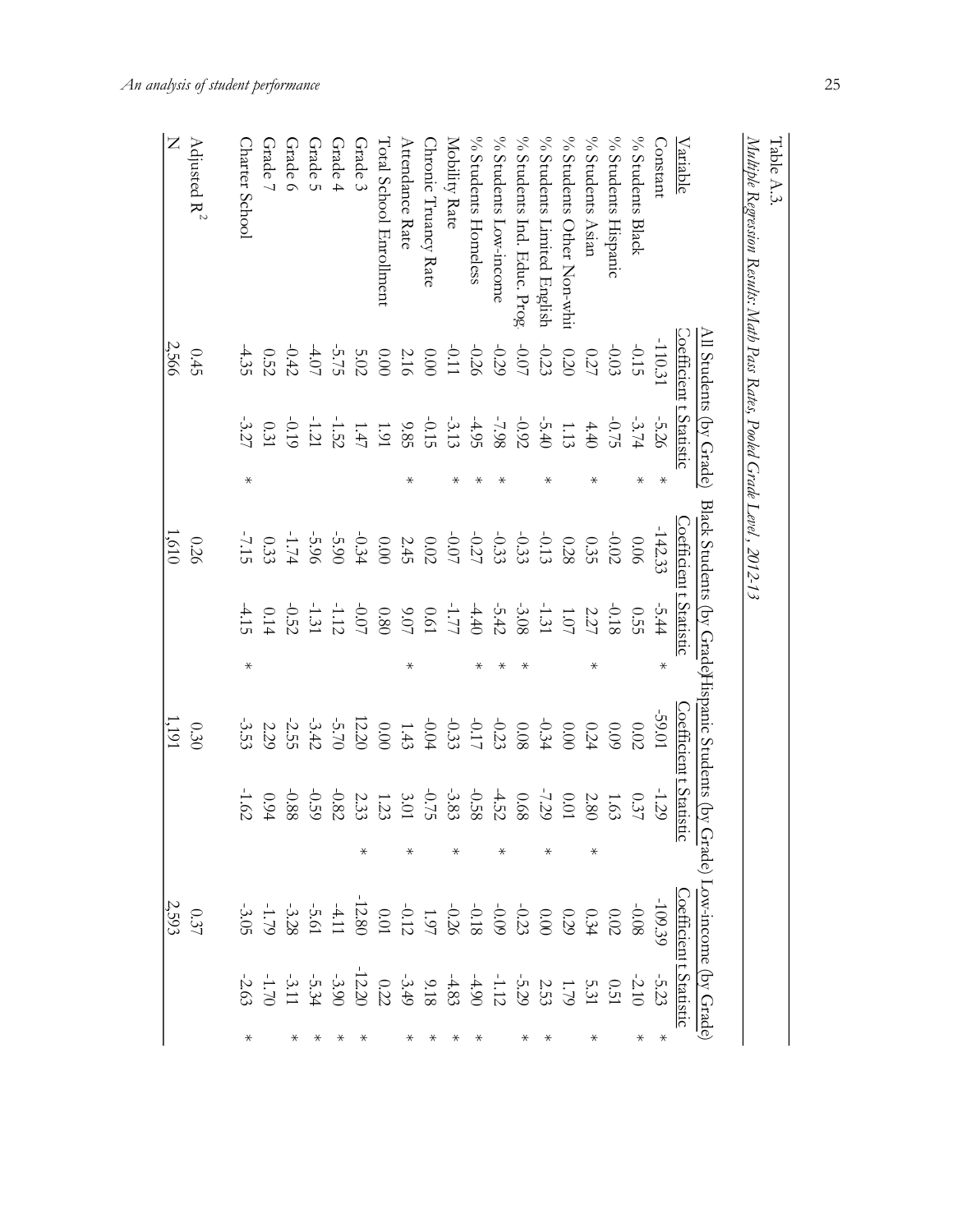Table A.3.

*Multiple Regression Results: Math Pass Rates, Pooled Grade Level, 2012-13*

| Variable | All Students (by Grade) | | | Black Students (by Grade) | | | Hispanic Students (by Grade) | | | Low-income (by Grade) | | |
|---|---|---|---|---|---|---|---|---|---|---|---|---|
| | Coefficient | t Statistic | | Coefficient | t Statistic | | Coefficient | t Statistic | | Coefficient | t Statistic | |
| Constant | -110.31 | -5.26 | * | -142.33 | -5.44 | * | -59.01 | -1.29 | | -109.39 | -5.23 | * |
| % Students Black | -0.15 | -3.74 | * | 0.06 | 0.55 | | 0.02 | 0.37 | | -0.08 | -2.10 | * |
| % Students Hispanic | -0.03 | -0.75 | | -0.02 | -0.18 | | 0.09 | 1.63 | | 0.02 | 0.51 | |
| % Students Asian | 0.27 | 4.40 | * | 0.35 | 2.27 | * | 0.24 | 2.80 | * | 0.34 | 5.31 | * |
| % Students Other Non-whit | 0.20 | 1.13 | | 0.28 | 1.07 | | 0.00 | 0.01 | | 0.29 | 1.79 | |
| % Students Limited English | -0.23 | -5.40 | * | -0.13 | -1.31 | | -0.34 | -7.29 | * | 0.00 | 2.53 | * |
| % Students Ind. Educ. Prog | -0.07 | -0.92 | | -0.33 | -3.08 | * | 0.08 | 0.68 | | -0.23 | -5.29 | * |
| % Students Low-income | -0.29 | -7.98 | * | -0.33 | -5.42 | * | -0.23 | -4.52 | * | -0.09 | -1.12 | |
| % Students Homeless | -0.26 | -4.95 | * | -0.27 | -4.40 | * | -0.17 | -0.58 | | -0.18 | -4.90 | * |
| Mobility Rate | -0.11 | -3.13 | * | -0.07 | -1.77 | | -0.33 | -3.83 | * | -0.26 | -4.83 | * |
| Chronic Truancy Rate | 0.00 | -0.15 | | 0.02 | 0.61 | | -0.04 | -0.75 | | 1.97 | 9.18 | * |
| Attendance Rate | 2.16 | 9.85 | * | 2.45 | 9.07 | * | 1.43 | 3.01 | * | -0.12 | -3.49 | * |
| Total School Enrollment | 0.00 | 1.91 | | 0.00 | 0.80 | | 0.00 | 1.23 | | 0.01 | 0.22 | |
| Grade 3 | 5.02 | 1.47 | | -0.34 | -0.07 | | 12.20 | 2.33 | * | -12.80 | -12.20 | * |
| Grade 4 | -5.75 | -1.52 | | -5.90 | -1.12 | | -5.70 | -0.82 | | -4.11 | -3.90 | * |
| Grade 5 | -4.07 | -1.21 | | -5.96 | -1.31 | | -3.42 | -0.59 | | -5.61 | -5.34 | * |
| Grade 6 | -0.42 | -0.19 | | -1.74 | -0.52 | | -2.55 | -0.88 | | -3.28 | -3.11 | * |
| Grade 7 | 0.52 | 0.31 | | 0.33 | 0.14 | | 2.29 | 0.94 | | -1.79 | -1.70 | |
| Charter School | -4.35 | -3.27 | * | -7.15 | -4.15 | * | -3.53 | -1.62 | | -3.05 | -2.63 | * |
| | | | | | | | | | | | | |
| Adjusted $R^2$ | 0.45 | | | 0.26 | | | 0.30 | | | 0.37 | | |
| N | 2,566 | | | 1,610 | | | 1,191 | | | 2,593 | | |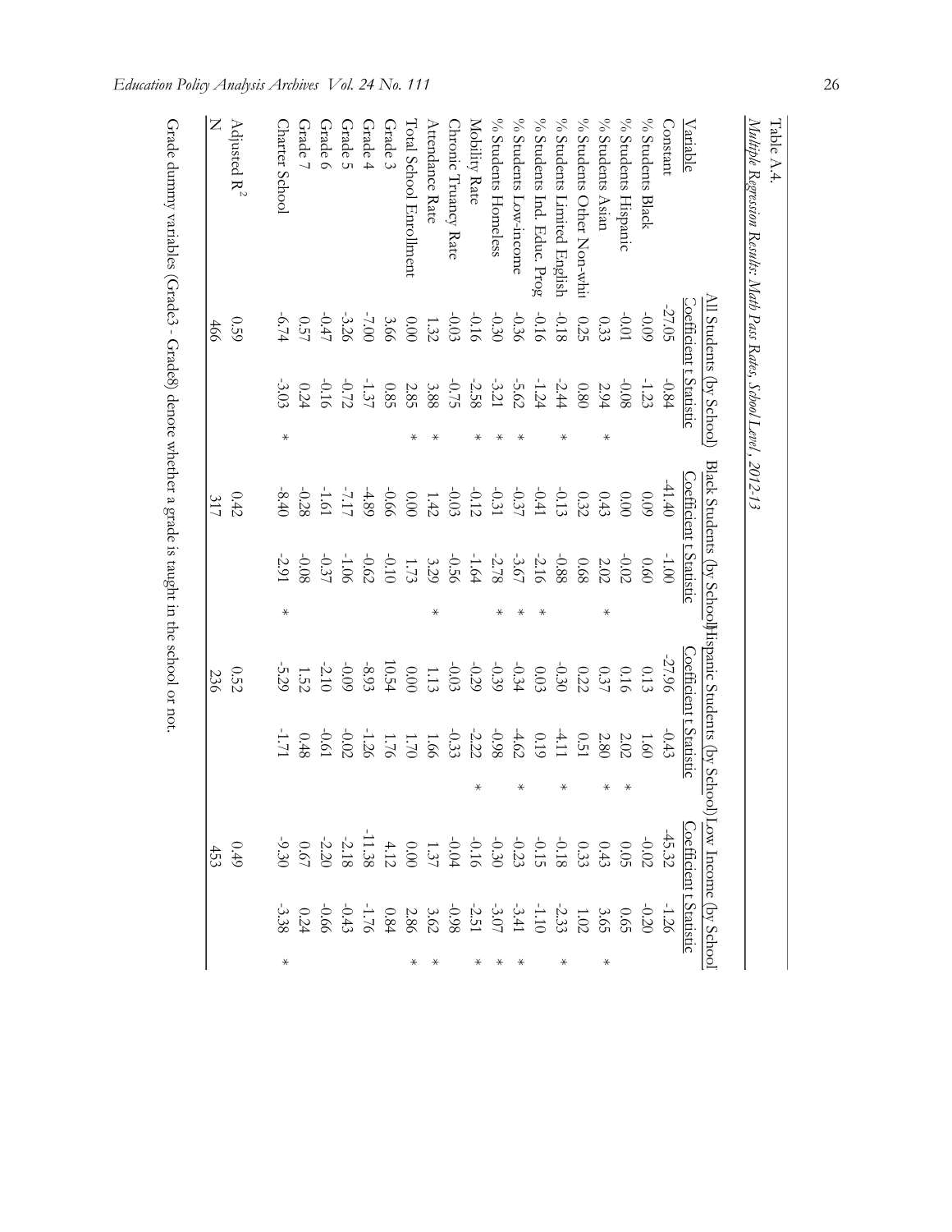Table A.4.

*Multiple Regression Results: Math Pass Rates, School Level, 2012-13*

| Variable | All Students (by School) | | | Black Students (by School) | | | Hispanic Students (by School) | | | Low Income (by School) | | |
|---|---|---|---|---|---|---|---|---|---|---|---|---|
| | Coefficient | t Statistic | | Coefficient | t Statistic | | Coefficient | t Statistic | | Coefficient | t Statistic | |
| Constant | -27.05 | -0.84 | | -41.40 | -1.00 | | -27.96 | -0.43 | | -45.32 | -1.26 | |
| % Students Black | -0.09 | -1.23 | | 0.09 | 0.60 | | 0.13 | 1.60 | | -0.02 | -0.20 | |
| % Students Hispanic | -0.01 | -0.08 | | 0.00 | -0.02 | | 0.16 | 2.02 | * | 0.05 | 0.65 | |
| % Students Asian | 0.33 | 2.94 | * | 0.43 | 2.02 | * | 0.37 | 2.80 | * | 0.43 | 3.65 | * |
| % Students Other Non-whi | 0.25 | 0.80 | | 0.32 | 0.68 | | 0.22 | 0.51 | | 0.33 | 1.02 | |
| % Students Limited English | -0.18 | -2.44 | * | -0.13 | -0.88 | | -0.30 | -4.11 | * | -0.18 | -2.33 | * |
| % Students Ind. Educ. Prog | -0.16 | -1.24 | | -0.41 | -2.16 | * | 0.03 | 0.19 | | -0.15 | -1.10 | |
| % Students Low-income | -0.36 | -5.62 | * | -0.37 | -3.67 | * | -0.34 | -4.62 | * | -0.23 | -3.41 | * |
| % Students Homeless | -0.30 | -3.21 | * | -0.31 | -2.78 | * | -0.39 | -0.98 | | -0.30 | -3.07 | * |
| Mobility Rate | -0.16 | -2.58 | * | -0.12 | -1.64 | | -0.29 | -2.22 | * | -0.16 | -2.51 | * |
| Chronic Truancy Rate | -0.03 | -0.75 | | -0.03 | -0.56 | | -0.03 | -0.33 | | -0.04 | -0.98 | |
| Attendance Rate | 1.32 | 3.88 | * | 1.42 | 3.29 | * | 1.13 | 1.66 | | 1.37 | 3.62 | * |
| Total School Enrollment | 0.00 | 2.85 | * | 0.00 | 1.73 | | 0.00 | 1.70 | | 0.00 | 2.86 | * |
| Grade 3 | 3.66 | 0.85 | | -0.66 | -0.10 | | 10.54 | 1.76 | | 4.12 | 0.84 | |
| Grade 4 | -7.00 | -1.37 | | -4.89 | -0.62 | | -8.93 | -1.26 | | -11.38 | -1.76 | |
| Grade 5 | -3.26 | -0.72 | | -7.17 | -1.06 | | -0.09 | -0.02 | | -2.18 | -0.43 | |
| Grade 6 | -0.47 | -0.16 | | -1.61 | -0.37 | | -2.10 | -0.61 | | -2.20 | -0.66 | |
| Grade 7 | 0.57 | 0.24 | | -0.28 | -0.08 | | 1.52 | 0.48 | | 0.67 | 0.24 | |
| Charter School | -6.74 | -3.03 | * | -8.40 | -2.91 | * | -5.29 | -1.71 | | -9.30 | -3.38 | * |
| | | | | | | | | | | | | |
| Adjusted $R^2$ | 0.59 | | | 0.42 | | | 0.52 | | | 0.49 | | |
| N | 466 | | | 317 | | | 236 | | | 453 | | |

Grade dummy variables (Grade3 - Grade8) denote whether a grade is taught in the school or not.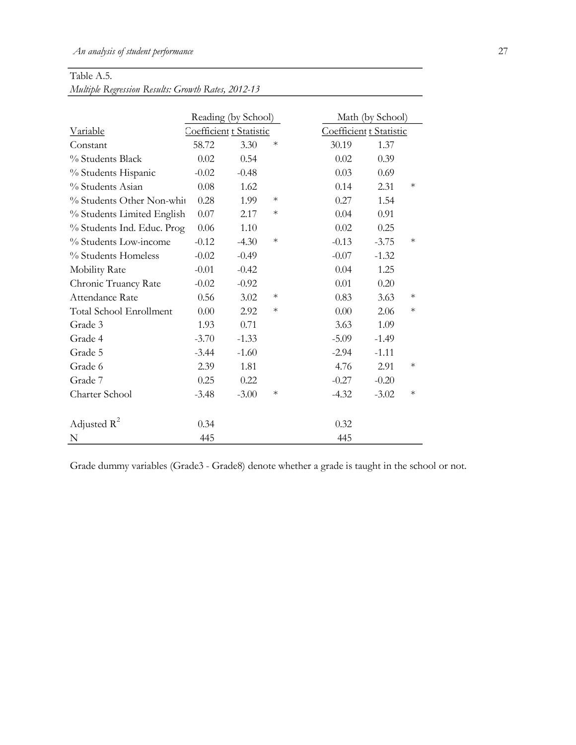Table A.5.

*Multiple Regression Results: Growth Rates, 2012-13*

| Variable | Reading (by School) | | | Math (by School) | | |
|---|---|---|---|---|---|---|
| | Coefficient | t Statistic | | Coefficient | t Statistic | |
| Constant | 58.72 | 3.30 | * | 30.19 | 1.37 | |
| % Students Black | 0.02 | 0.54 | | 0.02 | 0.39 | |
| % Students Hispanic | -0.02 | -0.48 | | 0.03 | 0.69 | |
| % Students Asian | 0.08 | 1.62 | | 0.14 | 2.31 | * |
| % Students Other Non-whit | 0.28 | 1.99 | * | 0.27 | 1.54 | |
| % Students Limited English | 0.07 | 2.17 | * | 0.04 | 0.91 | |
| % Students Ind. Educ. Prog | 0.06 | 1.10 | | 0.02 | 0.25 | |
| % Students Low-income | -0.12 | -4.30 | * | -0.13 | -3.75 | * |
| % Students Homeless | -0.02 | -0.49 | | -0.07 | -1.32 | |
| Mobility Rate | -0.01 | -0.42 | | 0.04 | 1.25 | |
| Chronic Truancy Rate | -0.02 | -0.92 | | 0.01 | 0.20 | |
| Attendance Rate | 0.56 | 3.02 | * | 0.83 | 3.63 | * |
| Total School Enrollment | 0.00 | 2.92 | * | 0.00 | 2.06 | * |
| Grade 3 | 1.93 | 0.71 | | 3.63 | 1.09 | |
| Grade 4 | -3.70 | -1.33 | | -5.09 | -1.49 | |
| Grade 5 | -3.44 | -1.60 | | -2.94 | -1.11 | |
| Grade 6 | 2.39 | 1.81 | | 4.76 | 2.91 | * |
| Grade 7 | 0.25 | 0.22 | | -0.27 | -0.20 | |
| Charter School | -3.48 | -3.00 | * | -4.32 | -3.02 | * |
| | | | | | | |
| Adjusted $R^2$ | 0.34 | | | 0.32 | | |
| N | 445 | | | 445 | | |

Grade dummy variables (Grade3 - Grade8) denote whether a grade is taught in the school or not.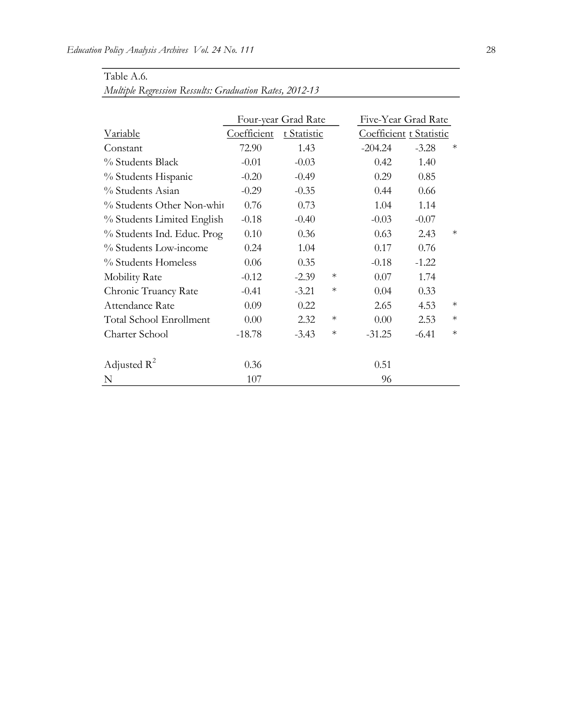Table A.6.

*Multiple Regression Ressults: Graduation Rates, 2012-13*

| | Four-year Grad Rate | | | Five-Year Grad Rate | | |
|---|---|---|---|---|---|---|
| Variable | Coefficient | t Statistic | | Coefficient | t Statistic | |
| Constant | 72.90 | 1.43 | | -204.24 | -3.28 | * |
| % Students Black | -0.01 | -0.03 | | 0.42 | 1.40 | |
| % Students Hispanic | -0.20 | -0.49 | | 0.29 | 0.85 | |
| % Students Asian | -0.29 | -0.35 | | 0.44 | 0.66 | |
| % Students Other Non-whit | 0.76 | 0.73 | | 1.04 | 1.14 | |
| % Students Limited English | -0.18 | -0.40 | | -0.03 | -0.07 | |
| % Students Ind. Educ. Prog | 0.10 | 0.36 | | 0.63 | 2.43 | * |
| % Students Low-income | 0.24 | 1.04 | | 0.17 | 0.76 | |
| % Students Homeless | 0.06 | 0.35 | | -0.18 | -1.22 | |
| Mobility Rate | -0.12 | -2.39 | * | 0.07 | 1.74 | |
| Chronic Truancy Rate | -0.41 | -3.21 | * | 0.04 | 0.33 | |
| Attendance Rate | 0.09 | 0.22 | | 2.65 | 4.53 | * |
| Total School Enrollment | 0.00 | 2.32 | * | 0.00 | 2.53 | * |
| Charter School | -18.78 | -3.43 | * | -31.25 | -6.41 | * |
| | | | | | | |
| Adjusted $R^2$ | 0.36 | | | 0.51 | | |
| N | 107 | | | 96 | | |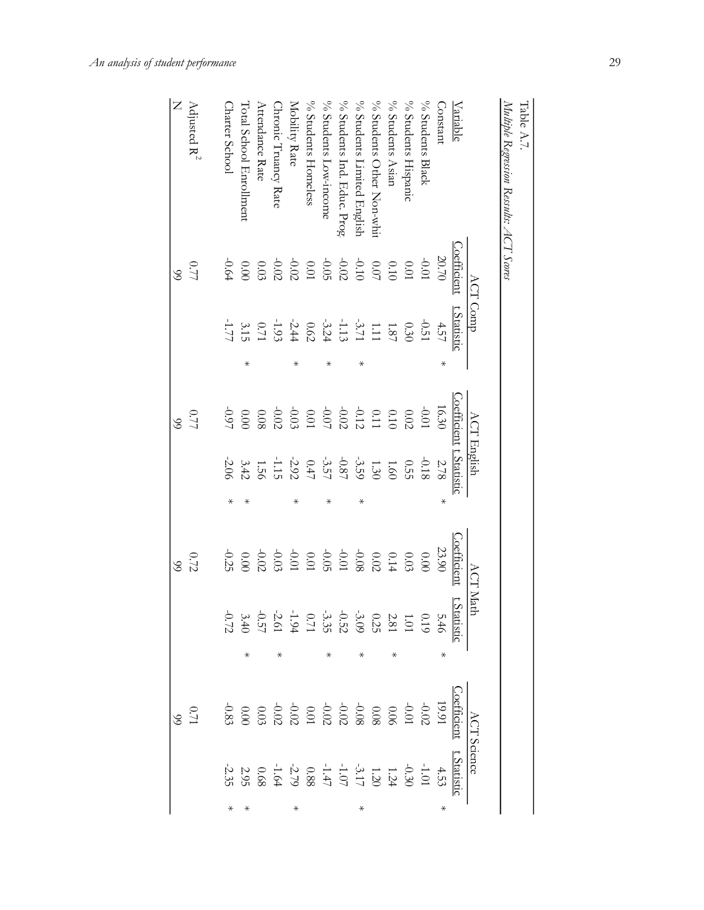Table A.7.

*Multiple Regression Results: ACT Scores*

| Variable | ACT Comp | | | ACT English | | | ACT Math | | | ACT Science | | |
|---|---|---|---|---|---|---|---|---|---|---|---|---|
| | Coefficient | t Statistic | | Coefficient | t Statistic | | Coefficient | t Statistic | | Coefficient | t Statistic | |
| Constant | 20.70 | 4.57 | * | 16.30 | 2.78 | * | 23.90 | 5.46 | * | 19.91 | 4.53 | * |
| % Students Black | -0.01 | -0.51 | | -0.01 | -0.18 | | 0.00 | 0.19 | | -0.02 | -1.01 | |
| % Students Hispanic | 0.01 | 0.30 | | 0.02 | 0.55 | | 0.03 | 1.01 | | -0.01 | -0.30 | |
| % Students Asian | 0.10 | 1.87 | | 0.10 | 1.60 | | 0.14 | 2.81 | * | 0.06 | 1.24 | |
| % Students Other Non-whit | 0.07 | 1.11 | | 0.11 | 1.30 | | 0.02 | 0.25 | | 0.08 | 1.20 | |
| % Students Limited English | -0.10 | -3.71 | * | -0.12 | -3.59 | * | -0.08 | -3.09 | * | -0.08 | -3.17 | * |
| % Students Ind. Educ. Prog | -0.02 | -1.13 | | -0.02 | -0.87 | | -0.01 | -0.52 | | -0.02 | -1.07 | |
| % Students Low-income | -0.05 | -3.24 | * | -0.07 | -3.57 | * | -0.05 | -3.35 | * | -0.02 | -1.47 | |
| % Students Homeless | 0.01 | 0.62 | | 0.01 | 0.47 | | 0.01 | 0.71 | | 0.01 | 0.88 | |
| Mobility Rate | -0.02 | -2.44 | * | -0.03 | -2.92 | * | -0.01 | -1.94 | | -0.02 | -2.79 | * |
| Chronic Truancy Rate | -0.02 | -1.93 | | -0.02 | -1.15 | | -0.03 | -2.61 | * | -0.02 | -1.64 | |
| Attendance Rate | 0.03 | 0.71 | | 0.08 | 1.56 | | -0.02 | -0.57 | | 0.03 | 0.68 | |
| Total School Enrollment | 0.00 | 3.15 | * | 0.00 | 3.42 | * | 0.00 | 3.40 | * | 0.00 | 2.95 | * |
| Charter School | -0.64 | -1.77 | | -0.97 | -2.06 | * | -0.25 | -0.72 | | -0.83 | -2.35 | * |
| Adjusted $R^2$ | 0.77 | | | 0.77 | | | 0.72 | | | 0.71 | | |
| N | 99 | | | 99 | | | 99 | | | 99 | | |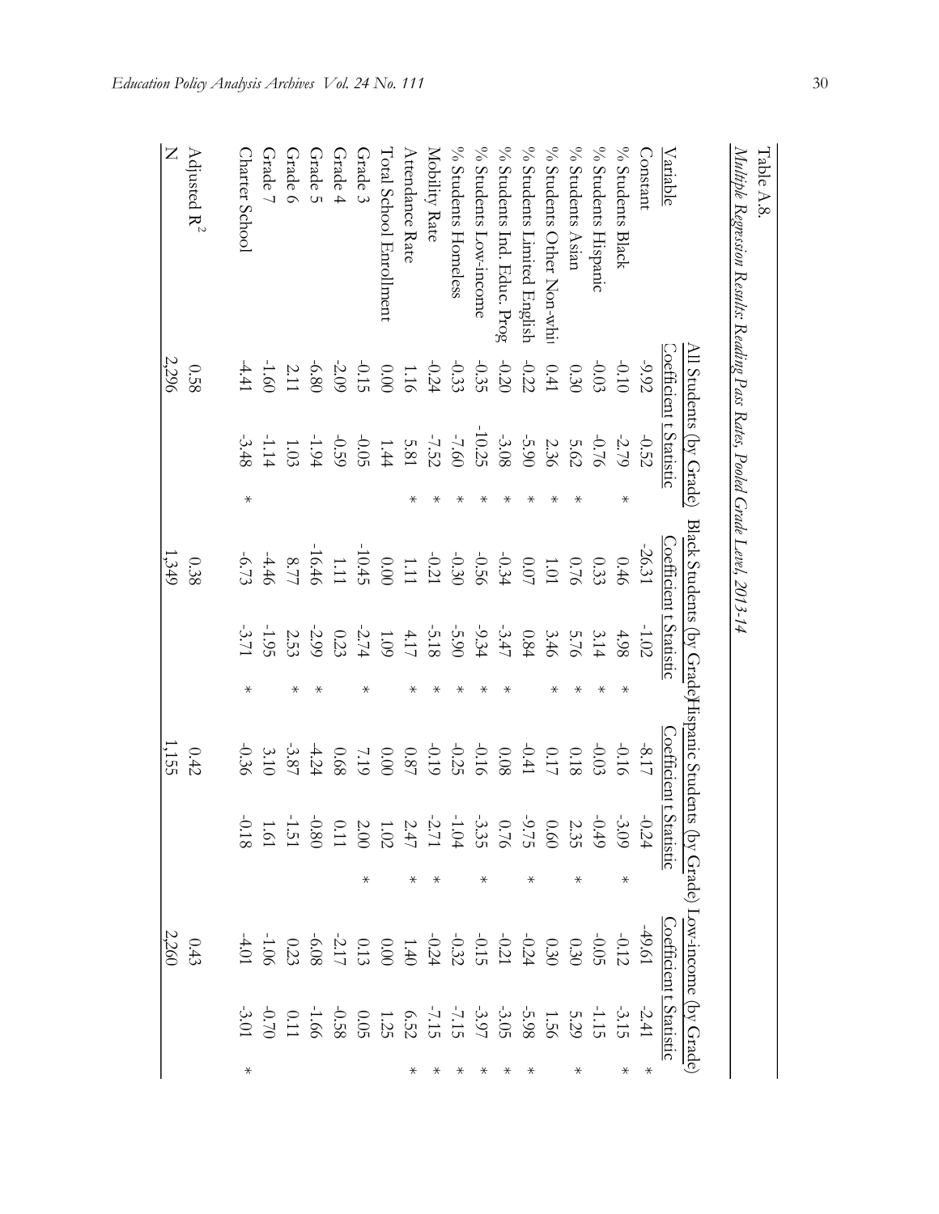Table A.8.

*Multiple Regression Results: Reading Pass Rates, Pooled Grade Level, 2013-14*

| Variable | All Students (by Grade) | | | Black Students (by Grade) | | | Hispanic Students (by Grade) | | | Low-income (by Grade) | | |
|---|---|---|---|---|---|---|---|---|---|---|---|---|
| | Coefficient | t Statistic | | Coefficient | t Statistic | | Coefficient | t Statistic | | Coefficient | t Statistic | |
| Constant | -9.92 | -0.52 | | -26.31 | -1.02 | | -8.17 | -0.24 | | -49.61 | -2.41 | * |
| % Students Black | -0.10 | -2.79 | * | 0.46 | 4.98 | * | -0.16 | -3.09 | * | -0.12 | -3.15 | * |
| % Students Hispanic | -0.03 | -0.76 | | 0.33 | 3.14 | * | -0.03 | -0.49 | | -0.05 | -1.15 | |
| % Students Asian | 0.30 | 5.62 | * | 0.76 | 5.76 | * | 0.18 | 2.35 | * | 0.30 | 5.29 | * |
| % Students Other Non-whi | 0.41 | 2.36 | * | 1.01 | 3.46 | * | 0.17 | 0.60 | | 0.30 | 1.56 | |
| % Students Limited English | -0.22 | -5.90 | * | 0.07 | 0.84 | | -0.41 | -9.75 | * | -0.24 | -5.98 | * |
| % Students Ind. Educ. Prog | -0.20 | -3.08 | * | -0.34 | -3.47 | * | 0.08 | 0.76 | | -0.21 | -3.05 | * |
| % Students Low-income | -0.35 | -10.25 | * | -0.56 | -9.34 | * | -0.16 | -3.35 | * | -0.15 | -3.97 | * |
| % Students Homeless | -0.33 | -7.60 | * | -0.30 | -5.90 | * | -0.25 | -1.04 | | -0.32 | -7.15 | * |
| Mobility Rate | -0.24 | -7.52 | * | -0.21 | -5.18 | * | -0.19 | -2.71 | * | -0.24 | -7.15 | * |
| Attendance Rate | 1.16 | 5.81 | * | 1.11 | 4.17 | * | 0.87 | 2.47 | * | 1.40 | 6.52 | * |
| Total School Enrollment | 0.00 | 1.44 | | 0.00 | 1.09 | | 0.00 | 1.02 | | 0.00 | 1.25 | |
| Grade 3 | -0.15 | -0.05 | | -10.45 | -2.74 | * | 7.19 | 2.00 | * | 0.13 | 0.05 | |
| Grade 4 | -2.09 | -0.59 | | 1.11 | 0.23 | | 0.68 | 0.11 | | -2.17 | -0.58 | |
| Grade 5 | -6.80 | -1.94 | | -16.46 | -2.99 | * | -4.24 | -0.80 | | -6.08 | -1.66 | |
| Grade 6 | 2.11 | 1.03 | | 8.77 | 2.53 | * | -3.87 | -1.51 | | 0.23 | 0.11 | |
| Grade 7 | -1.60 | -1.14 | | -4.46 | -1.95 | | 3.10 | 1.61 | | -1.06 | -0.70 | |
| Charter School | -4.41 | -3.48 | * | -6.73 | -3.71 | * | -0.36 | -0.18 | | -4.01 | -3.01 | * |
| | | | | | | | | | | | | |
| Adjusted $R^2$ | 0.58 | | | 0.38 | | | 0.42 | | | 0.43 | | |
| N | 2,296 | | | 1,349 | | | 1,155 | | | 2,260 | | |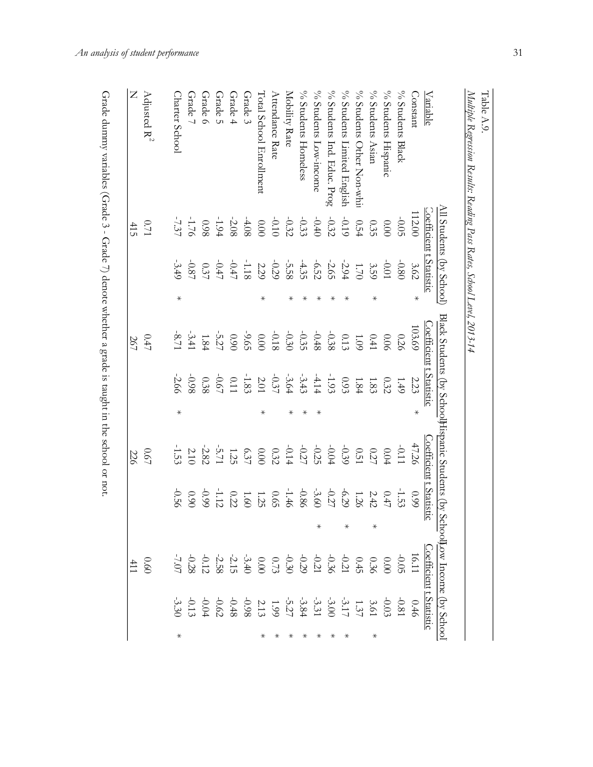Table A.9.

*Multiple Regression Results: Reading Pass Rates, School Level, 2013-14*

| Variable | All Students (by School) | | | Black Students (by School) | | | Hispanic Students (by School) | | | Low Income (by School) | | |
|---|---|---|---|---|---|---|---|---|---|---|---|---|
| | Coefficient | t Statistic | | Coefficient | t Statistic | | Coefficient | t Statistic | | Coefficient | t Statistic | |
| Constant | 112.00 | 3.62 | * | 103.69 | 2.23 | * | 47.26 | 0.99 | | 16.11 | 0.46 | |
| % Students Black | -0.05 | -0.80 | | 0.26 | 1.49 | | -0.11 | -1.53 | | -0.05 | -0.81 | |
| % Students Hispanic | 0.00 | -0.01 | | 0.06 | 0.32 | | 0.04 | 0.47 | | 0.00 | -0.03 | |
| % Students Asian | 0.35 | 3.59 | * | 0.41 | 1.83 | | 0.27 | 2.42 | * | 0.36 | 3.61 | * |
| % Students Other Non-whi | 0.54 | 1.70 | | 1.09 | 1.84 | | 0.51 | 1.26 | | 0.45 | 1.37 | |
| % Students Limited English | -0.19 | -2.94 | * | 0.13 | 0.93 | | -0.39 | -6.29 | * | -0.21 | -3.17 | * |
| % Students Ind. Educ. Prog | -0.32 | -2.65 | * | -0.38 | -1.93 | | -0.04 | -0.27 | | -0.36 | -3.00 | * |
| % Students Low-income | -0.40 | -6.52 | * | -0.48 | -4.14 | * | -0.25 | -3.60 | * | -0.21 | -3.31 | * |
| % Students Homeless | -0.33 | -4.35 | * | -0.35 | -3.43 | * | -0.27 | -0.86 | | -0.29 | -3.84 | * |
| Mobility Rate | -0.32 | -5.58 | * | -0.30 | -3.64 | * | -0.14 | -1.46 | | -0.30 | -5.27 | * |
| Attendance Rate | -0.10 | -0.29 | | -0.18 | -0.37 | | 0.32 | 0.65 | | 0.73 | 1.99 | * |
| Total School Enrollment | 0.00 | 2.29 | * | 0.00 | 2.01 | * | 0.00 | 1.25 | | 0.00 | 2.13 | * |
| Grade 3 | -4.08 | -1.18 | | -9.65 | -1.83 | | 6.37 | 1.60 | | -3.40 | -0.98 | |
| Grade 4 | -2.08 | -0.47 | | 0.90 | 0.11 | | 1.25 | 0.22 | | -2.15 | -0.48 | |
| Grade 5 | -1.94 | -0.47 | | -5.27 | -0.67 | | -5.71 | -1.12 | | -2.58 | -0.62 | |
| Grade 6 | 0.98 | 0.37 | | 1.84 | 0.38 | | -2.82 | -0.99 | | -0.12 | -0.04 | |
| Grade 7 | -1.76 | -0.87 | | -3.41 | -0.98 | | 2.10 | 0.90 | | -0.28 | -0.13 | |
| Charter School | -7.37 | -3.49 | * | -8.71 | -2.66 | * | -1.53 | -0.56 | | -7.07 | -3.30 | * |
| | | | | | | | | | | | | |
| Adjusted $R^2$ | 0.71 | | | 0.47 | | | 0.67 | | | 0.60 | | |
| N | 415 | | | 267 | | | 226 | | | 411 | | |

Grade dummy variables (Grade 3 - Grade 7) denote whether a grade is taught in the school or not.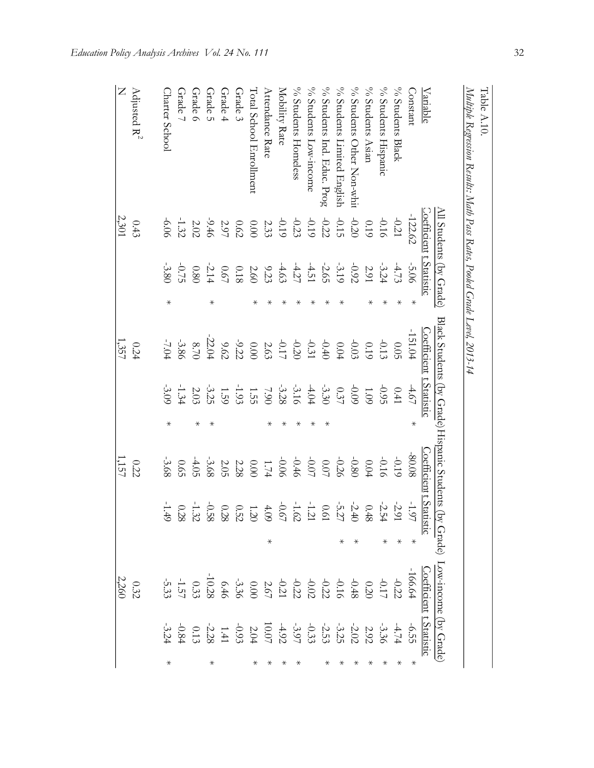Table A.10.

*Multiple Regression Results: Math Pass Rates, Pooled Grade Level, 2013-14*

| Variable | All Students (by Grade) | | | Black Students (by Grade) | | | Hispanic Students (by Grade) | | | Low-income (by Grade) | | |
|---|---|---|---|---|---|---|---|---|---|---|---|---|
| | Coefficient | t Statistic | | Coefficient | t Statistic | | Coefficient | t Statistic | | Coefficient | t Statistic | |
| Constant | -122.62 | -5.06 | * | -151.04 | -4.67 | * | -80.08 | -1.97 | * | -166.64 | -6.55 | * |
| % Students Black | -0.21 | -4.73 | * | 0.05 | 0.41 | | -0.19 | -2.91 | * | -0.22 | -4.74 | * |
| % Students Hispanic | -0.16 | -3.24 | * | -0.13 | -0.95 | | -0.16 | -2.54 | * | -0.17 | -3.36 | * |
| % Students Asian | 0.19 | 2.91 | * | 0.19 | 1.09 | | 0.04 | 0.48 | | 0.20 | 2.92 | * |
| % Students Other Non-whit | -0.20 | -0.92 | | -0.03 | -0.09 | | -0.80 | -2.40 | * | -0.48 | -2.02 | * |
| % Students Limited English | -0.15 | -3.19 | * | 0.04 | 0.37 | | -0.26 | -5.27 | * | -0.16 | -3.25 | * |
| % Students Ind. Educ. Prog | -0.22 | -2.65 | * | -0.40 | -3.30 | * | 0.07 | 0.61 | | -0.22 | -2.53 | * |
| % Students Low-income | -0.19 | -4.51 | * | -0.31 | -4.04 | * | -0.07 | -1.21 | | -0.02 | -0.33 | |
| % Students Homeless | -0.23 | -4.27 | * | -0.20 | -3.16 | * | -0.46 | -1.62 | | -0.22 | -3.97 | * |
| Mobility Rate | -0.19 | -4.63 | * | -0.17 | -3.28 | * | -0.06 | -0.67 | | -0.21 | -4.92 | * |
| Attendance Rate | 2.33 | 9.23 | * | 2.63 | 7.90 | * | 1.74 | 4.09 | * | 2.67 | 10.07 | * |
| Total School Enrollment | 0.00 | 2.60 | * | 0.00 | 1.55 | | 0.00 | 1.20 | | 0.00 | 2.04 | * |
| Grade 3 | 0.62 | 0.18 | | -9.22 | -1.93 | | 2.28 | 0.52 | | -3.36 | -0.93 | |
| Grade 4 | 2.97 | 0.67 | | 9.62 | 1.59 | | 2.05 | 0.28 | | 6.46 | 1.41 | |
| Grade 5 | -9.46 | -2.14 | * | -22.04 | -3.25 | * | -3.68 | -0.58 | | -10.28 | -2.28 | * |
| Grade 6 | 2.02 | 0.80 | | 8.70 | 2.03 | * | -4.05 | -1.32 | | 0.33 | 0.13 | |
| Grade 7 | -1.32 | -0.75 | | -3.86 | -1.34 | | 0.65 | 0.28 | | -1.57 | -0.84 | |
| Charter School | -6.06 | -3.80 | * | -7.04 | -3.09 | * | -3.68 | -1.49 | | -5.33 | -3.24 | * |
| | | | | | | | | | | | | |
| Adjusted $R^2$ | 0.43 | | | 0.24 | | | 0.22 | | | 0.32 | | |
| N | 2,301 | | | 1,357 | | | 1,157 | | | 2,260 | | |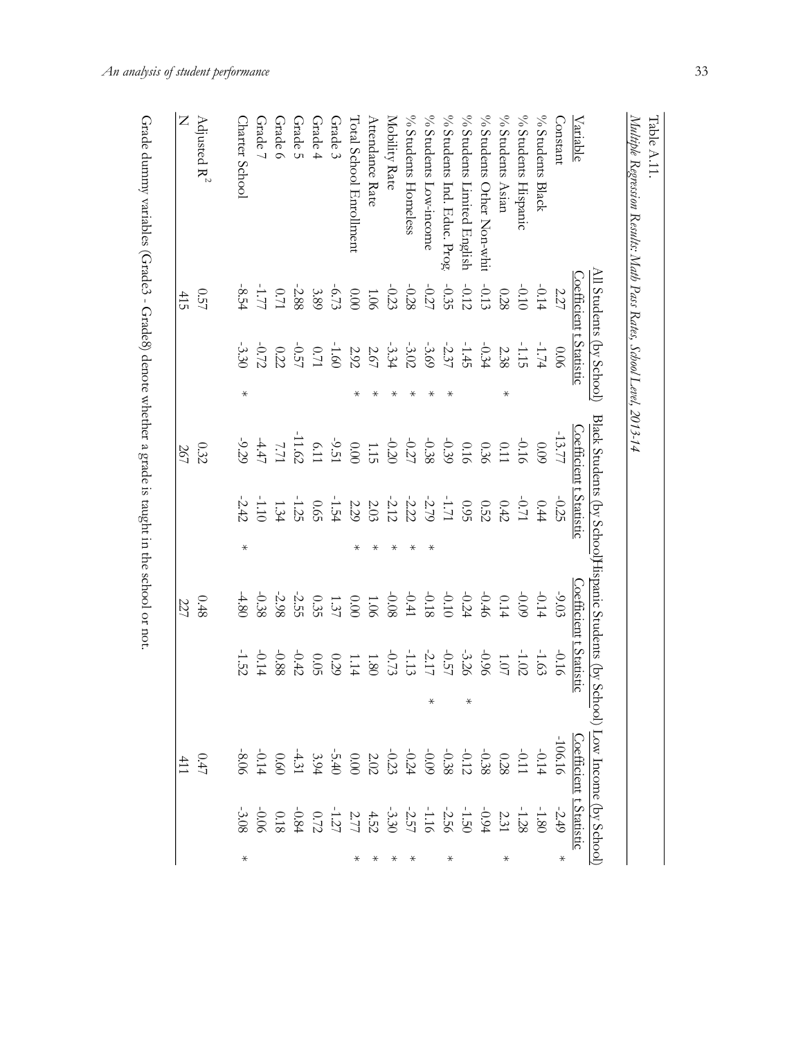Table A.11.

*Multiple Regression Results: Math Pass Rates, School Level, 2013-14*

| Variable | All Students (by School) | | | Black Students (by School) | | | Hispanic Students (by School) | | | Low Income (by School) | | |
|---|---|---|---|---|---|---|---|---|---|---|---|---|
| | Coefficient | t Statistic | | Coefficient | t Statistic | | Coefficient | t Statistic | | Coefficient | t Statistic | |
| Constant | 2.27 | 0.06 | | -13.77 | -0.25 | | -9.03 | -0.16 | | -106.16 | -2.49 | * |
| % Students Black | -0.14 | -1.74 | | 0.09 | 0.44 | | -0.14 | -1.63 | | -0.14 | -1.80 | |
| % Students Hispanic | -0.10 | -1.15 | | -0.16 | -0.71 | | -0.09 | -1.02 | | -0.11 | -1.28 | |
| % Students Asian | 0.28 | 2.38 | * | 0.11 | 0.42 | | 0.14 | 1.07 | | 0.28 | 2.31 | * |
| % Students Other Non-whit | -0.13 | -0.34 | | 0.36 | 0.52 | | -0.46 | -0.96 | | -0.38 | -0.94 | |
| % Students Limited English | -0.12 | -1.45 | | 0.16 | 0.95 | | -0.24 | -3.26 | * | -0.12 | -1.50 | |
| % Students Ind. Educ. Prog. | -0.35 | -2.37 | * | -0.39 | -1.71 | | -0.10 | -0.57 | | -0.38 | -2.56 | * |
| % Students Low-income | -0.27 | -3.69 | * | -0.38 | -2.79 | * | -0.18 | -2.17 | * | -0.09 | -1.16 | |
| % Students Homeless | -0.28 | -3.02 | * | -0.27 | -2.22 | * | -0.41 | -1.13 | | -0.24 | -2.57 | * |
| Mobility Rate | -0.23 | -3.34 | * | -0.20 | -2.12 | * | -0.08 | -0.73 | | -0.23 | -3.30 | * |
| Attendance Rate | 1.06 | 2.67 | * | 1.15 | 2.03 | * | 1.06 | 1.80 | | 2.02 | 4.52 | * |
| Total School Enrollment | 0.00 | 2.92 | * | 0.00 | 2.29 | * | 0.00 | 1.14 | | 0.00 | 2.77 | * |
| Grade 3 | -6.73 | -1.60 | | -9.51 | -1.54 | | 1.37 | 0.29 | | -5.40 | -1.27 | |
| Grade 4 | 3.89 | 0.71 | | 6.11 | 0.65 | | 0.35 | 0.05 | | 3.94 | 0.72 | |
| Grade 5 | -2.88 | -0.57 | | -11.62 | -1.25 | | -2.55 | -0.42 | | -4.31 | -0.84 | |
| Grade 6 | 0.71 | 0.22 | | 7.71 | 1.34 | | -2.98 | -0.88 | | 0.60 | 0.18 | |
| Grade 7 | -1.77 | -0.72 | | -4.47 | -1.10 | | -0.38 | -0.14 | | -0.14 | -0.06 | |
| Charter School | -8.54 | -3.30 | * | -9.29 | -2.42 | * | -4.80 | -1.52 | | -8.06 | -3.08 | * |
| | | | | | | | | | | | | |
| Adjusted $R^2$ | 0.57 | | | 0.32 | | | 0.48 | | | 0.47 | | |
| N | 415 | | | 267 | | | 227 | | | 411 | | |

Grade dummy variables (Grade3 - Grade8) denote whether a grade is taught in the school or not.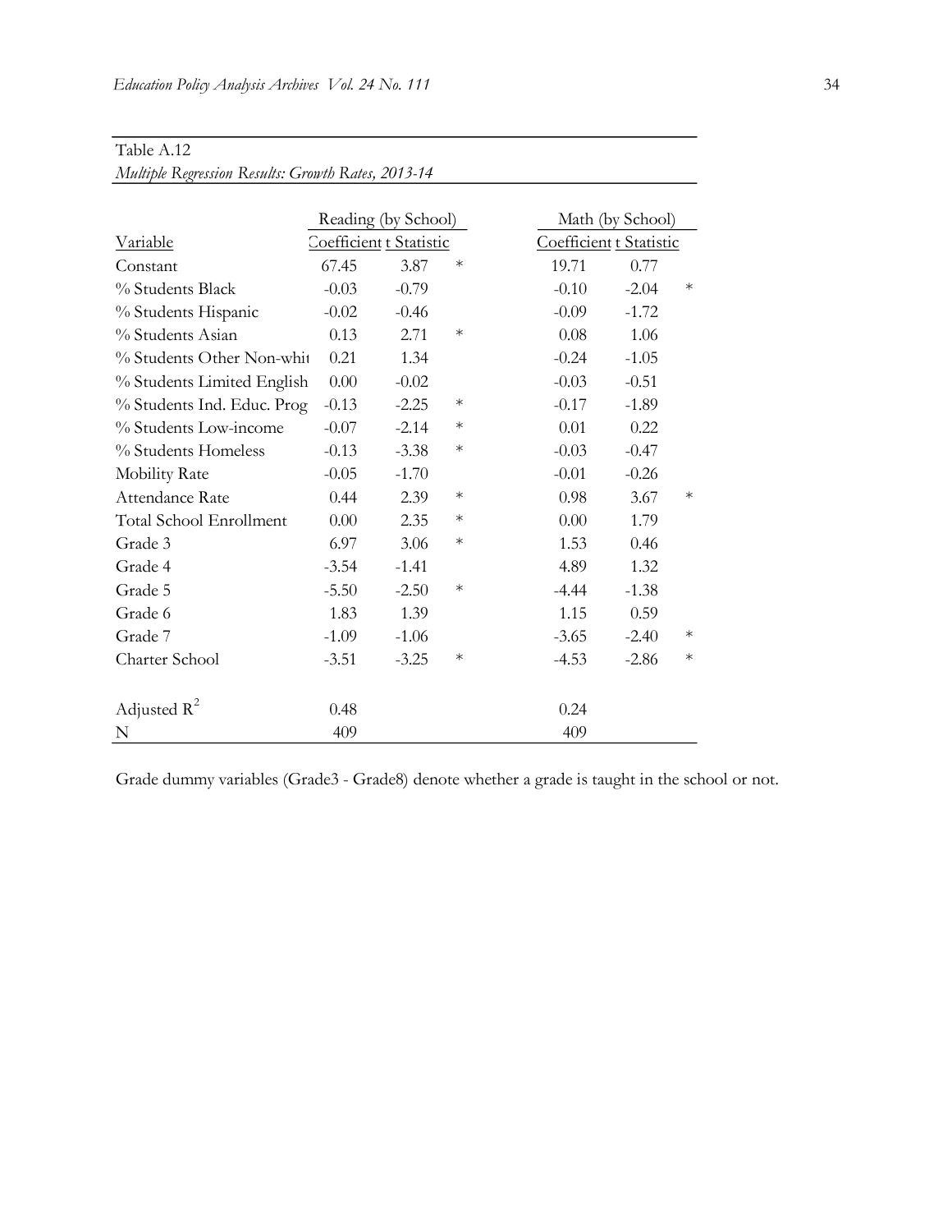Table A.12

*Multiple Regression Results: Growth Rates, 2013-14*

| | Reading (by School) | | | Math (by School) | | |
|---|---|---|---|---|---|---|
| Variable | Coefficient | t Statistic | | Coefficient | t Statistic | |
| Constant | 67.45 | 3.87 | * | 19.71 | 0.77 | |
| % Students Black | -0.03 | -0.79 | | -0.10 | -2.04 | * |
| % Students Hispanic | -0.02 | -0.46 | | -0.09 | -1.72 | |
| % Students Asian | 0.13 | 2.71 | * | 0.08 | 1.06 | |
| % Students Other Non-whit | 0.21 | 1.34 | | -0.24 | -1.05 | |
| % Students Limited English | 0.00 | -0.02 | | -0.03 | -0.51 | |
| % Students Ind. Educ. Prog | -0.13 | -2.25 | * | -0.17 | -1.89 | |
| % Students Low-income | -0.07 | -2.14 | * | 0.01 | 0.22 | |
| % Students Homeless | -0.13 | -3.38 | * | -0.03 | -0.47 | |
| Mobility Rate | -0.05 | -1.70 | | -0.01 | -0.26 | |
| Attendance Rate | 0.44 | 2.39 | * | 0.98 | 3.67 | * |
| Total School Enrollment | 0.00 | 2.35 | * | 0.00 | 1.79 | |
| Grade 3 | 6.97 | 3.06 | * | 1.53 | 0.46 | |
| Grade 4 | -3.54 | -1.41 | | 4.89 | 1.32 | |
| Grade 5 | -5.50 | -2.50 | * | -4.44 | -1.38 | |
| Grade 6 | 1.83 | 1.39 | | 1.15 | 0.59 | |
| Grade 7 | -1.09 | -1.06 | | -3.65 | -2.40 | * |
| Charter School | -3.51 | -3.25 | * | -4.53 | -2.86 | * |
| Adjusted $R^2$ | 0.48 | | | 0.24 | | |
| N | 409 | | | 409 | | |

Grade dummy variables (Grade3 - Grade8) denote whether a grade is taught in the school or not.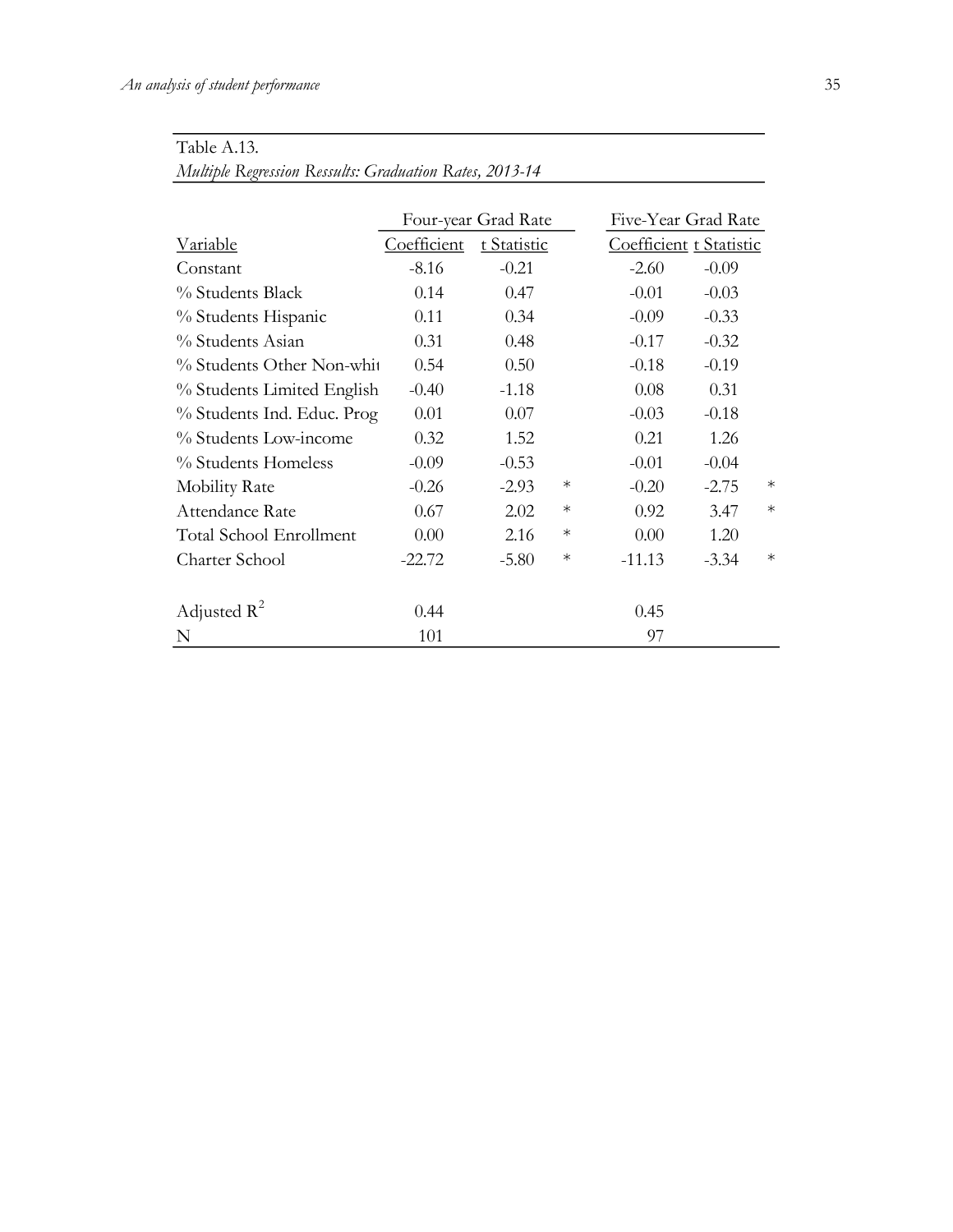Table A.13.

*Multiple Regression Ressults: Graduation Rates, 2013-14*

| | Four-year Grad Rate | | | Five-Year Grad Rate | | |
|---|---|---|---|---|---|---|
| Variable | Coefficient | t Statistic | | Coefficient | t Statistic | |
| Constant | -8.16 | -0.21 | | -2.60 | -0.09 | |
| % Students Black | 0.14 | 0.47 | | -0.01 | -0.03 | |
| % Students Hispanic | 0.11 | 0.34 | | -0.09 | -0.33 | |
| % Students Asian | 0.31 | 0.48 | | -0.17 | -0.32 | |
| % Students Other Non-whit | 0.54 | 0.50 | | -0.18 | -0.19 | |
| % Students Limited English | -0.40 | -1.18 | | 0.08 | 0.31 | |
| % Students Ind. Educ. Prog | 0.01 | 0.07 | | -0.03 | -0.18 | |
| % Students Low-income | 0.32 | 1.52 | | 0.21 | 1.26 | |
| % Students Homeless | -0.09 | -0.53 | | -0.01 | -0.04 | |
| Mobility Rate | -0.26 | -2.93 | * | -0.20 | -2.75 | * |
| Attendance Rate | 0.67 | 2.02 | * | 0.92 | 3.47 | * |
| Total School Enrollment | 0.00 | 2.16 | * | 0.00 | 1.20 | |
| Charter School | -22.72 | -5.80 | * | -11.13 | -3.34 | * |
| | | | | | | |
| Adjusted $R^2$ | 0.44 | | | 0.45 | | |
| N | 101 | | | 97 | | |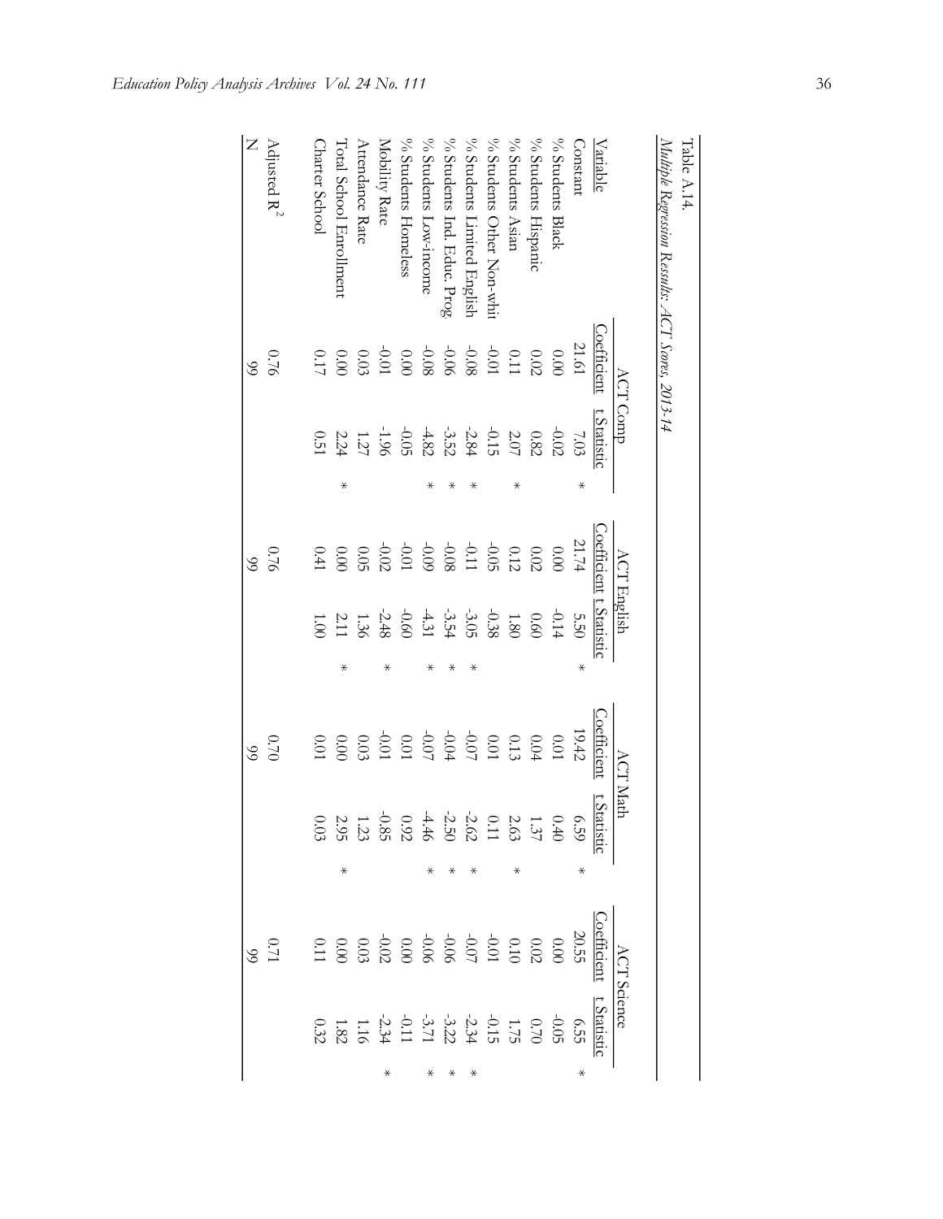Table A.14.
*Multiple Regression Results: ACT Scores, 2013-14*

| Variable | ACT Comp | | | ACT English | | | ACT Math | | | ACT Science | | |
|---|---|---|---|---|---|---|---|---|---|---|---|---|
| | Coefficient | t Statistic | | Coefficient | t Statistic | | Coefficient | t Statistic | | Coefficient | t Statistic | |
| Constant | 21.61 | 7.03 | * | 21.74 | 5.50 | * | 19.42 | 6.59 | * | 20.55 | 6.55 | * |
| % Students Black | 0.00 | -0.02 | | 0.00 | -0.14 | | 0.01 | 0.40 | | 0.00 | -0.05 | |
| % Students Hispanic | 0.02 | 0.82 | | 0.02 | 0.60 | | 0.04 | 1.37 | | 0.02 | 0.70 | |
| % Students Asian | 0.11 | 2.07 | * | 0.12 | 1.80 | | 0.13 | 2.63 | * | 0.10 | 1.75 | |
| % Students Other Non-whit | -0.01 | -0.15 | | -0.05 | -0.38 | | 0.01 | 0.11 | | -0.01 | -0.15 | |
| % Students Limited English | -0.08 | -2.84 | * | -0.11 | -3.05 | * | -0.07 | -2.62 | * | -0.07 | -2.34 | * |
| % Students Ind. Educ. Prog | -0.06 | -3.52 | * | -0.08 | -3.54 | * | -0.04 | -2.50 | * | -0.06 | -3.22 | * |
| % Students Low-income | -0.08 | -4.82 | * | -0.09 | -4.31 | * | -0.07 | -4.46 | * | -0.06 | -3.71 | * |
| % Students Homeless | 0.00 | -0.05 | | -0.01 | -0.60 | | 0.01 | 0.92 | | 0.00 | -0.11 | |
| Mobility Rate | -0.01 | -1.96 | | -0.02 | -2.48 | * | -0.01 | -0.85 | | -0.02 | -2.34 | * |
| Attendance Rate | 0.03 | 1.27 | | 0.05 | 1.36 | | 0.03 | 1.23 | | 0.03 | 1.16 | |
| Total School Enrollment | 0.00 | 2.24 | * | 0.00 | 2.11 | * | 0.00 | 2.95 | * | 0.00 | 1.82 | |
| Charter School | 0.17 | 0.51 | | 0.41 | 1.00 | | 0.01 | 0.03 | | 0.11 | 0.32 | |
| Adjusted $R^2$ | 0.76 | | | 0.76 | | | 0.70 | | | 0.71 | | |
| N | 99 | | | 99 | | | 99 | | | 99 | | |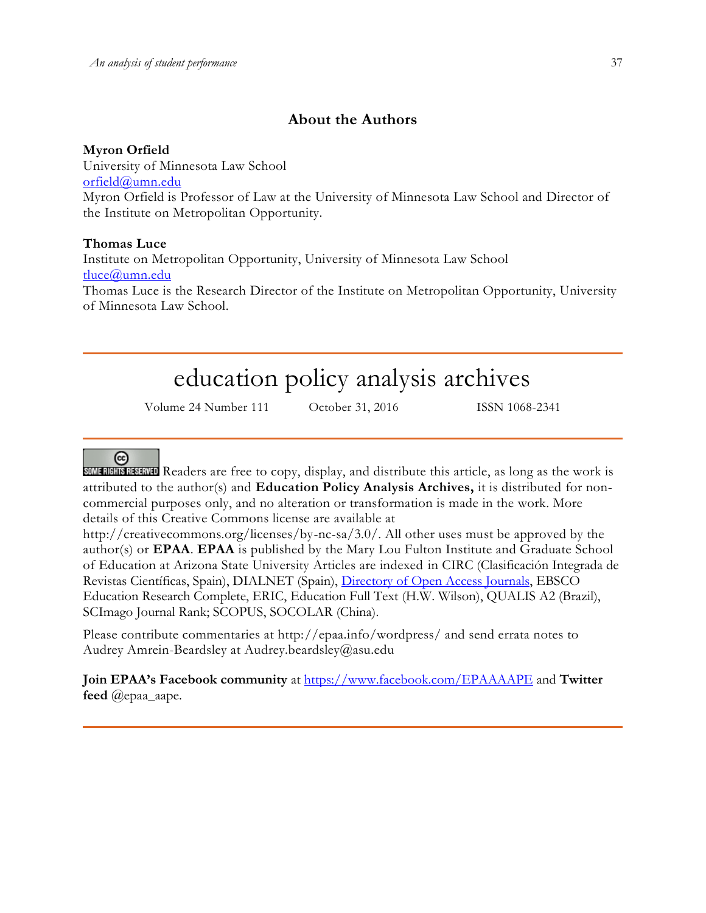## About the Authors

**Myron Orfield**
University of Minnesota Law School
orfield@umn.edu
Myron Orfield is Professor of Law at the University of Minnesota Law School and Director of the Institute on Metropolitan Opportunity.

**Thomas Luce**
Institute on Metropolitan Opportunity, University of Minnesota Law School
tluce@umn.edu
Thomas Luce is the Research Director of the Institute on Metropolitan Opportunity, University of Minnesota Law School.

---

# education policy analysis archives

Volume 24 Number 111 October 31, 2016 ISSN 1068-2341

---

SOME RIGHTS RESERVED Readers are free to copy, display, and distribute this article, as long as the work is attributed to the author(s) and **Education Policy Analysis Archives,** it is distributed for non-commercial purposes only, and no alteration or transformation is made in the work. More details of this Creative Commons license are available at http://creativecommons.org/licenses/by-nc-sa/3.0/. All other uses must be approved by the author(s) or **EPAA**. **EPAA** is published by the Mary Lou Fulton Institute and Graduate School of Education at Arizona State University Articles are indexed in CIRC (Clasificación Integrada de Revistas Científicas, Spain), DIALNET (Spain), Directory of Open Access Journals, EBSCO Education Research Complete, ERIC, Education Full Text (H.W. Wilson), QUALIS A2 (Brazil), SCImago Journal Rank; SCOPUS, SOCOLAR (China).

Please contribute commentaries at http://epaa.info/wordpress/ and send errata notes to Audrey Amrein-Beardsley at Audrey.beardsley@asu.edu

**Join EPAA's Facebook community** at https://www.facebook.com/EPAAAAPE and **Twitter feed** @epaa_aape.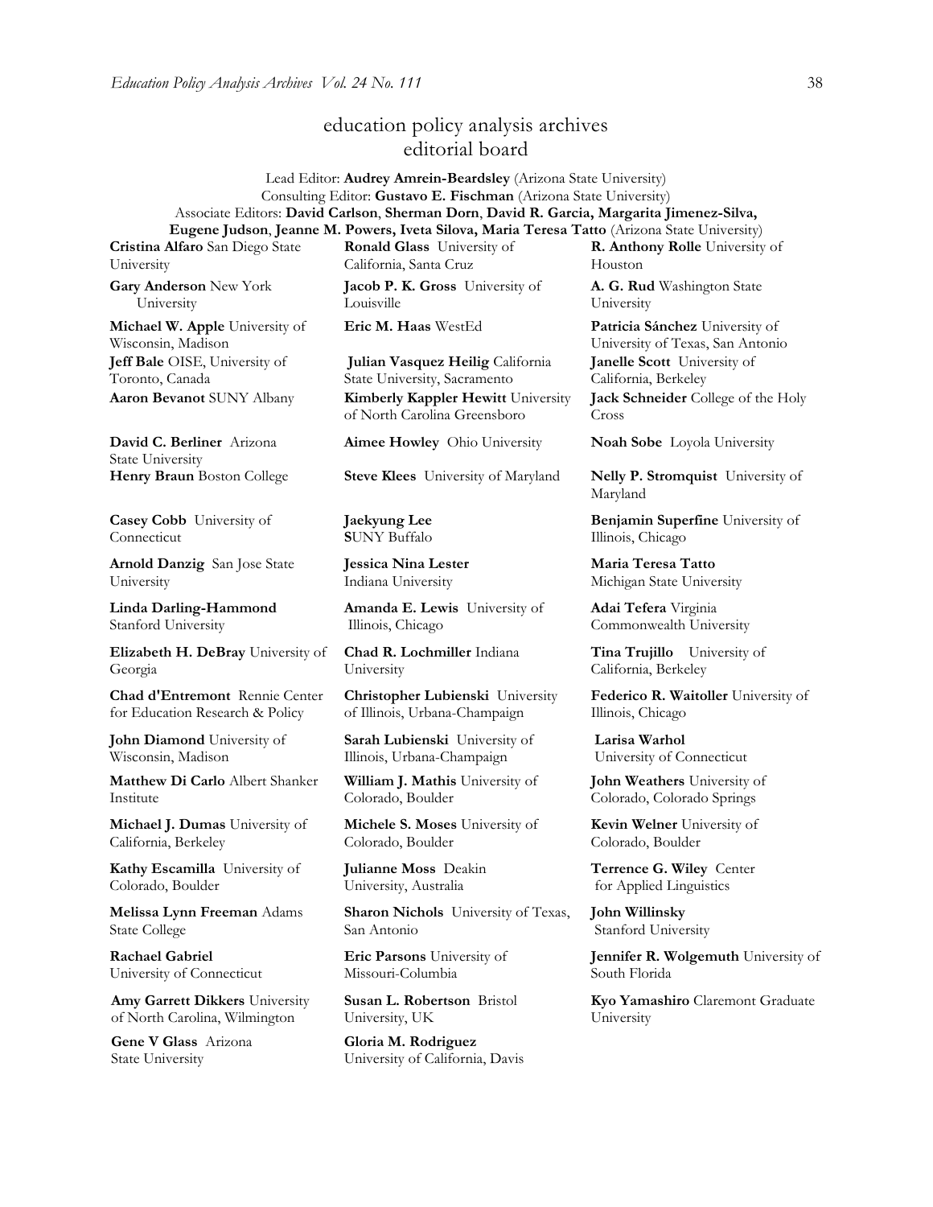## education policy analysis archives
## editorial board

Lead Editor: **Audrey Amrein-Beardsley** (Arizona State University)
Consulting Editor: **Gustavo E. Fischman** (Arizona State University)
Associate Editors: **David Carlson**, **Sherman Dorn**, **David R. Garcia, Margarita Jimenez-Silva, Eugene Judson**, **Jeanne M. Powers, Iveta Silova, Maria Teresa Tatto** (Arizona State University)

**Cristina Alfaro** San Diego State University

**Gary Anderson** New York University

**Michael W. Apple** University of Wisconsin, Madison

**Jeff Bale** OISE, University of Toronto, Canada

**Aaron Bevanot** SUNY Albany

**David C. Berliner** Arizona State University

**Henry Braun** Boston College

**Casey Cobb** University of Connecticut

**Arnold Danzig** San Jose State University

**Linda Darling-Hammond** Stanford University

**Elizabeth H. DeBray** University of Georgia

**Chad d'Entremont** Rennie Center for Education Research & Policy

**John Diamond** University of Wisconsin, Madison

**Matthew Di Carlo** Albert Shanker Institute

**Michael J. Dumas** University of California, Berkeley

**Kathy Escamilla** University of Colorado, Boulder

**Melissa Lynn Freeman** Adams State College

**Rachael Gabriel** University of Connecticut

**Amy Garrett Dikkers** University of North Carolina, Wilmington

**Gene V Glass** Arizona State University

**Ronald Glass** University of California, Santa Cruz

**Jacob P. K. Gross** University of Louisville

**Eric M. Haas** WestEd

**Julian Vasquez Heilig** California State University, Sacramento

**Kimberly Kappler Hewitt** University of North Carolina Greensboro

**Aimee Howley** Ohio University

**Steve Klees** University of Maryland

**Jaekyung Lee** **S**UNY Buffalo

**Jessica Nina Lester** Indiana University

**Amanda E. Lewis** University of Illinois, Chicago

**Chad R. Lochmiller** Indiana University

**Christopher Lubienski** University of Illinois, Urbana-Champaign

**Sarah Lubienski** University of Illinois, Urbana-Champaign

**William J. Mathis** University of Colorado, Boulder

**Michele S. Moses** University of Colorado, Boulder

**Julianne Moss** Deakin University, Australia

**Sharon Nichols** University of Texas, San Antonio

**Eric Parsons** University of Missouri-Columbia

**Susan L. Robertson** Bristol University, UK

**Gloria M. Rodriguez** University of California, Davis

**R. Anthony Rolle** University of Houston

**A. G. Rud** Washington State University

**Patricia Sánchez** University of University of Texas, San Antonio

**Janelle Scott** University of California, Berkeley

**Jack Schneider** College of the Holy Cross

**Noah Sobe** Loyola University

**Nelly P. Stromquist** University of Maryland

**Benjamin Superfine** University of Illinois, Chicago

**Maria Teresa Tatto** Michigan State University

**Adai Tefera** Virginia Commonwealth University

**Tina Trujillo** University of California, Berkeley

**Federico R. Waitoller** University of Illinois, Chicago

**Larisa Warhol** University of Connecticut

**John Weathers** University of Colorado, Colorado Springs

**Kevin Welner** University of Colorado, Boulder

**Terrence G. Wiley** Center for Applied Linguistics

**John Willinsky** Stanford University

**Jennifer R. Wolgemuth** University of South Florida

**Kyo Yamashiro** Claremont Graduate University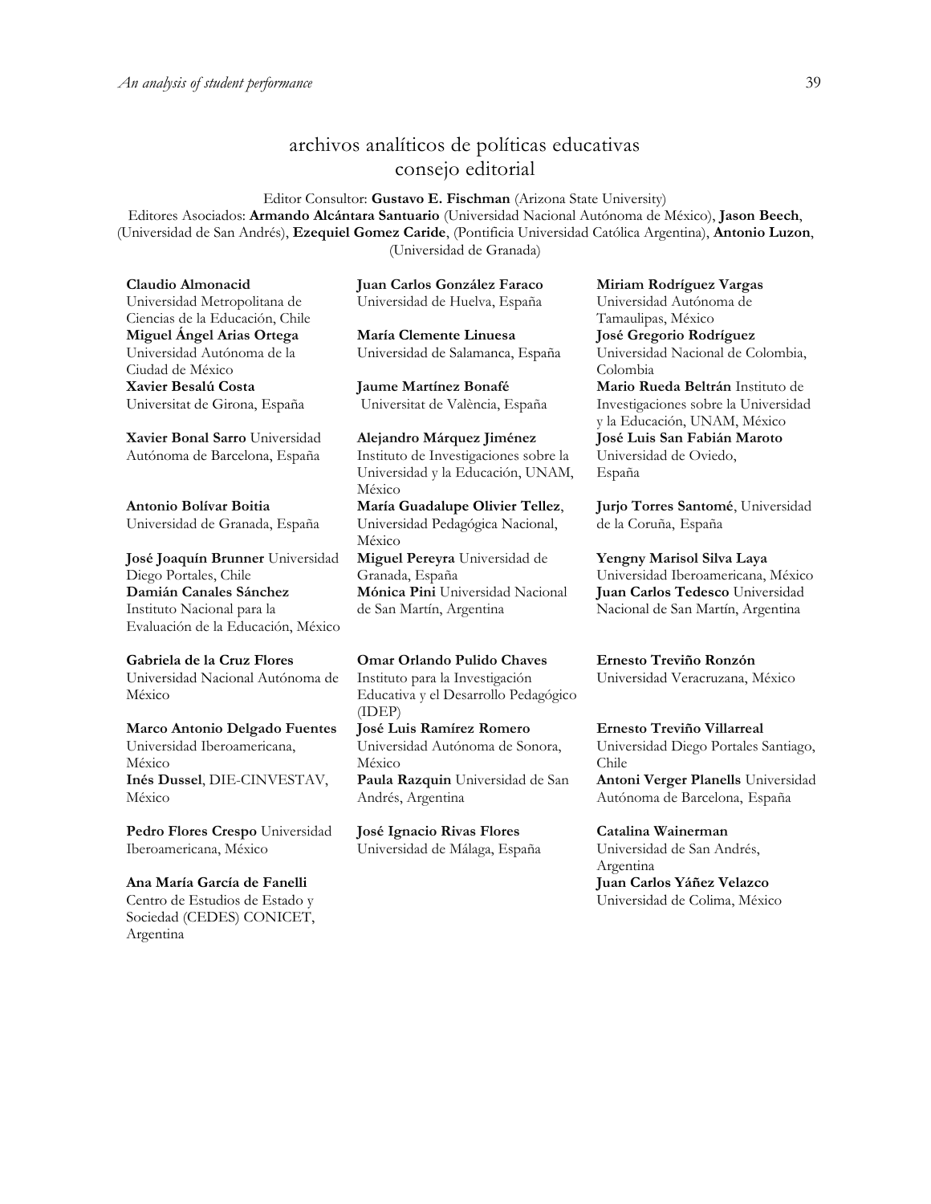# archivos analíticos de políticas educativas
## consejo editorial

Editor Consultor: **Gustavo E. Fischman** (Arizona State University)
Editores Asociados: **Armando Alcántara Santuario** (Universidad Nacional Autónoma de México), **Jason Beech**, (Universidad de San Andrés), **Ezequiel Gomez Caride**, (Pontificia Universidad Católica Argentina), **Antonio Luzon**, (Universidad de Granada)

**Claudio Almonacid**
Universidad Metropolitana de Ciencias de la Educación, Chile

**Miguel Ángel Arias Ortega**
Universidad Autónoma de la Ciudad de México

**Xavier Besalú Costa**
Universitat de Girona, España

**Xavier Bonal Sarro** Universidad Autónoma de Barcelona, España

**Antonio Bolívar Boitia**
Universidad de Granada, España

**José Joaquín Brunner** Universidad Diego Portales, Chile

**Damián Canales Sánchez**
Instituto Nacional para la Evaluación de la Educación, México

**Gabriela de la Cruz Flores**
Universidad Nacional Autónoma de México

**Marco Antonio Delgado Fuentes**
Universidad Iberoamericana, México

**Inés Dussel**, DIE-CINVESTAV, México

**Pedro Flores Crespo** Universidad Iberoamericana, México

**Ana María García de Fanelli**
Centro de Estudios de Estado y Sociedad (CEDES) CONICET, Argentina

**Juan Carlos González Faraco**
Universidad de Huelva, España

**María Clemente Linuesa**
Universidad de Salamanca, España

**Jaume Martínez Bonafé**
Universitat de València, España

**Alejandro Márquez Jiménez**
Instituto de Investigaciones sobre la Universidad y la Educación, UNAM, México

**María Guadalupe Olivier Tellez**, Universidad Pedagógica Nacional, México

**Miguel Pereyra** Universidad de Granada, España

**Mónica Pini** Universidad Nacional de San Martín, Argentina

**Omar Orlando Pulido Chaves**
Instituto para la Investigación Educativa y el Desarrollo Pedagógico (IDEP)

**José Luis Ramírez Romero**
Universidad Autónoma de Sonora, México

**Paula Razquin** Universidad de San Andrés, Argentina

**José Ignacio Rivas Flores**
Universidad de Málaga, España

**Miriam Rodríguez Vargas**
Universidad Autónoma de Tamaulipas, México

**José Gregorio Rodríguez**
Universidad Nacional de Colombia, Colombia

**Mario Rueda Beltrán** Instituto de Investigaciones sobre la Universidad y la Educación, UNAM, México

**José Luis San Fabián Maroto**
Universidad de Oviedo, España

**Jurjo Torres Santomé**, Universidad de la Coruña, España

**Yengny Marisol Silva Laya**
Universidad Iberoamericana, México

**Juan Carlos Tedesco** Universidad Nacional de San Martín, Argentina

**Ernesto Treviño Ronzón**
Universidad Veracruzana, México

**Ernesto Treviño Villarreal**
Universidad Diego Portales Santiago, Chile

**Antoni Verger Planells** Universidad Autónoma de Barcelona, España

**Catalina Wainerman**
Universidad de San Andrés, Argentina

**Juan Carlos Yáñez Velazco**
Universidad de Colima, México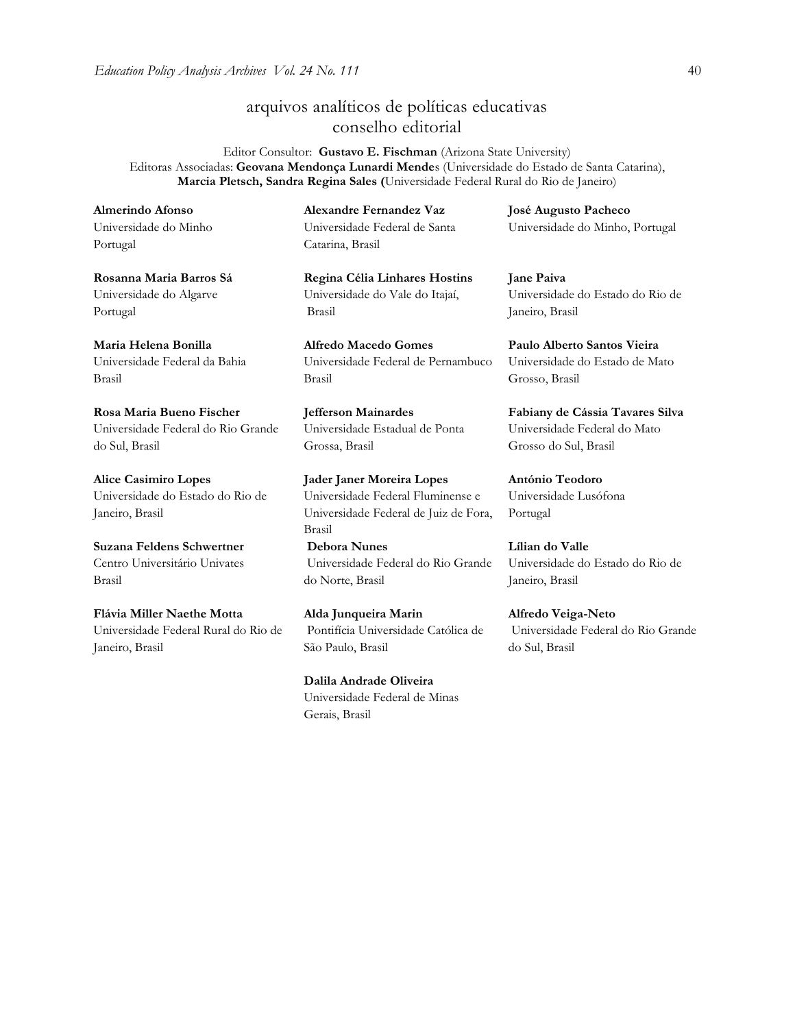# arquivos analíticos de políticas educativas conselho editorial

Editor Consultor: **Gustavo E. Fischman** (Arizona State University)
Editoras Associadas: **Geovana Mendonça Lunardi Mende**s (Universidade do Estado de Santa Catarina), **Marcia Pletsch, Sandra Regina Sales (**Universidade Federal Rural do Rio de Janeiro)

**Almerindo Afonso**
Universidade do Minho
Portugal

**Rosanna Maria Barros Sá**
Universidade do Algarve
Portugal

**Maria Helena Bonilla**
Universidade Federal da Bahia
Brasil

**Rosa Maria Bueno Fischer**
Universidade Federal do Rio Grande do Sul, Brasil

**Alice Casimiro Lopes**
Universidade do Estado do Rio de Janeiro, Brasil

**Suzana Feldens Schwertner**
Centro Universitário Univates
Brasil

**Flávia Miller Naethe Motta**
Universidade Federal Rural do Rio de Janeiro, Brasil

**Alexandre Fernandez Vaz**
Universidade Federal de Santa Catarina, Brasil

**Regina Célia Linhares Hostins**
Universidade do Vale do Itajaí, Brasil

**Alfredo Macedo Gomes**
Universidade Federal de Pernambuco
Brasil

**Jefferson Mainardes**
Universidade Estadual de Ponta Grossa, Brasil

**Jader Janer Moreira Lopes**
Universidade Federal Fluminense e Universidade Federal de Juiz de Fora, Brasil

**Debora Nunes**
Universidade Federal do Rio Grande do Norte, Brasil

**Alda Junqueira Marin**
Pontifícia Universidade Católica de São Paulo, Brasil

**Dalila Andrade Oliveira**
Universidade Federal de Minas Gerais, Brasil

**José Augusto Pacheco**
Universidade do Minho, Portugal

**Jane Paiva**
Universidade do Estado do Rio de Janeiro, Brasil

**Paulo Alberto Santos Vieira**
Universidade do Estado de Mato Grosso, Brasil

**Fabiany de Cássia Tavares Silva**
Universidade Federal do Mato Grosso do Sul, Brasil

**António Teodoro**
Universidade Lusófona
Portugal

**Lílian do Valle**
Universidade do Estado do Rio de Janeiro, Brasil

**Alfredo Veiga-Neto**
Universidade Federal do Rio Grande do Sul, Brasil